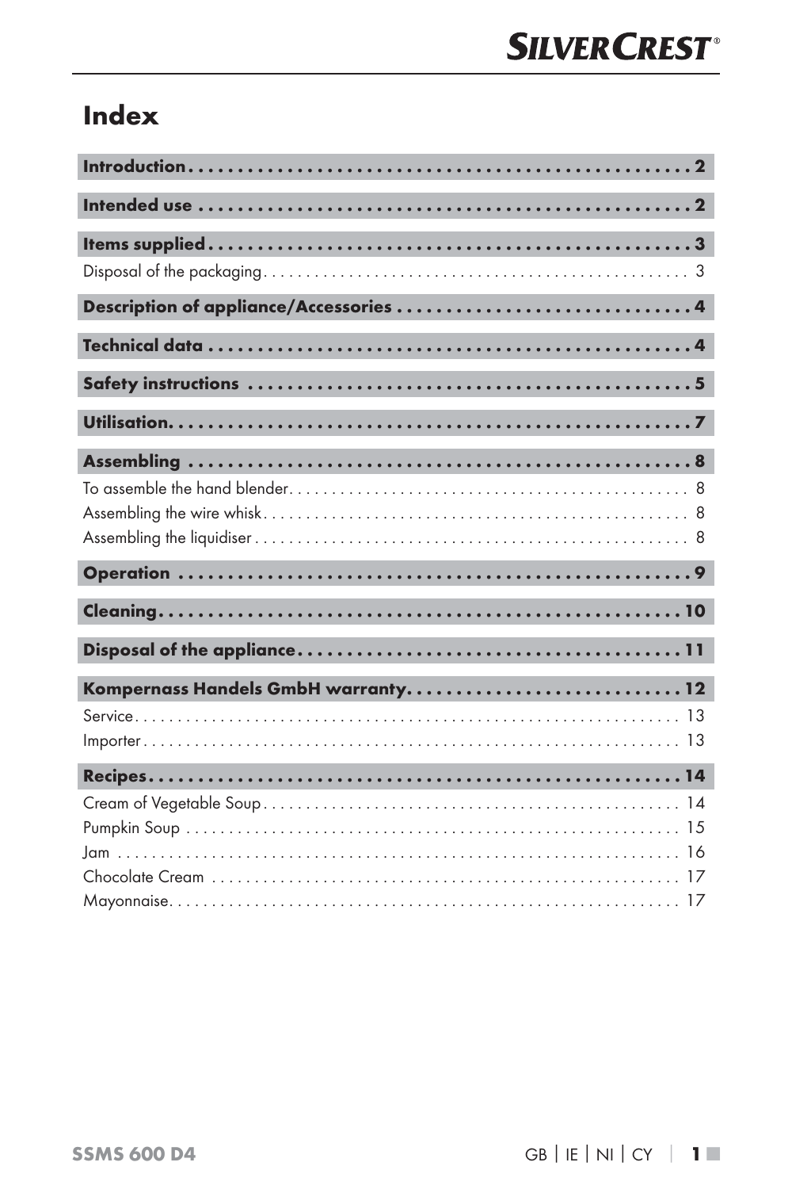# Index

| | |
|---|---|
| **Introduction** | **2** |
| **Intended use** | **2** |
| **Items supplied** | **3** |
| Disposal of the packaging | 3 |
| **Description of appliance/Accessories** | **4** |
| **Technical data** | **4** |
| **Safety instructions** | **5** |
| **Utilisation** | **7** |
| **Assembling** | **8** |
| To assemble the hand blender | 8 |
| Assembling the wire whisk | 8 |
| Assembling the liquidiser | 8 |
| **Operation** | **9** |
| **Cleaning** | **10** |
| **Disposal of the appliance** | **11** |
| **Kompernass Handels GmbH warranty** | **12** |
| Service | 13 |
| Importer | 13 |
| **Recipes** | **14** |
| Cream of Vegetable Soup | 14 |
| Pumpkin Soup | 15 |
| Jam | 16 |
| Chocolate Cream | 17 |
| Mayonnaise | 17 |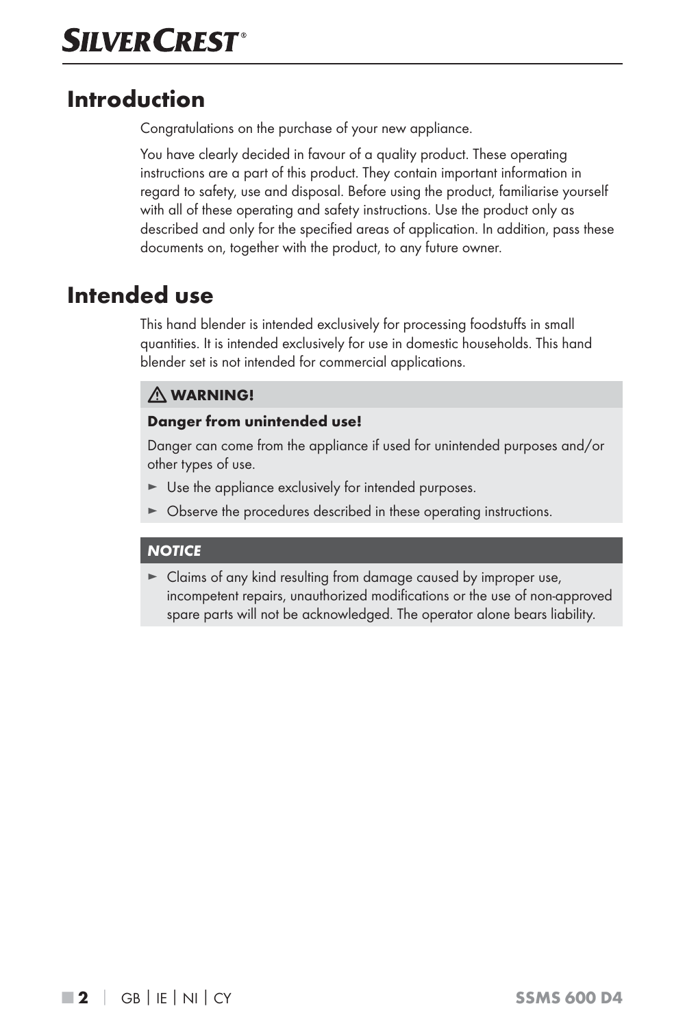# Introduction

Congratulations on the purchase of your new appliance.

You have clearly decided in favour of a quality product. These operating instructions are a part of this product. They contain important information in regard to safety, use and disposal. Before using the product, familiarise yourself with all of these operating and safety instructions. Use the product only as described and only for the specified areas of application. In addition, pass these documents on, together with the product, to any future owner.

# Intended use

This hand blender is intended exclusively for processing foodstuffs in small quantities. It is intended exclusively for use in domestic households. This hand blender set is not intended for commercial applications.

**⚠ WARNING!**

**Danger from unintended use!**

Danger can come from the appliance if used for unintended purposes and/or other types of use.

- Use the appliance exclusively for intended purposes.
- Observe the procedures described in these operating instructions.

***NOTICE***

- Claims of any kind resulting from damage caused by improper use, incompetent repairs, unauthorized modifications or the use of non-approved spare parts will not be acknowledged. The operator alone bears liability.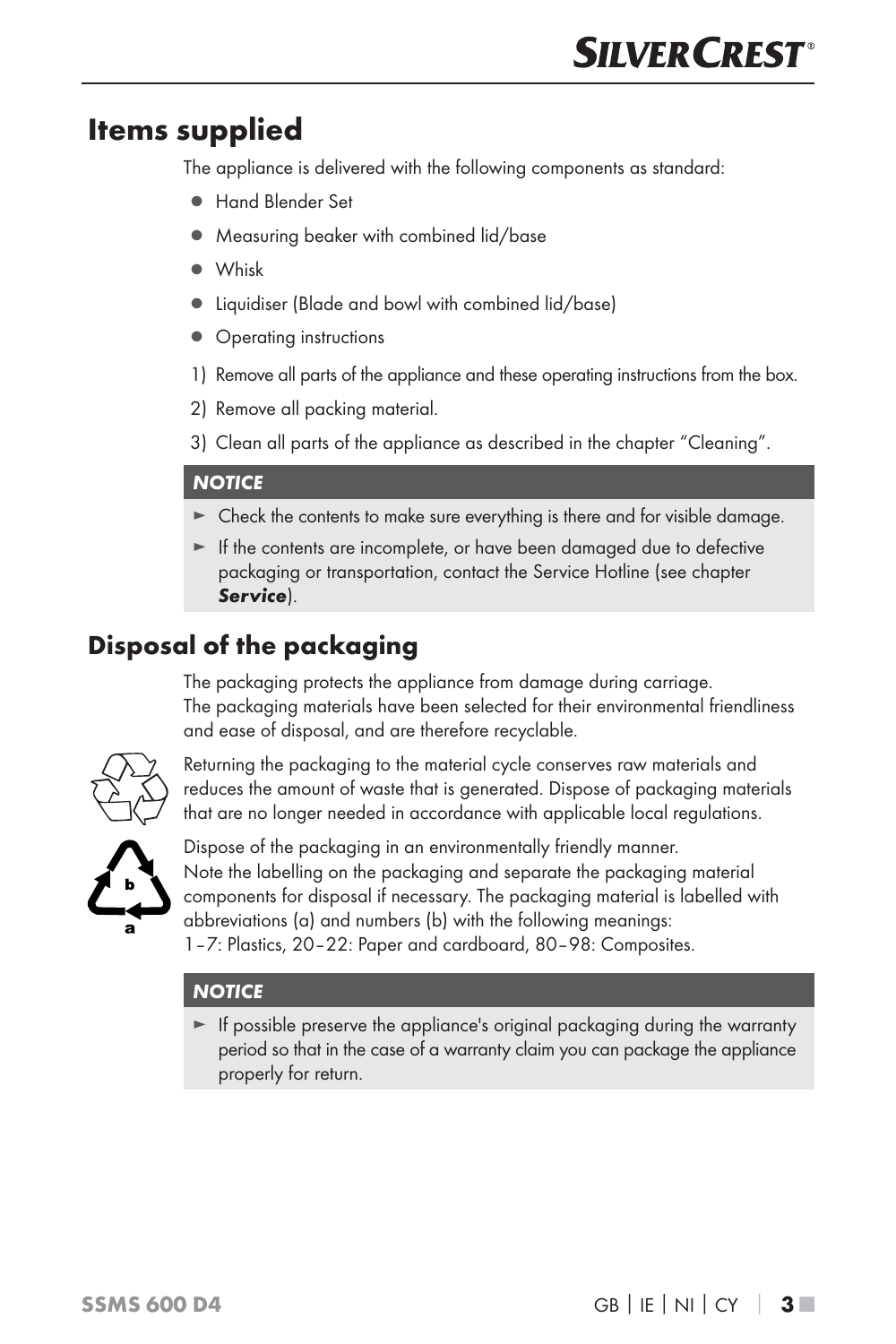# Items supplied

The appliance is delivered with the following components as standard:

- Hand Blender Set
- Measuring beaker with combined lid/base
- Whisk
- Liquidiser (Blade and bowl with combined lid/base)
- Operating instructions

1) Remove all parts of the appliance and these operating instructions from the box.
2) Remove all packing material.
3) Clean all parts of the appliance as described in the chapter "Cleaning".

***NOTICE***

- ► Check the contents to make sure everything is there and for visible damage.
- ► If the contents are incomplete, or have been damaged due to defective packaging or transportation, contact the Service Hotline (see chapter ***Service***).

## Disposal of the packaging

The packaging protects the appliance from damage during carriage. The packaging materials have been selected for their environmental friendliness and ease of disposal, and are therefore recyclable.

Returning the packaging to the material cycle conserves raw materials and reduces the amount of waste that is generated. Dispose of packaging materials that are no longer needed in accordance with applicable local regulations.

Dispose of the packaging in an environmentally friendly manner. Note the labelling on the packaging and separate the packaging material components for disposal if necessary. The packaging material is labelled with abbreviations (a) and numbers (b) with the following meanings: 1–7: Plastics, 20–22: Paper and cardboard, 80–98: Composites.

***NOTICE***

- ► If possible preserve the appliance's original packaging during the warranty period so that in the case of a warranty claim you can package the appliance properly for return.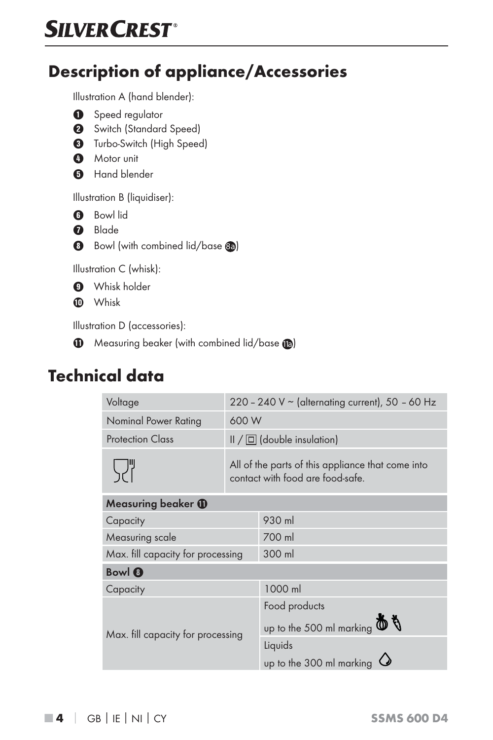## Description of appliance/Accessories

Illustration A (hand blender):

1. Speed regulator
2. Switch (Standard Speed)
3. Turbo-Switch (High Speed)
4. Motor unit
5. Hand blender

Illustration B (liquidiser):

6. Bowl lid
7. Blade
8. Bowl (with combined lid/base 8a)

Illustration C (whisk):

9. Whisk holder
10. Whisk

Illustration D (accessories):

11. Measuring beaker (with combined lid/base 11a)

## Technical data

| | |
|---|---|
| Voltage | 220 – 240 V ~ (alternating current), 50 – 60 Hz |
| Nominal Power Rating | 600 W |
| Protection Class | II / ⧈ (double insulation) |
| (food-safe symbol) | All of the parts of this appliance that come into contact with food are food-safe. |

| **Measuring beaker 11** | |
|---|---|
| Capacity | 930 ml |
| Measuring scale | 700 ml |
| Max. fill capacity for processing | 300 ml |

| **Bowl 8** | |
|---|---|
| Capacity | 1000 ml |
| Max. fill capacity for processing | Food products up to the 500 ml marking |
| | Liquids up to the 300 ml marking |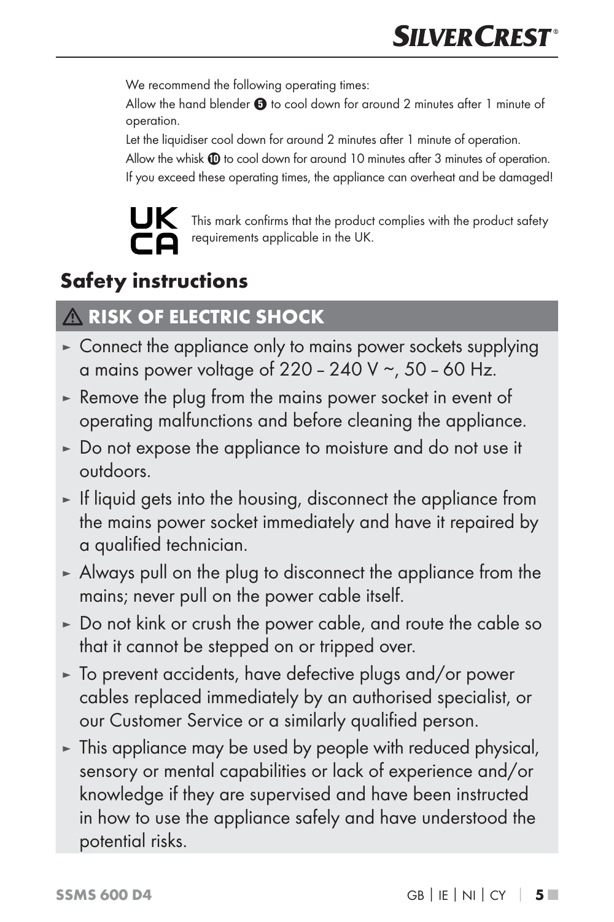We recommend the following operating times:

Allow the hand blender ❺ to cool down for around 2 minutes after 1 minute of operation.

Let the liquidiser cool down for around 2 minutes after 1 minute of operation.

Allow the whisk ❿ to cool down for around 10 minutes after 3 minutes of operation.

If you exceed these operating times, the appliance can overheat and be damaged!

UK CA This mark confirms that the product complies with the product safety requirements applicable in the UK.

## Safety instructions

### ⚠ RISK OF ELECTRIC SHOCK

- Connect the appliance only to mains power sockets supplying a mains power voltage of 220 – 240 V ~, 50 – 60 Hz.
- Remove the plug from the mains power socket in event of operating malfunctions and before cleaning the appliance.
- Do not expose the appliance to moisture and do not use it outdoors.
- If liquid gets into the housing, disconnect the appliance from the mains power socket immediately and have it repaired by a qualified technician.
- Always pull on the plug to disconnect the appliance from the mains; never pull on the power cable itself.
- Do not kink or crush the power cable, and route the cable so that it cannot be stepped on or tripped over.
- To prevent accidents, have defective plugs and/or power cables replaced immediately by an authorised specialist, or our Customer Service or a similarly qualified person.
- This appliance may be used by people with reduced physical, sensory or mental capabilities or lack of experience and/or knowledge if they are supervised and have been instructed in how to use the appliance safely and have understood the potential risks.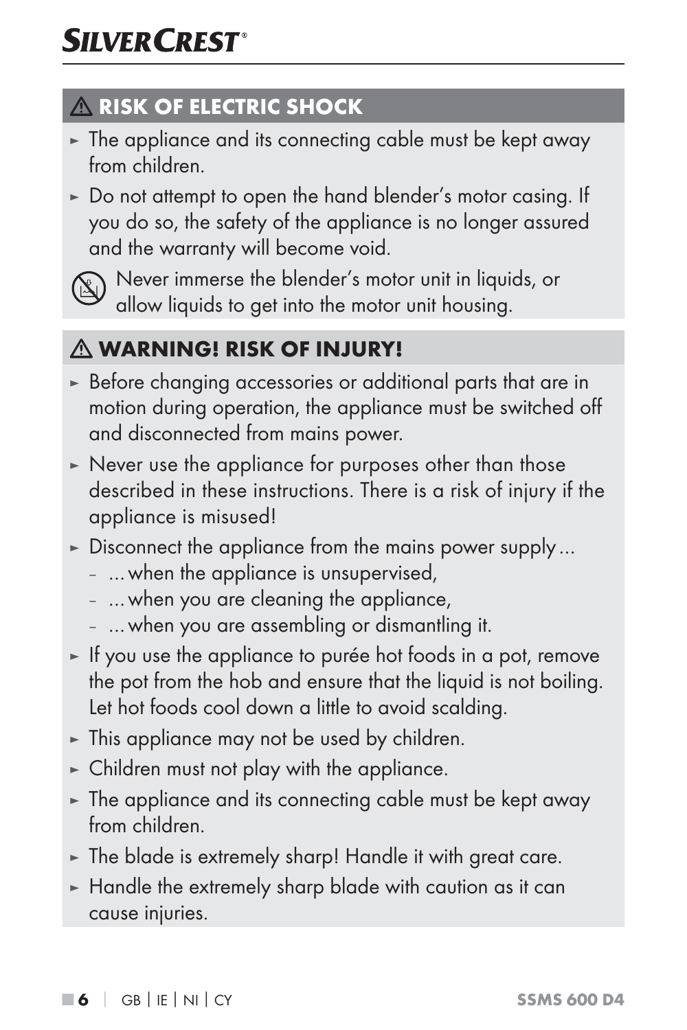## ⚠ RISK OF ELECTRIC SHOCK

- The appliance and its connecting cable must be kept away from children.
- Do not attempt to open the hand blender's motor casing. If you do so, the safety of the appliance is no longer assured and the warranty will become void.

Never immerse the blender's motor unit in liquids, or allow liquids to get into the motor unit housing.

## ⚠ WARNING! RISK OF INJURY!

- Before changing accessories or additional parts that are in motion during operation, the appliance must be switched off and disconnected from mains power.
- Never use the appliance for purposes other than those described in these instructions. There is a risk of injury if the appliance is misused!
- Disconnect the appliance from the mains power supply...
  - ... when the appliance is unsupervised,
  - ... when you are cleaning the appliance,
  - ... when you are assembling or dismantling it.
- If you use the appliance to purée hot foods in a pot, remove the pot from the hob and ensure that the liquid is not boiling. Let hot foods cool down a little to avoid scalding.
- This appliance may not be used by children.
- Children must not play with the appliance.
- The appliance and its connecting cable must be kept away from children.
- The blade is extremely sharp! Handle it with great care.
- Handle the extremely sharp blade with caution as it can cause injuries.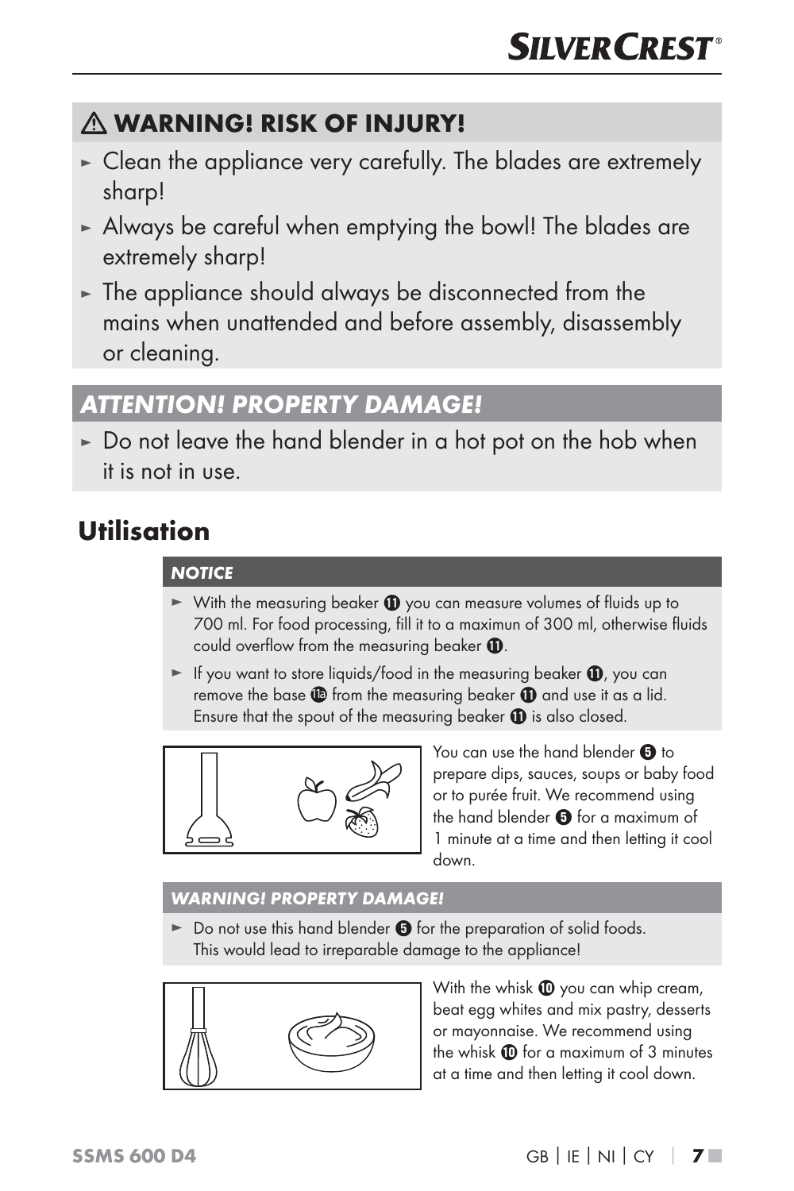### ⚠ WARNING! RISK OF INJURY!

- Clean the appliance very carefully. The blades are extremely sharp!
- Always be careful when emptying the bowl! The blades are extremely sharp!
- The appliance should always be disconnected from the mains when unattended and before assembly, disassembly or cleaning.

### *ATTENTION! PROPERTY DAMAGE!*

- Do not leave the hand blender in a hot pot on the hob when it is not in use.

## Utilisation

***NOTICE***

- With the measuring beaker ⓫ you can measure volumes of fluids up to 700 ml. For food processing, fill it to a maximun of 300 ml, otherwise fluids could overflow from the measuring beaker ⓫.
- If you want to store liquids/food in the measuring beaker ⓫, you can remove the base 11a from the measuring beaker ⓫ and use it as a lid. Ensure that the spout of the measuring beaker ⓫ is also closed.

You can use the hand blender ❺ to prepare dips, sauces, soups or baby food or to purée fruit. We recommend using the hand blender ❺ for a maximum of 1 minute at a time and then letting it cool down.

***WARNING! PROPERTY DAMAGE!***

- Do not use this hand blender ❺ for the preparation of solid foods. This would lead to irreparable damage to the appliance!

With the whisk ❿ you can whip cream, beat egg whites and mix pastry, desserts or mayonnaise. We recommend using the whisk ❿ for a maximum of 3 minutes at a time and then letting it cool down.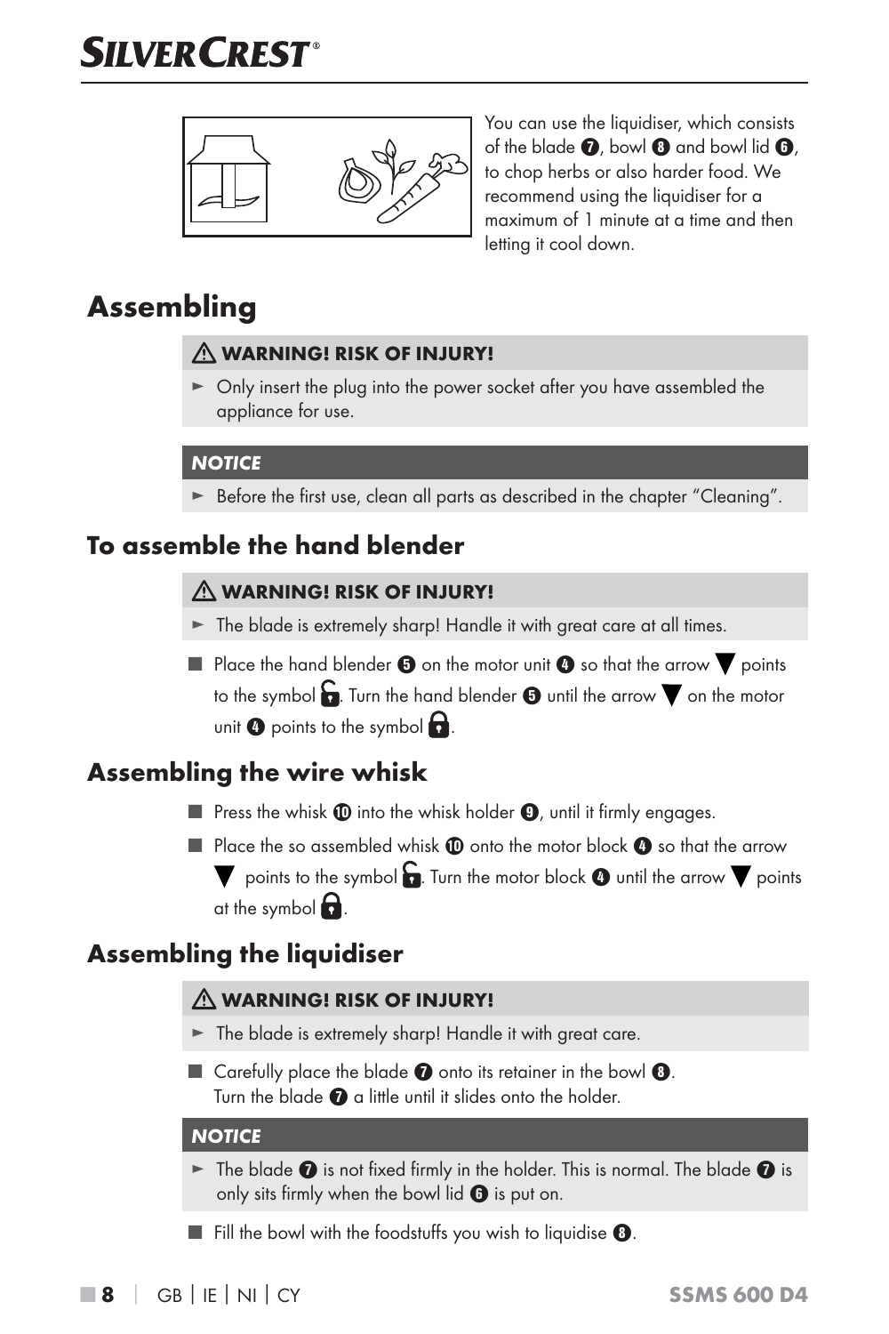You can use the liquidiser, which consists of the blade ❼, bowl ❽ and bowl lid ❻, to chop herbs or also harder food. We recommend using the liquidiser for a maximum of 1 minute at a time and then letting it cool down.

# Assembling

**⚠ WARNING! RISK OF INJURY!**

► Only insert the plug into the power socket after you have assembled the appliance for use.

***NOTICE***

► Before the first use, clean all parts as described in the chapter "Cleaning".

## To assemble the hand blender

**⚠ WARNING! RISK OF INJURY!**

► The blade is extremely sharp! Handle it with great care at all times.

■ Place the hand blender ❺ on the motor unit ❹ so that the arrow ▼ points to the symbol 🔓. Turn the hand blender ❺ until the arrow ▼ on the motor unit ❹ points to the symbol 🔒.

## Assembling the wire whisk

■ Press the whisk ❿ into the whisk holder ❾, until it firmly engages.

■ Place the so assembled whisk ❿ onto the motor block ❹ so that the arrow ▼ points to the symbol 🔓. Turn the motor block ❹ until the arrow ▼ points at the symbol 🔒.

## Assembling the liquidiser

**⚠ WARNING! RISK OF INJURY!**

► The blade is extremely sharp! Handle it with great care.

■ Carefully place the blade ❼ onto its retainer in the bowl ❽.
Turn the blade ❼ a little until it slides onto the holder.

***NOTICE***

► The blade ❼ is not fixed firmly in the holder. This is normal. The blade ❼ is only sits firmly when the bowl lid ❻ is put on.

■ Fill the bowl with the foodstuffs you wish to liquidise ❽.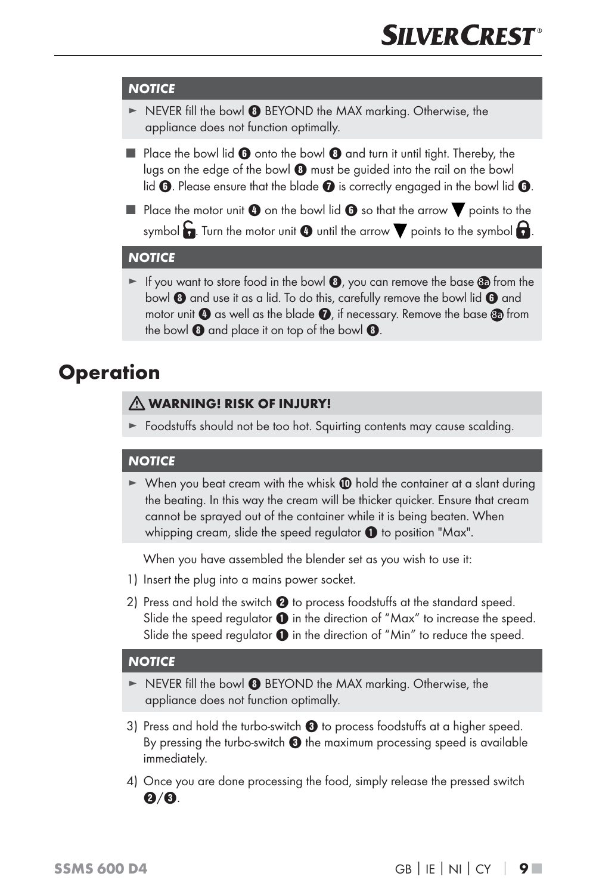**NOTICE**

- ► NEVER fill the bowl ❽ BEYOND the MAX marking. Otherwise, the appliance does not function optimally.

- Place the bowl lid ❻ onto the bowl ❽ and turn it until tight. Thereby, the lugs on the edge of the bowl ❽ must be guided into the rail on the bowl lid ❻. Please ensure that the blade ❼ is correctly engaged in the bowl lid ❻.
- Place the motor unit ❹ on the bowl lid ❻ so that the arrow ▼ points to the symbol 🔓. Turn the motor unit ❹ until the arrow ▼ points to the symbol 🔒.

**NOTICE**

- ► If you want to store food in the bowl ❽, you can remove the base 8a from the bowl ❽ and use it as a lid. To do this, carefully remove the bowl lid ❻ and motor unit ❹ as well as the blade ❼, if necessary. Remove the base 8a from the bowl ❽ and place it on top of the bowl ❽.

# Operation

**⚠ WARNING! RISK OF INJURY!**

- ► Foodstuffs should not be too hot. Squirting contents may cause scalding.

**NOTICE**

- ► When you beat cream with the whisk ❿ hold the container at a slant during the beating. In this way the cream will be thicker quicker. Ensure that cream cannot be sprayed out of the container while it is being beaten. When whipping cream, slide the speed regulator ❶ to position "Max".

When you have assembled the blender set as you wish to use it:

1) Insert the plug into a mains power socket.
2) Press and hold the switch ❷ to process foodstuffs at the standard speed. Slide the speed regulator ❶ in the direction of "Max" to increase the speed. Slide the speed regulator ❶ in the direction of "Min" to reduce the speed.

**NOTICE**

- ► NEVER fill the bowl ❽ BEYOND the MAX marking. Otherwise, the appliance does not function optimally.

3) Press and hold the turbo-switch ❸ to process foodstuffs at a higher speed. By pressing the turbo-switch ❸ the maximum processing speed is available immediately.
4) Once you are done processing the food, simply release the pressed switch ❷/❸.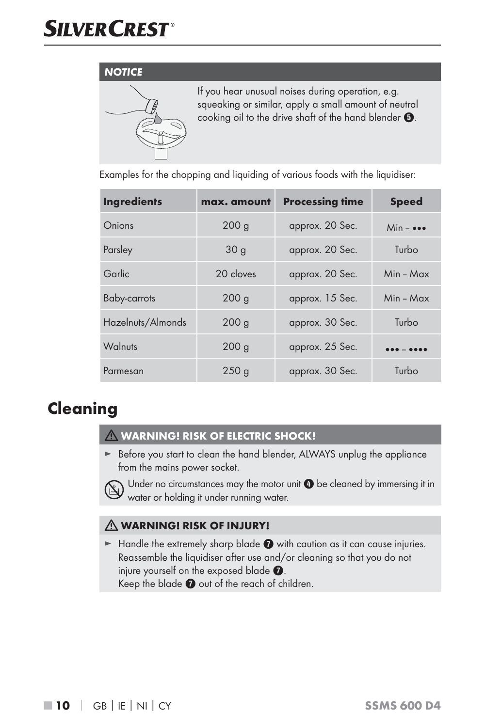**NOTICE**

If you hear unusual noises during operation, e.g. squeaking or similar, apply a small amount of neutral cooking oil to the drive shaft of the hand blender ❺.

Examples for the chopping and liquiding of various foods with the liquidiser:

| Ingredients | max. amount | Processing time | Speed |
|---|---|---|---|
| Onions | 200 g | approx. 20 Sec. | Min – ••• |
| Parsley | 30 g | approx. 20 Sec. | Turbo |
| Garlic | 20 cloves | approx. 20 Sec. | Min – Max |
| Baby-carrots | 200 g | approx. 15 Sec. | Min – Max |
| Hazelnuts/Almonds | 200 g | approx. 30 Sec. | Turbo |
| Walnuts | 200 g | approx. 25 Sec. | ••• – •••• |
| Parmesan | 250 g | approx. 30 Sec. | Turbo |

# Cleaning

**⚠ WARNING! RISK OF ELECTRIC SHOCK!**

- Before you start to clean the hand blender, ALWAYS unplug the appliance from the mains power socket.

Under no circumstances may the motor unit ❹ be cleaned by immersing it in water or holding it under running water.

**⚠ WARNING! RISK OF INJURY!**

- Handle the extremely sharp blade ❼ with caution as it can cause injuries. Reassemble the liquidiser after use and/or cleaning so that you do not injure yourself on the exposed blade ❼.
  Keep the blade ❼ out of the reach of children.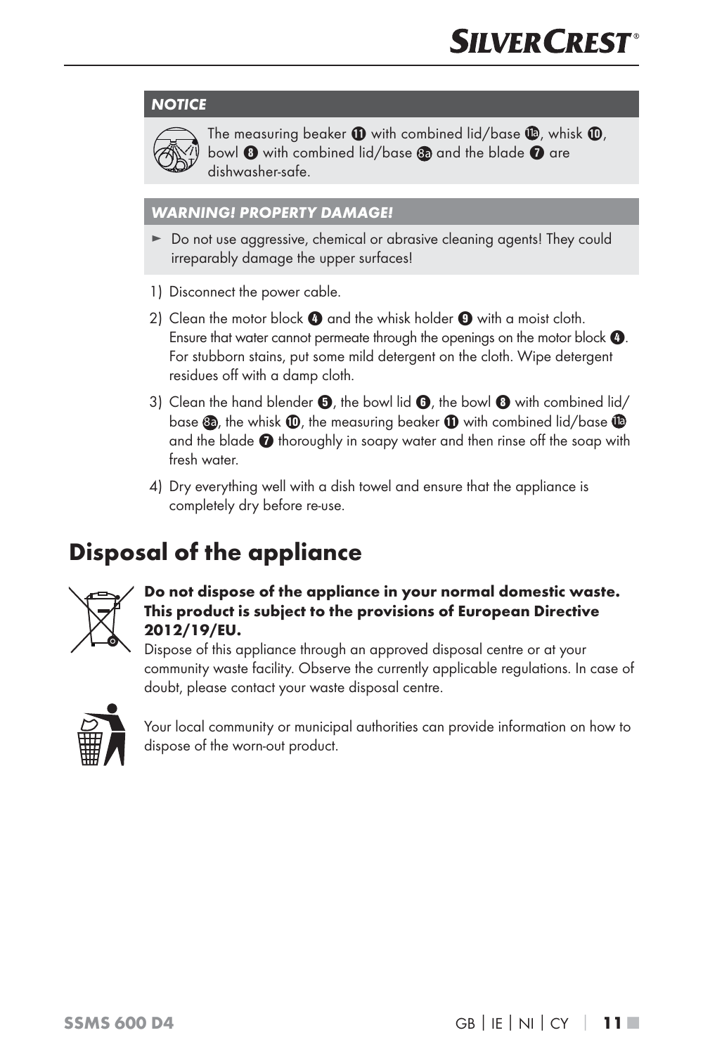**NOTICE**

The measuring beaker ⓫ with combined lid/base ⓫a, whisk ❿, bowl ❽ with combined lid/base ❽a and the blade ❼ are dishwasher-safe.

**WARNING! PROPERTY DAMAGE!**

► Do not use aggressive, chemical or abrasive cleaning agents! They could irreparably damage the upper surfaces!

1) Disconnect the power cable.
2) Clean the motor block ❹ and the whisk holder ❾ with a moist cloth. Ensure that water cannot permeate through the openings on the motor block ❹. For stubborn stains, put some mild detergent on the cloth. Wipe detergent residues off with a damp cloth.
3) Clean the hand blender ❺, the bowl lid ❻, the bowl ❽ with combined lid/base ❽a, the whisk ❿, the measuring beaker ⓫ with combined lid/base ⓫a and the blade ❼ thoroughly in soapy water and then rinse off the soap with fresh water.
4) Dry everything well with a dish towel and ensure that the appliance is completely dry before re-use.

# Disposal of the appliance

**Do not dispose of the appliance in your normal domestic waste. This product is subject to the provisions of European Directive 2012/19/EU.**
Dispose of this appliance through an approved disposal centre or at your community waste facility. Observe the currently applicable regulations. In case of doubt, please contact your waste disposal centre.

Your local community or municipal authorities can provide information on how to dispose of the worn-out product.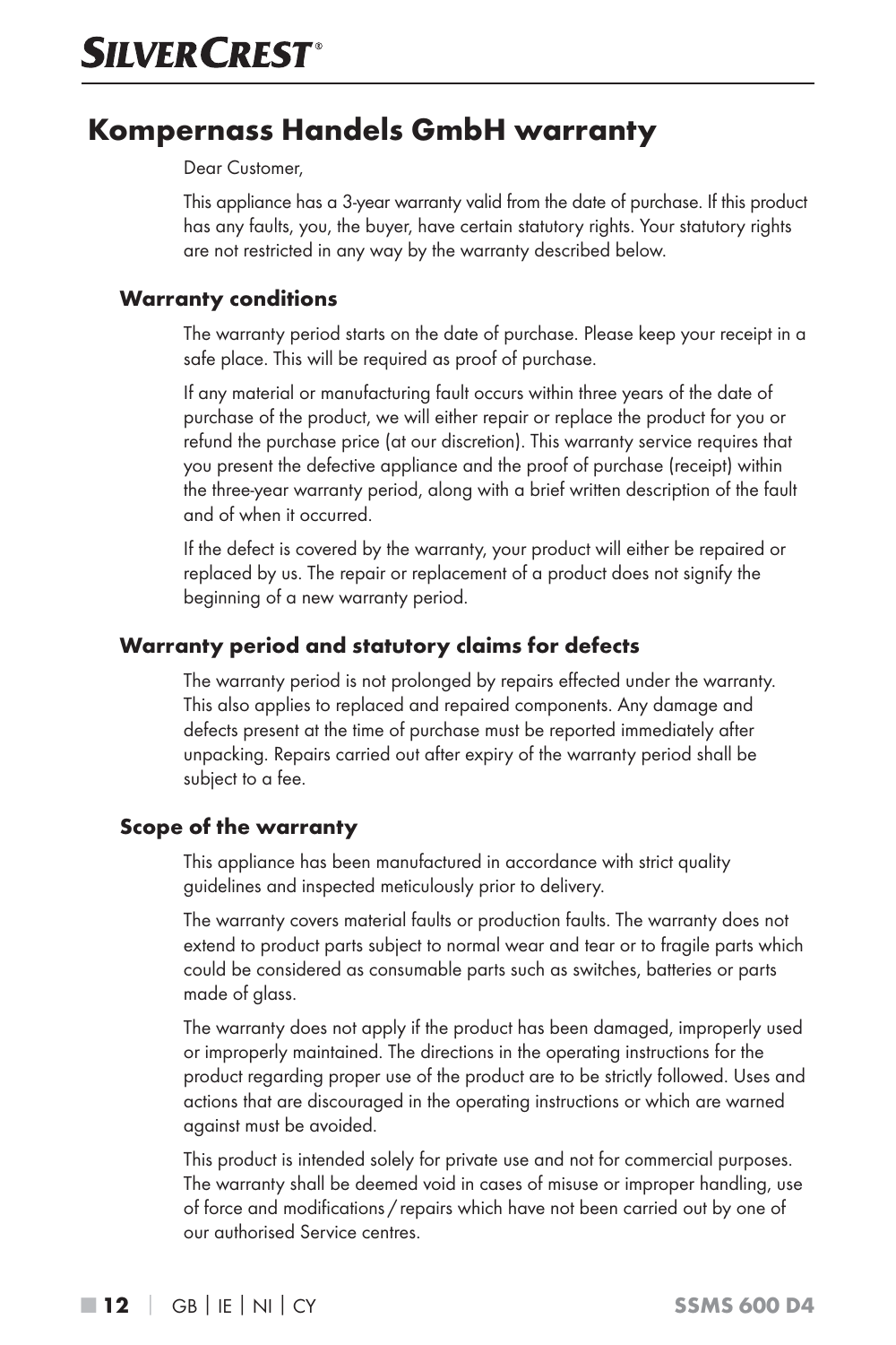# Kompernass Handels GmbH warranty

Dear Customer,

This appliance has a 3-year warranty valid from the date of purchase. If this product has any faults, you, the buyer, have certain statutory rights. Your statutory rights are not restricted in any way by the warranty described below.

## Warranty conditions

The warranty period starts on the date of purchase. Please keep your receipt in a safe place. This will be required as proof of purchase.

If any material or manufacturing fault occurs within three years of the date of purchase of the product, we will either repair or replace the product for you or refund the purchase price (at our discretion). This warranty service requires that you present the defective appliance and the proof of purchase (receipt) within the three-year warranty period, along with a brief written description of the fault and of when it occurred.

If the defect is covered by the warranty, your product will either be repaired or replaced by us. The repair or replacement of a product does not signify the beginning of a new warranty period.

## Warranty period and statutory claims for defects

The warranty period is not prolonged by repairs effected under the warranty. This also applies to replaced and repaired components. Any damage and defects present at the time of purchase must be reported immediately after unpacking. Repairs carried out after expiry of the warranty period shall be subject to a fee.

## Scope of the warranty

This appliance has been manufactured in accordance with strict quality guidelines and inspected meticulously prior to delivery.

The warranty covers material faults or production faults. The warranty does not extend to product parts subject to normal wear and tear or to fragile parts which could be considered as consumable parts such as switches, batteries or parts made of glass.

The warranty does not apply if the product has been damaged, improperly used or improperly maintained. The directions in the operating instructions for the product regarding proper use of the product are to be strictly followed. Uses and actions that are discouraged in the operating instructions or which are warned against must be avoided.

This product is intended solely for private use and not for commercial purposes. The warranty shall be deemed void in cases of misuse or improper handling, use of force and modifications / repairs which have not been carried out by one of our authorised Service centres.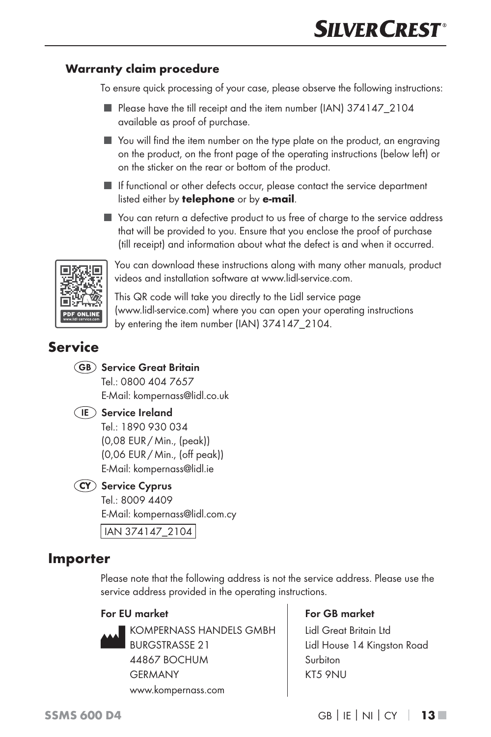### Warranty claim procedure

To ensure quick processing of your case, please observe the following instructions:

- Please have the till receipt and the item number (IAN) 374147_2104 available as proof of purchase.
- You will find the item number on the type plate on the product, an engraving on the product, on the front page of the operating instructions (below left) or on the sticker on the rear or bottom of the product.
- If functional or other defects occur, please contact the service department listed either by **telephone** or by **e-mail**.
- You can return a defective product to us free of charge to the service address that will be provided to you. Ensure that you enclose the proof of purchase (till receipt) and information about what the defect is and when it occurred.

You can download these instructions along with many other manuals, product videos and installation software at www.lidl-service.com.

This QR code will take you directly to the Lidl service page (www.lidl-service.com) where you can open your operating instructions by entering the item number (IAN) 374147_2104.

## Service

**(GB) Service Great Britain**
Tel.: 0800 404 7657
E-Mail: kompernass@lidl.co.uk

**(IE) Service Ireland**
Tel.: 1890 930 034
(0,08 EUR / Min., (peak))
(0,06 EUR / Min., (off peak))
E-Mail: kompernass@lidl.ie

**(CY) Service Cyprus**
Tel.: 8009 4409
E-Mail: kompernass@lidl.com.cy

IAN 374147_2104

## Importer

Please note that the following address is not the service address. Please use the service address provided in the operating instructions.

**For EU market**

KOMPERNASS HANDELS GMBH
BURGSTRASSE 21
44867 BOCHUM
GERMANY
www.kompernass.com

**For GB market**

Lidl Great Britain Ltd
Lidl House 14 Kingston Road
Surbiton
KT5 9NU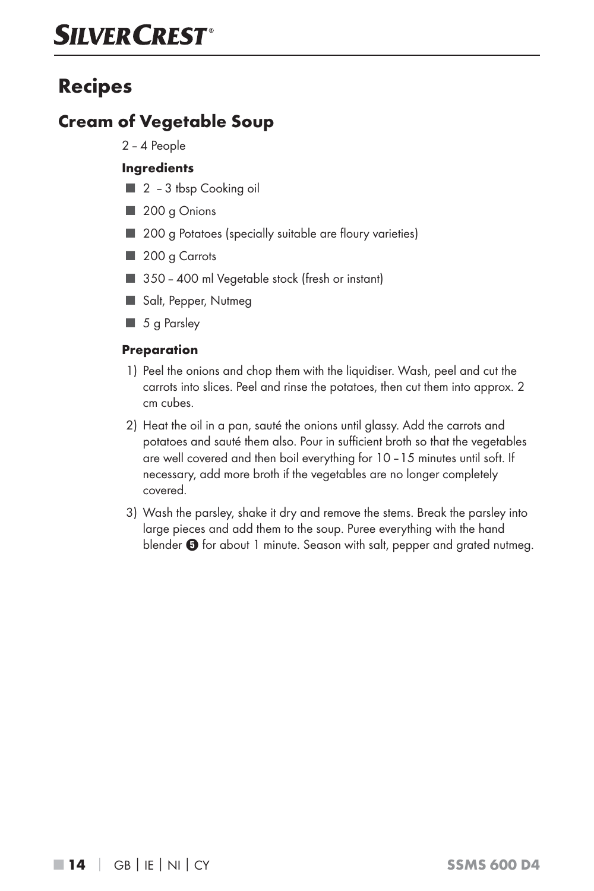# Recipes

## Cream of Vegetable Soup

2 – 4 People

**Ingredients**

- 2 – 3 tbsp Cooking oil
- 200 g Onions
- 200 g Potatoes (specially suitable are floury varieties)
- 200 g Carrots
- 350 – 400 ml Vegetable stock (fresh or instant)
- Salt, Pepper, Nutmeg
- 5 g Parsley

**Preparation**

1) Peel the onions and chop them with the liquidiser. Wash, peel and cut the carrots into slices. Peel and rinse the potatoes, then cut them into approx. 2 cm cubes.
2) Heat the oil in a pan, sauté the onions until glassy. Add the carrots and potatoes and sauté them also. Pour in sufficient broth so that the vegetables are well covered and then boil everything for 10 – 15 minutes until soft. If necessary, add more broth if the vegetables are no longer completely covered.
3) Wash the parsley, shake it dry and remove the stems. Break the parsley into large pieces and add them to the soup. Puree everything with the hand blender ❺ for about 1 minute. Season with salt, pepper and grated nutmeg.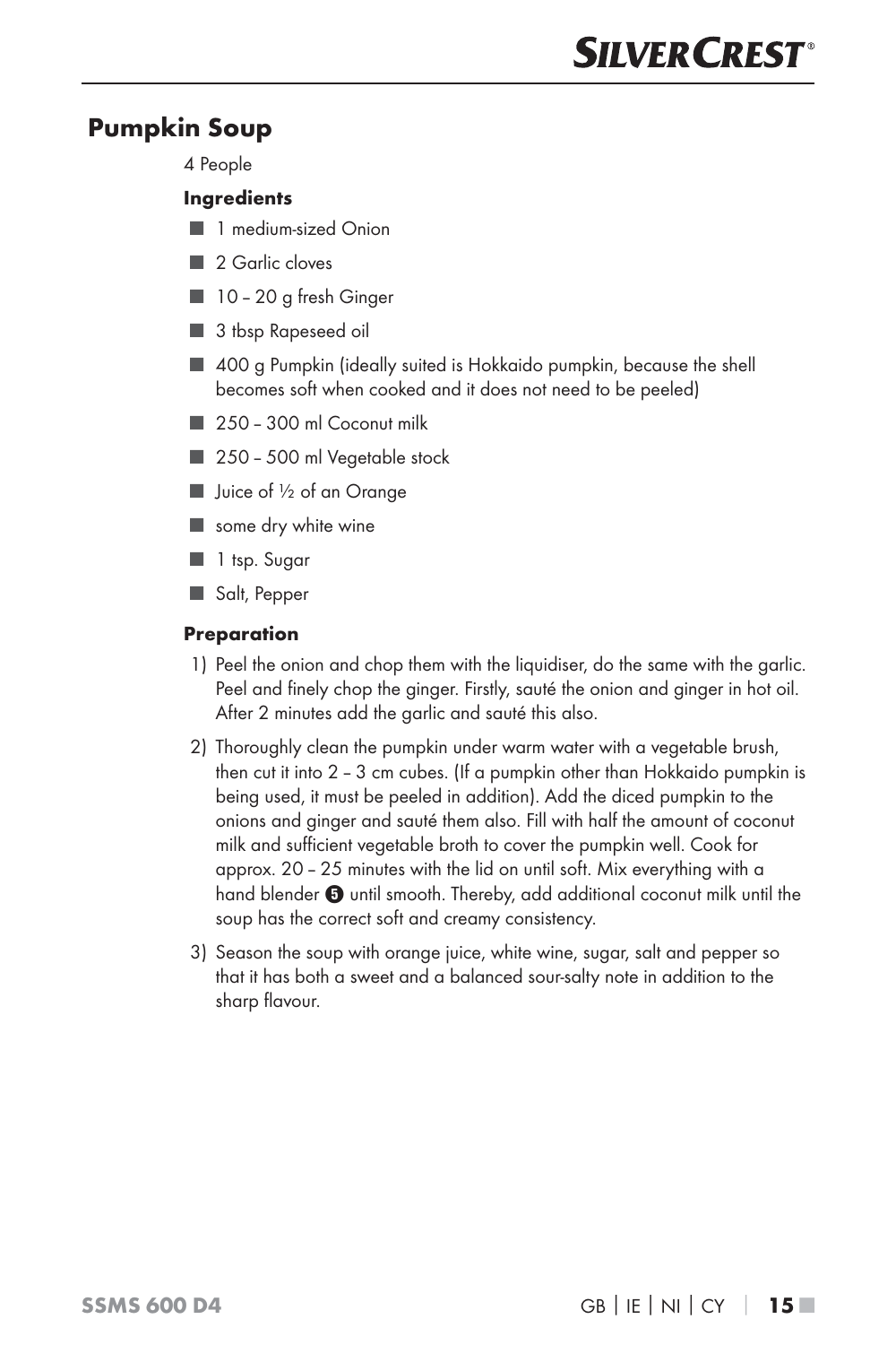## Pumpkin Soup

4 People

### Ingredients

- 1 medium-sized Onion
- 2 Garlic cloves
- 10 – 20 g fresh Ginger
- 3 tbsp Rapeseed oil
- 400 g Pumpkin (ideally suited is Hokkaido pumpkin, because the shell becomes soft when cooked and it does not need to be peeled)
- 250 – 300 ml Coconut milk
- 250 – 500 ml Vegetable stock
- Juice of ½ of an Orange
- some dry white wine
- 1 tsp. Sugar
- Salt, Pepper

### Preparation

1) Peel the onion and chop them with the liquidiser, do the same with the garlic. Peel and finely chop the ginger. Firstly, sauté the onion and ginger in hot oil. After 2 minutes add the garlic and sauté this also.
2) Thoroughly clean the pumpkin under warm water with a vegetable brush, then cut it into 2 – 3 cm cubes. (If a pumpkin other than Hokkaido pumpkin is being used, it must be peeled in addition). Add the diced pumpkin to the onions and ginger and sauté them also. Fill with half the amount of coconut milk and sufficient vegetable broth to cover the pumpkin well. Cook for approx. 20 – 25 minutes with the lid on until soft. Mix everything with a hand blender ❺ until smooth. Thereby, add additional coconut milk until the soup has the correct soft and creamy consistency.
3) Season the soup with orange juice, white wine, sugar, salt and pepper so that it has both a sweet and a balanced sour-salty note in addition to the sharp flavour.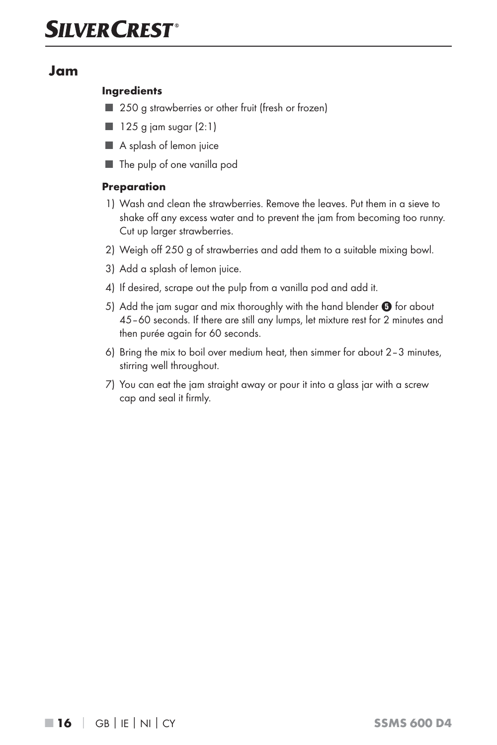## Jam

**Ingredients**

- 250 g strawberries or other fruit (fresh or frozen)
- 125 g jam sugar (2:1)
- A splash of lemon juice
- The pulp of one vanilla pod

**Preparation**

1) Wash and clean the strawberries. Remove the leaves. Put them in a sieve to shake off any excess water and to prevent the jam from becoming too runny. Cut up larger strawberries.
2) Weigh off 250 g of strawberries and add them to a suitable mixing bowl.
3) Add a splash of lemon juice.
4) If desired, scrape out the pulp from a vanilla pod and add it.
5) Add the jam sugar and mix thoroughly with the hand blender ❺ for about 45–60 seconds. If there are still any lumps, let mixture rest for 2 minutes and then purée again for 60 seconds.
6) Bring the mix to boil over medium heat, then simmer for about 2–3 minutes, stirring well throughout.
7) You can eat the jam straight away or pour it into a glass jar with a screw cap and seal it firmly.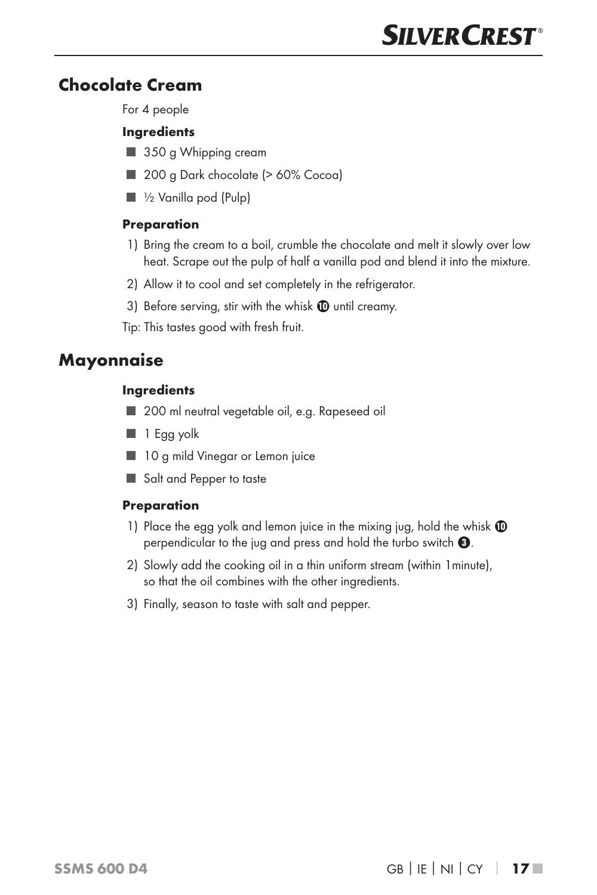## Chocolate Cream

For 4 people

**Ingredients**

- 350 g Whipping cream
- 200 g Dark chocolate (> 60% Cocoa)
- ½ Vanilla pod (Pulp)

**Preparation**

1) Bring the cream to a boil, crumble the chocolate and melt it slowly over low heat. Scrape out the pulp of half a vanilla pod and blend it into the mixture.
2) Allow it to cool and set completely in the refrigerator.
3) Before serving, stir with the whisk ⑩ until creamy.

Tip: This tastes good with fresh fruit.

## Mayonnaise

**Ingredients**

- 200 ml neutral vegetable oil, e.g. Rapeseed oil
- 1 Egg yolk
- 10 g mild Vinegar or Lemon juice
- Salt and Pepper to taste

**Preparation**

1) Place the egg yolk and lemon juice in the mixing jug, hold the whisk ⑩ perpendicular to the jug and press and hold the turbo switch ❸.
2) Slowly add the cooking oil in a thin uniform stream (within 1minute), so that the oil combines with the other ingredients.
3) Finally, season to taste with salt and pepper.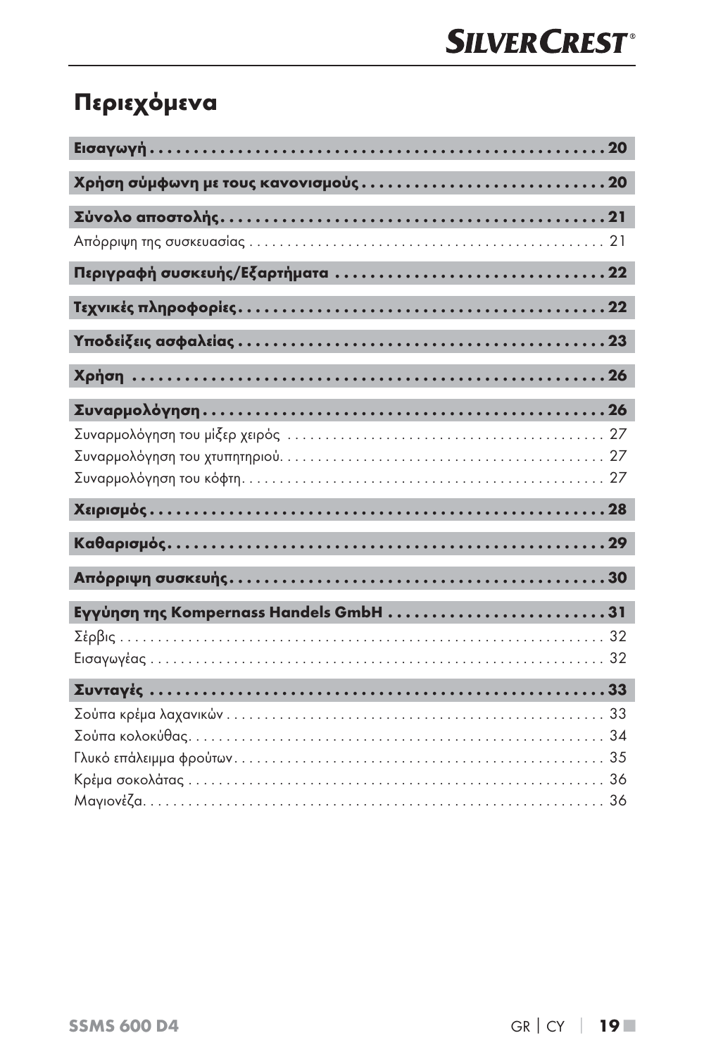# Περιεχόμενα

**Εισαγωγή . . . . . . . . . . . . . . . . . . . . . . . . . . . . . . . . . . . . . . . . . . . . . . . . . 20**

**Χρήση σύμφωνη με τους κανονισμούς . . . . . . . . . . . . . . . . . . . . . . . . . . . . 20**

**Σύνολο αποστολής . . . . . . . . . . . . . . . . . . . . . . . . . . . . . . . . . . . . . . . . . . . . 21**

Απόρριψη της συσκευασίας . . . . . . . . . . . . . . . . . . . . . . . . . . . . . . . . . . . . . . . . . . 21

**Περιγραφή συσκευής/Εξαρτήματα . . . . . . . . . . . . . . . . . . . . . . . . . . . . . . . 22**

**Τεχνικές πληροφορίες . . . . . . . . . . . . . . . . . . . . . . . . . . . . . . . . . . . . . . . . . . 22**

**Υποδείξεις ασφαλείας . . . . . . . . . . . . . . . . . . . . . . . . . . . . . . . . . . . . . . . . . . 23**

**Χρήση . . . . . . . . . . . . . . . . . . . . . . . . . . . . . . . . . . . . . . . . . . . . . . . . . . . . . . 26**

**Συναρμολόγηση . . . . . . . . . . . . . . . . . . . . . . . . . . . . . . . . . . . . . . . . . . . . . . 26**

Συναρμολόγηση του μίξερ χειρός . . . . . . . . . . . . . . . . . . . . . . . . . . . . . . . . . . . . . 27

Συναρμολόγηση του χτυπητηριού . . . . . . . . . . . . . . . . . . . . . . . . . . . . . . . . . . . . . 27

Συναρμολόγηση του κόφτη . . . . . . . . . . . . . . . . . . . . . . . . . . . . . . . . . . . . . . . . . . 27

**Χειρισμός . . . . . . . . . . . . . . . . . . . . . . . . . . . . . . . . . . . . . . . . . . . . . . . . . . . . 28**

**Καθαρισμός . . . . . . . . . . . . . . . . . . . . . . . . . . . . . . . . . . . . . . . . . . . . . . . . . . 29**

**Απόρριψη συσκευής . . . . . . . . . . . . . . . . . . . . . . . . . . . . . . . . . . . . . . . . . . . . 30**

**Εγγύηση της Kompernass Handels GmbH . . . . . . . . . . . . . . . . . . . . . . . . . 31**

Σέρβις . . . . . . . . . . . . . . . . . . . . . . . . . . . . . . . . . . . . . . . . . . . . . . . . . . . . . . . . . 32

Εισαγωγέας . . . . . . . . . . . . . . . . . . . . . . . . . . . . . . . . . . . . . . . . . . . . . . . . . . . . . 32

**Συνταγές . . . . . . . . . . . . . . . . . . . . . . . . . . . . . . . . . . . . . . . . . . . . . . . . . . . . . 33**

Σούπα κρέμα λαχανικών . . . . . . . . . . . . . . . . . . . . . . . . . . . . . . . . . . . . . . . . . . . 33

Σούπα κολοκύθας . . . . . . . . . . . . . . . . . . . . . . . . . . . . . . . . . . . . . . . . . . . . . . . . 34

Γλυκό επάλειμμα φρούτων . . . . . . . . . . . . . . . . . . . . . . . . . . . . . . . . . . . . . . . . . 35

Κρέμα σοκολάτας . . . . . . . . . . . . . . . . . . . . . . . . . . . . . . . . . . . . . . . . . . . . . . . . 36

Μαγιονέζα . . . . . . . . . . . . . . . . . . . . . . . . . . . . . . . . . . . . . . . . . . . . . . . . . . . . . 36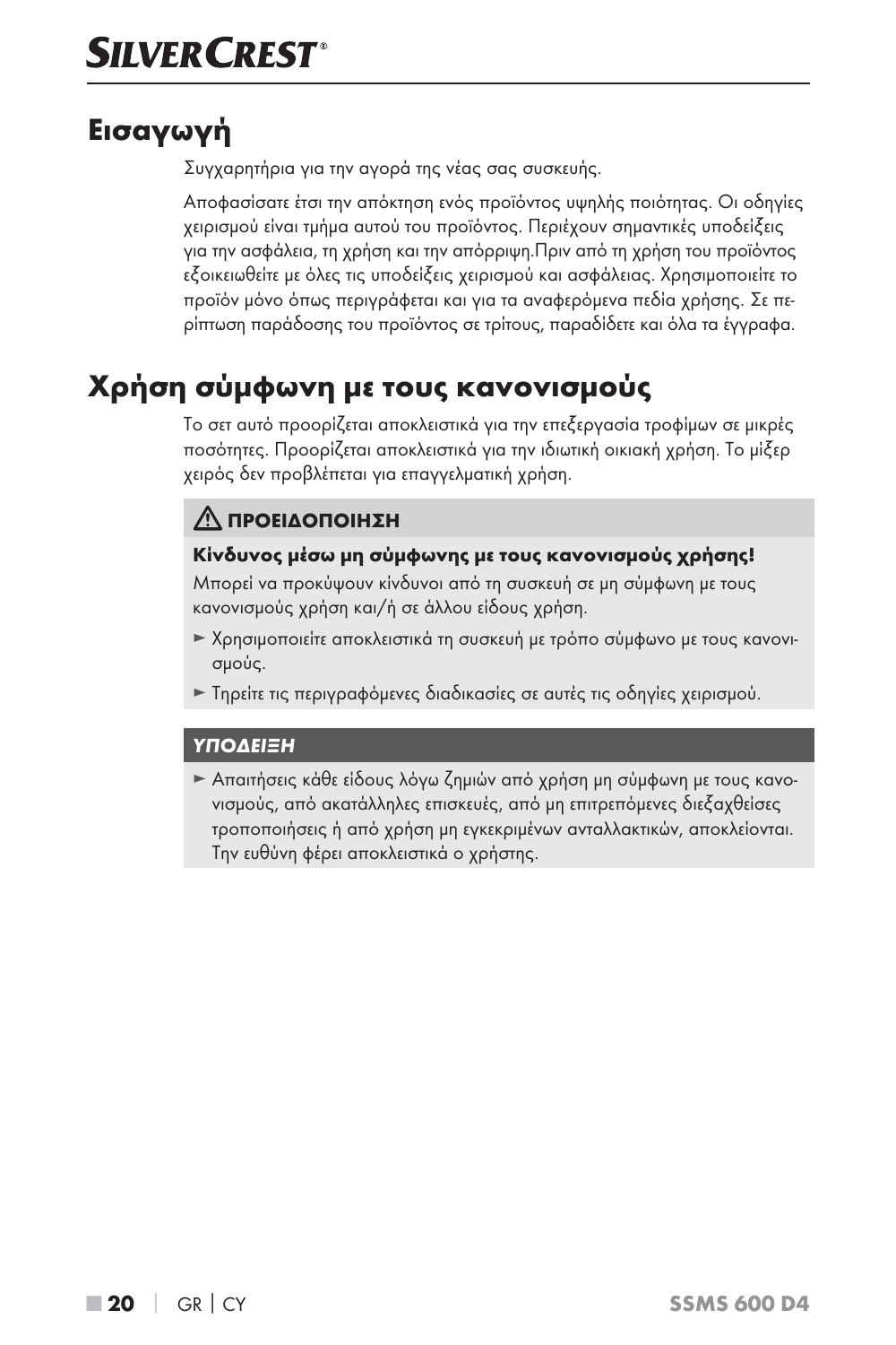# Εισαγωγή

Συγχαρητήρια για την αγορά της νέας σας συσκευής.

Αποφασίσατε έτσι την απόκτηση ενός προϊόντος υψηλής ποιότητας. Οι οδηγίες χειρισμού είναι τμήμα αυτού του προϊόντος. Περιέχουν σημαντικές υποδείξεις για την ασφάλεια, τη χρήση και την απόρριψη.Πριν από τη χρήση του προϊόντος εξοικειωθείτε με όλες τις υποδείξεις χειρισμού και ασφάλειας. Χρησιμοποιείτε το προϊόν μόνο όπως περιγράφεται και για τα αναφερόμενα πεδία χρήσης. Σε περίπτωση παράδοσης του προϊόντος σε τρίτους, παραδίδετε και όλα τα έγγραφα.

# Χρήση σύμφωνη με τους κανονισμούς

Το σετ αυτό προορίζεται αποκλειστικά για την επεξεργασία τροφίμων σε μικρές ποσότητες. Προορίζεται αποκλειστικά για την ιδιωτική οικιακή χρήση. Το μίξερ χειρός δεν προβλέπεται για επαγγελματική χρήση.

**⚠ ΠΡΟΕΙΔΟΠΟΙΗΣΗ**

**Κίνδυνος μέσω μη σύμφωνης με τους κανονισμούς χρήσης!**

Μπορεί να προκύψουν κίνδυνοι από τη συσκευή σε μη σύμφωνη με τους κανονισμούς χρήση και/ή σε άλλου είδους χρήση.

- ► Χρησιμοποιείτε αποκλειστικά τη συσκευή με τρόπο σύμφωνο με τους κανονισμούς.
- ► Τηρείτε τις περιγραφόμενες διαδικασίες σε αυτές τις οδηγίες χειρισμού.

***ΥΠΟΔΕΙΞΗ***

- ► Απαιτήσεις κάθε είδους λόγω ζημιών από χρήση μη σύμφωνη με τους κανονισμούς, από ακατάλληλες επισκευές, από μη επιτρεπόμενες διεξαχθείσες τροποποιήσεις ή από χρήση μη εγκεκριμένων ανταλλακτικών, αποκλείονται. Την ευθύνη φέρει αποκλειστικά ο χρήστης.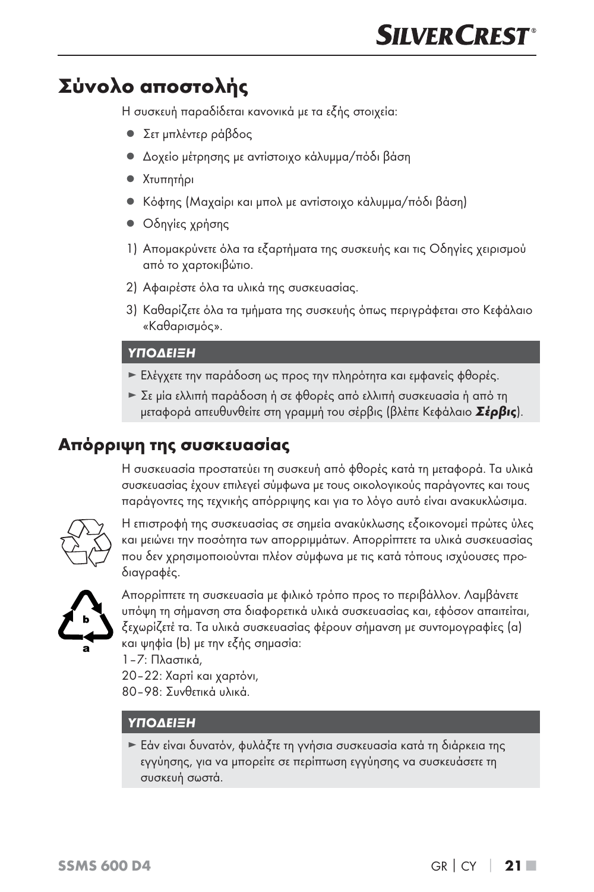# Σύνολο αποστολής

Η συσκευή παραδίδεται κανονικά με τα εξής στοιχεία:

- Σετ μπλέντερ ράβδος
- Δοχείο μέτρησης με αντίστοιχο κάλυμμα/πόδι βάση
- Χτυπητήρι
- Κόφτης (Μαχαίρι και μπολ με αντίστοιχο κάλυμμα/πόδι βάση)
- Οδηγίες χρήσης

1) Απομακρύνετε όλα τα εξαρτήματα της συσκευής και τις Οδηγίες χειρισμού από το χαρτοκιβώτιο.
2) Αφαιρέστε όλα τα υλικά της συσκευασίας.
3) Καθαρίζετε όλα τα τμήματα της συσκευής όπως περιγράφεται στο Κεφάλαιο «Καθαρισμός».

**ΥΠΟΔΕΙΞΗ**

- ► Ελέγχετε την παράδοση ως προς την πληρότητα και εμφανείς φθορές.
- ► Σε μία ελλιπή παράδοση ή σε φθορές από ελλιπή συσκευασία ή από τη μεταφορά απευθυνθείτε στη γραμμή του σέρβις (βλέπε Κεφάλαιο ***Σέρβις***).

## Απόρριψη της συσκευασίας

Η συσκευασία προστατεύει τη συσκευή από φθορές κατά τη μεταφορά. Τα υλικά συσκευασίας έχουν επιλεγεί σύμφωνα με τους οικολογικούς παράγοντες και τους παράγοντες της τεχνικής απόρριψης και για το λόγο αυτό είναι ανακυκλώσιμα.

Η επιστροφή της συσκευασίας σε σημεία ανακύκλωσης εξοικονομεί πρώτες ύλες και μειώνει την ποσότητα των απορριμμάτων. Απορρίπτετε τα υλικά συσκευασίας που δεν χρησιμοποιούνται πλέον σύμφωνα με τις κατά τόπους ισχύουσες προδιαγραφές.

Απορρίπτετε τη συσκευασία με φιλικό τρόπο προς το περιβάλλον. Λαμβάνετε υπόψη τη σήμανση στα διαφορετικά υλικά συσκευασίας και, εφόσον απαιτείται, ξεχωρίζετέ τα. Τα υλικά συσκευασίας φέρουν σήμανση με συντομογραφίες (a) και ψηφία (b) με την εξής σημασία:

1–7: Πλαστικά,
20–22: Χαρτί και χαρτόνι,
80–98: Συνθετικά υλικά.

**ΥΠΟΔΕΙΞΗ**

- ► Εάν είναι δυνατόν, φυλάξτε τη γνήσια συσκευασία κατά τη διάρκεια της εγγύησης, για να μπορείτε σε περίπτωση εγγύησης να συσκευάσετε τη συσκευή σωστά.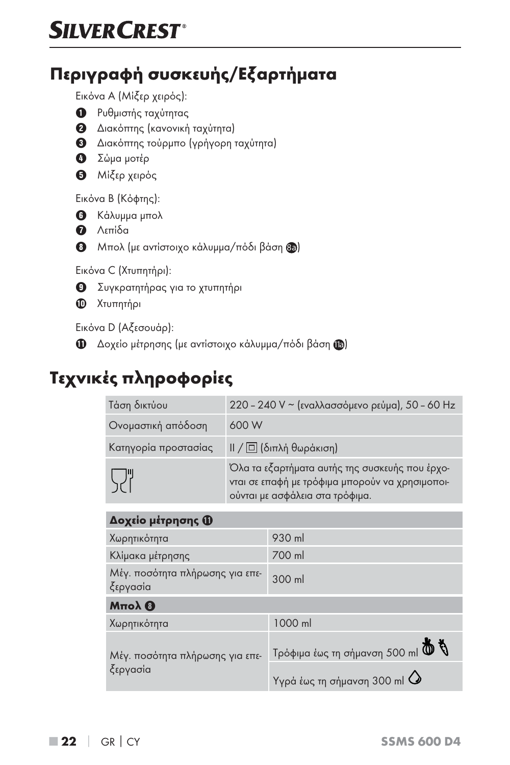## Περιγραφή συσκευής/Εξαρτήματα

Εικόνα A (Μίξερ χειρός):

1. Ρυθμιστής ταχύτητας
2. Διακόπτης (κανονική ταχύτητα)
3. Διακόπτης τούρμπο (γρήγορη ταχύτητα)
4. Σώμα μοτέρ
5. Μίξερ χειρός

Εικόνα B (Κόφτης):

6. Κάλυμμα μπολ
7. Λεπίδα
8. Μπολ (με αντίστοιχο κάλυμμα/πόδι βάση 8a)

Εικόνα C (Χτυπητήρι):

9. Συγκρατητήρας για το χτυπητήρι
10. Χτυπητήρι

Εικόνα D (Αξεσουάρ):

11. Δοχείο μέτρησης (με αντίστοιχο κάλυμμα/πόδι βάση 11a)

## Τεχνικές πληροφορίες

| | |
|---|---|
| Τάση δικτύου | 220 – 240 V ~ (εναλλασσόμενο ρεύμα), 50 – 60 Hz |
| Ονομαστική απόδοση | 600 W |
| Κατηγορία προστασίας | II / ⧈ (διπλή θωράκιση) |
| | Όλα τα εξαρτήματα αυτής της συσκευής που έρχονται σε επαφή με τρόφιμα μπορούν να χρησιμοποιούνται με ασφάλεια στα τρόφιμα. |

| **Δοχείο μέτρησης 11** | |
|---|---|
| Χωρητικότητα | 930 ml |
| Κλίμακα μέτρησης | 700 ml |
| Μέγ. ποσότητα πλήρωσης για επεξεργασία | 300 ml |
| **Μπολ 8** | |
| Χωρητικότητα | 1000 ml |
| Μέγ. ποσότητα πλήρωσης για επεξεργασία | Τρόφιμα έως τη σήμανση 500 ml |
| | Υγρά έως τη σήμανση 300 ml |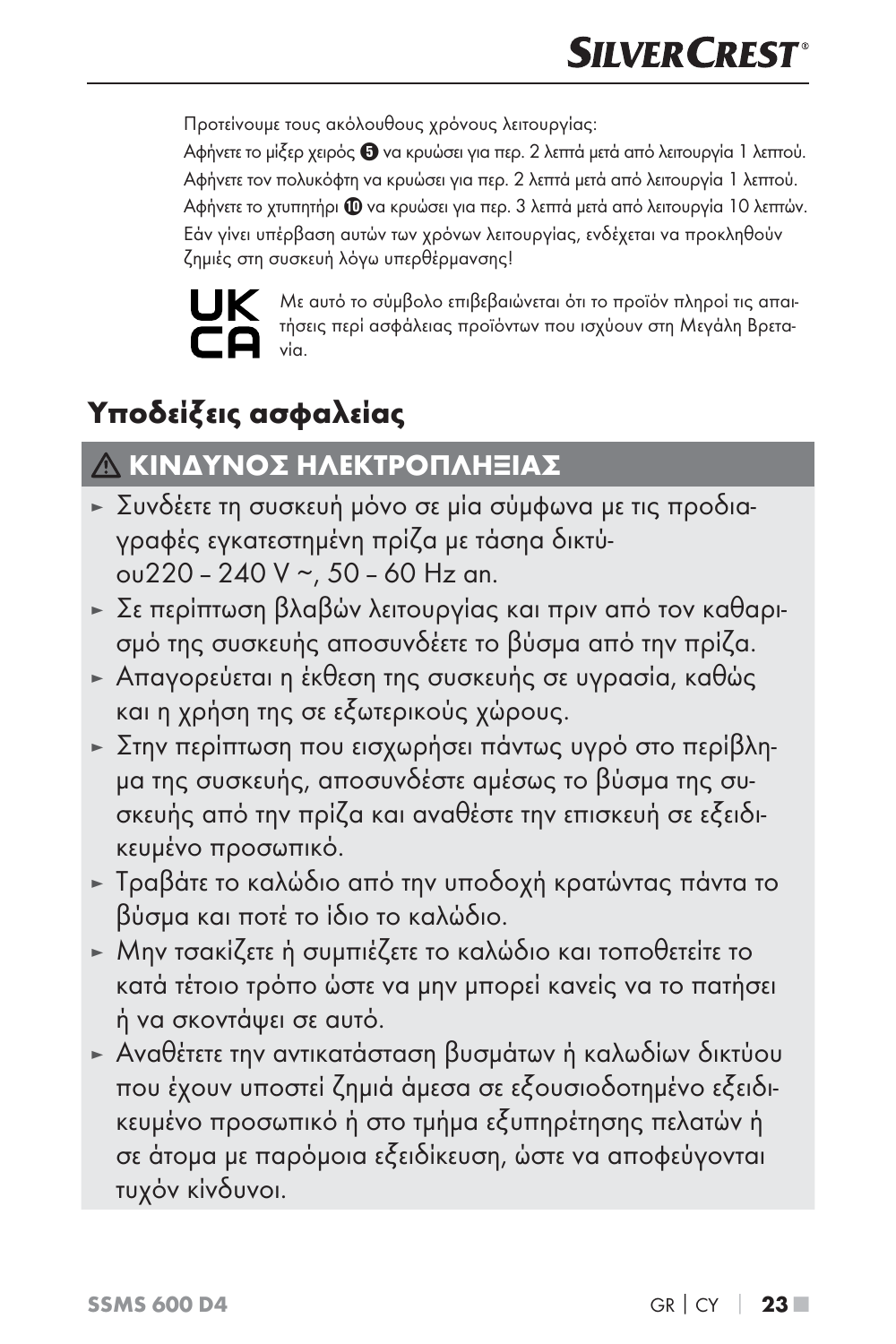Προτείνουμε τους ακόλουθους χρόνους λειτουργίας:

Αφήνετε το μίξερ χειρός ❺ να κρυώσει για περ. 2 λεπτά μετά από λειτουργία 1 λεπτού.

Αφήνετε τον πολυκόφτη να κρυώσει για περ. 2 λεπτά μετά από λειτουργία 1 λεπτού.

Αφήνετε το χτυπητήρι ❿ να κρυώσει για περ. 3 λεπτά μετά από λειτουργία 10 λεπτών.

Εάν γίνει υπέρβαση αυτών των χρόνων λειτουργίας, ενδέχεται να προκληθούν ζημιές στη συσκευή λόγω υπερθέρμανσης!

UK CA Με αυτό το σύμβολο επιβεβαιώνεται ότι το προϊόν πληροί τις απαιτήσεις περί ασφάλειας προϊόντων που ισχύουν στη Μεγάλη Βρετανία.

## Υποδείξεις ασφαλείας

### ⚠ ΚΙΝΔΥΝΟΣ ΗΛΕΚΤΡΟΠΛΗΞΙΑΣ

- ► Συνδέετε τη συσκευή μόνο σε μία σύμφωνα με τις προδιαγραφές εγκατεστημένη πρίζα με τάσηα δικτύου220 – 240 V ~, 50 – 60 Hz an.
- ► Σε περίπτωση βλαβών λειτουργίας και πριν από τον καθαρισμό της συσκευής αποσυνδέετε το βύσμα από την πρίζα.
- ► Απαγορεύεται η έκθεση της συσκευής σε υγρασία, καθώς και η χρήση της σε εξωτερικούς χώρους.
- ► Στην περίπτωση που εισχωρήσει πάντως υγρό στο περίβλημα της συσκευής, αποσυνδέστε αμέσως το βύσμα της συσκευής από την πρίζα και αναθέστε την επισκευή σε εξειδικευμένο προσωπικό.
- ► Τραβάτε το καλώδιο από την υποδοχή κρατώντας πάντα το βύσμα και ποτέ το ίδιο το καλώδιο.
- ► Μην τσακίζετε ή συμπιέζετε το καλώδιο και τοποθετείτε το κατά τέτοιο τρόπο ώστε να μην μπορεί κανείς να το πατήσει ή να σκοντάψει σε αυτό.
- ► Αναθέτετε την αντικατάσταση βυσμάτων ή καλωδίων δικτύου που έχουν υποστεί ζημιά άμεσα σε εξουσιοδοτημένο εξειδικευμένο προσωπικό ή στο τμήμα εξυπηρέτησης πελατών ή σε άτομα με παρόμοια εξειδίκευση, ώστε να αποφεύγονται τυχόν κίνδυνοι.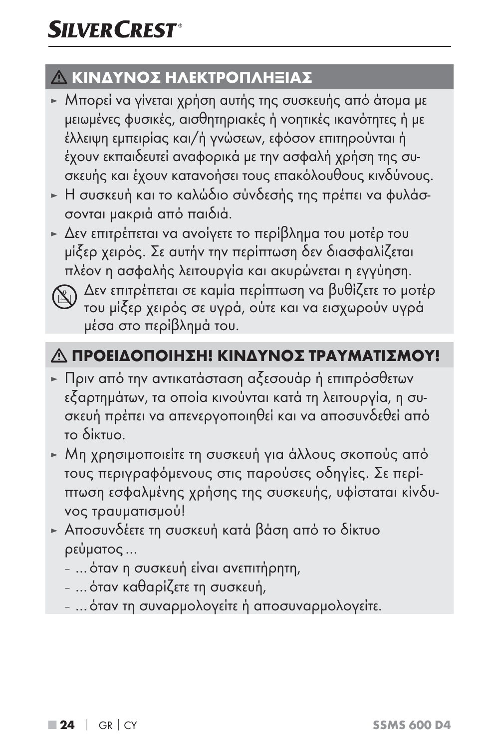## ⚠ ΚΙΝΔΥΝΟΣ ΗΛΕΚΤΡΟΠΛΗΞΙΑΣ

- ► Μπορεί να γίνεται χρήση αυτής της συσκευής από άτομα με μειωμένες φυσικές, αισθητηριακές ή νοητικές ικανότητες ή με έλλειψη εμπειρίας και/ή γνώσεων, εφόσον επιτηρούνται ή έχουν εκπαιδευτεί αναφορικά με την ασφαλή χρήση της συσκευής και έχουν κατανοήσει τους επακόλουθους κινδύνους.
- ► Η συσκευή και το καλώδιο σύνδεσής της πρέπει να φυλάσσονται μακριά από παιδιά.
- ► Δεν επιτρέπεται να ανοίγετε το περίβλημα του μοτέρ του μίξερ χειρός. Σε αυτήν την περίπτωση δεν διασφαλίζεται πλέον η ασφαλής λειτουργία και ακυρώνεται η εγγύηση.

Δεν επιτρέπεται σε καμία περίπτωση να βυθίζετε το μοτέρ του μίξερ χειρός σε υγρά, ούτε και να εισχωρούν υγρά μέσα στο περίβλημά του.

## ⚠ ΠΡΟΕΙΔΟΠΟΙΗΣΗ! ΚΙΝΔΥΝΟΣ ΤΡΑΥΜΑΤΙΣΜΟΥ!

- ► Πριν από την αντικατάσταση αξεσουάρ ή επιπρόσθετων εξαρτημάτων, τα οποία κινούνται κατά τη λειτουργία, η συσκευή πρέπει να απενεργοποιηθεί και να αποσυνδεθεί από το δίκτυο.
- ► Μη χρησιμοποιείτε τη συσκευή για άλλους σκοπούς από τους περιγραφόμενους στις παρούσες οδηγίες. Σε περίπτωση εσφαλμένης χρήσης της συσκευής, υφίσταται κίνδυνος τραυματισμού!
- ► Αποσυνδέετε τη συσκευή κατά βάση από το δίκτυο ρεύματος ...
  - ... όταν η συσκευή είναι ανεπιτήρητη,
  - ... όταν καθαρίζετε τη συσκευή,
  - ... όταν τη συναρμολογείτε ή αποσυναρμολογείτε.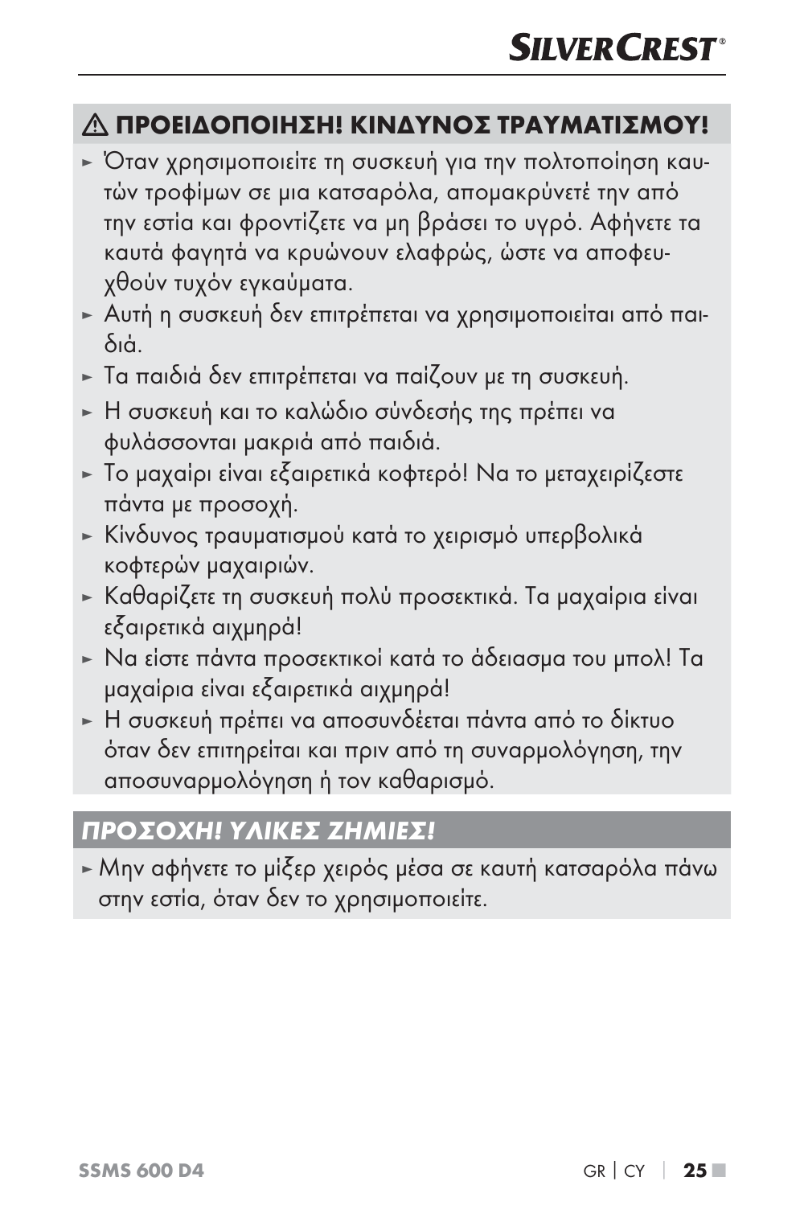### ⚠ ΠΡΟΕΙΔΟΠΟΙΗΣΗ! ΚΙΝΔΥΝΟΣ ΤΡΑΥΜΑΤΙΣΜΟΥ!

- Όταν χρησιμοποιείτε τη συσκευή για την πολτοποίηση καυτών τροφίμων σε μια κατσαρόλα, απομακρύνετέ την από την εστία και φροντίζετε να μη βράσει το υγρό. Αφήνετε τα καυτά φαγητά να κρυώνουν ελαφρώς, ώστε να αποφευχθούν τυχόν εγκαύματα.
- Αυτή η συσκευή δεν επιτρέπεται να χρησιμοποιείται από παιδιά.
- Τα παιδιά δεν επιτρέπεται να παίζουν με τη συσκευή.
- Η συσκευή και το καλώδιο σύνδεσής της πρέπει να φυλάσσονται μακριά από παιδιά.
- Το μαχαίρι είναι εξαιρετικά κοφτερό! Να το μεταχειρίζεστε πάντα με προσοχή.
- Κίνδυνος τραυματισμού κατά το χειρισμό υπερβολικά κοφτερών μαχαιριών.
- Καθαρίζετε τη συσκευή πολύ προσεκτικά. Τα μαχαίρια είναι εξαιρετικά αιχμηρά!
- Να είστε πάντα προσεκτικοί κατά το άδειασμα του μπολ! Τα μαχαίρια είναι εξαιρετικά αιχμηρά!
- Η συσκευή πρέπει να αποσυνδέεται πάντα από το δίκτυο όταν δεν επιτηρείται και πριν από τη συναρμολόγηση, την αποσυναρμολόγηση ή τον καθαρισμό.

### *ΠΡΟΣΟΧΗ! ΥΛΙΚΕΣ ΖΗΜΙΕΣ!*

- Μην αφήνετε το μίξερ χειρός μέσα σε καυτή κατσαρόλα πάνω στην εστία, όταν δεν το χρησιμοποιείτε.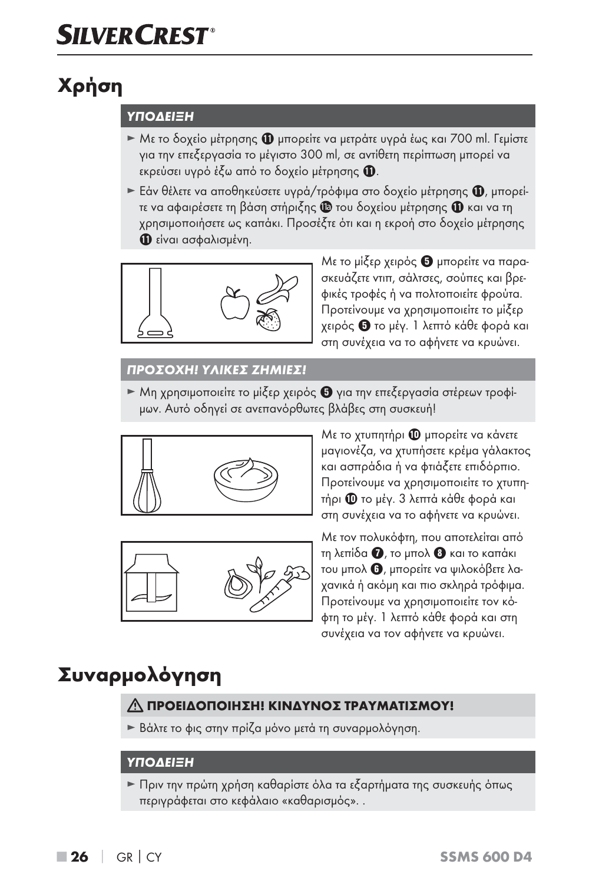# Χρήση

**ΥΠΟΔΕΙΞΗ**

- Με το δοχείο μέτρησης ⓫ μπορείτε να μετράτε υγρά έως και 700 ml. Γεμίστε για την επεξεργασία το μέγιστο 300 ml, σε αντίθετη περίπτωση μπορεί να εκρεύσει υγρό έξω από το δοχείο μέτρησης ⓫.
- Εάν θέλετε να αποθηκεύσετε υγρά/τρόφιμα στο δοχείο μέτρησης ⓫, μπορείτε να αφαιρέσετε τη βάση στήριξης 11a του δοχείου μέτρησης ⓫ και να τη χρησιμοποιήσετε ως καπάκι. Προσέξτε ότι και η εκροή στο δοχείο μέτρησης ⓫ είναι ασφαλισμένη.

Με το μίξερ χειρός ❺ μπορείτε να παρασκευάζετε ντιπ, σάλτσες, σούπες και βρεφικές τροφές ή να πολτοποιείτε φρούτα. Προτείνουμε να χρησιμοποιείτε το μίξερ χειρός ❺ το μέγ. 1 λεπτό κάθε φορά και στη συνέχεια να το αφήνετε να κρυώνει.

**ΠΡΟΣΟΧΗ! ΥΛΙΚΕΣ ΖΗΜΙΕΣ!**

- Μη χρησιμοποιείτε το μίξερ χειρός ❺ για την επεξεργασία στέρεων τροφίμων. Αυτό οδηγεί σε ανεπανόρθωτες βλάβες στη συσκευή!

Με το χτυπητήρι ❿ μπορείτε να κάνετε μαγιονέζα, να χτυπήσετε κρέμα γάλακτος και ασπράδια ή να φτιάξετε επιδόρπιο. Προτείνουμε να χρησιμοποιείτε το χτυπητήρι ❿ το μέγ. 3 λεπτά κάθε φορά και στη συνέχεια να το αφήνετε να κρυώνει.

Με τον πολυκόφτη, που αποτελείται από τη λεπίδα ❼, το μπολ ❽ και το καπάκι του μπολ ❻, μπορείτε να ψιλοκόβετε λαχανικά ή ακόμη και πιο σκληρά τρόφιμα. Προτείνουμε να χρησιμοποιείτε τον κόφτη το μέγ. 1 λεπτό κάθε φορά και στη συνέχεια να τον αφήνετε να κρυώνει.

# Συναρμολόγηση

**⚠ ΠΡΟΕΙΔΟΠΟΙΗΣΗ! ΚΙΝΔΥΝΟΣ ΤΡΑΥΜΑΤΙΣΜΟΥ!**

- Βάλτε το φις στην πρίζα μόνο μετά τη συναρμολόγηση.

**ΥΠΟΔΕΙΞΗ**

- Πριν την πρώτη χρήση καθαρίστε όλα τα εξαρτήματα της συσκευής όπως περιγράφεται στο κεφάλαιο «καθαρισμός». .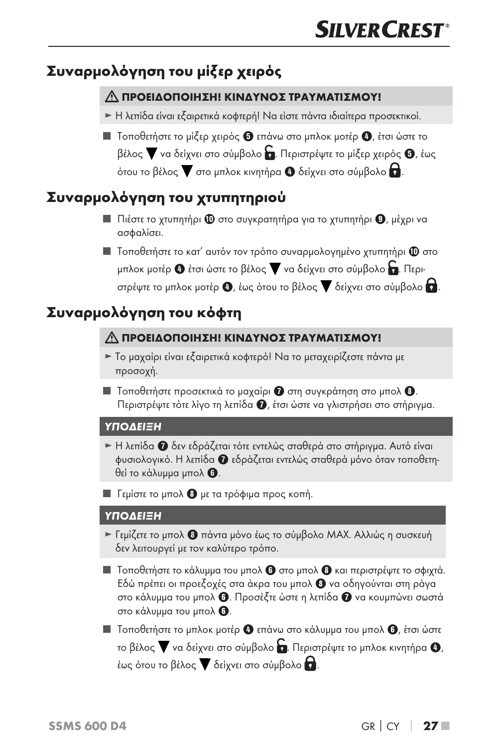## Συναρμολόγηση του μίξερ χειρός

**⚠ ΠΡΟΕΙΔΟΠΟΙΗΣΗ! ΚΙΝΔΥΝΟΣ ΤΡΑΥΜΑΤΙΣΜΟΥ!**

► Η λεπίδα είναι εξαιρετικά κοφτερή! Να είστε πάντα ιδιαίτερα προσεκτικοί.

■ Τοποθετήστε το μίξερ χειρός ❺ επάνω στο μπλοκ μοτέρ ❹, έτσι ώστε το βέλος ▼ να δείχνει στο σύμβολο 🔓. Περιστρέψτε το μίξερ χειρός ❺, έως ότου το βέλος ▼ στο μπλοκ κινητήρα ❹ δείχνει στο σύμβολο 🔒.

## Συναρμολόγηση του χτυπητηριού

■ Πιέστε το χτυπητήρι ❿ στο συγκρατητήρα για το χτυπητήρι ❾, μέχρι να ασφαλίσει.

■ Τοποθετήστε το κατ' αυτόν τον τρόπο συναρμολογημένο χτυπητήρι ❿ στο μπλοκ μοτέρ ❹ έτσι ώστε το βέλος ▼ να δείχνει στο σύμβολο 🔓. Περιστρέψτε το μπλοκ μοτέρ ❹, έως ότου το βέλος ▼ δείχνει στο σύμβολο 🔒.

## Συναρμολόγηση του κόφτη

**⚠ ΠΡΟΕΙΔΟΠΟΙΗΣΗ! ΚΙΝΔΥΝΟΣ ΤΡΑΥΜΑΤΙΣΜΟΥ!**

► Το μαχαίρι είναι εξαιρετικά κοφτερό! Να το μεταχειρίζεστε πάντα με προσοχή.

■ Τοποθετήστε προσεκτικά το μαχαίρι ❼ στη συγκράτηση στο μπολ ❽. Περιστρέψτε τότε λίγο τη λεπίδα ❼, έτσι ώστε να γλιστρήσει στο στήριγμα.

***ΥΠΟΔΕΙΞΗ***

► Η λεπίδα ❼ δεν εδράζεται τότε εντελώς σταθερά στο στήριγμα. Αυτό είναι φυσιολογικό. Η λεπίδα ❼ εδράζεται εντελώς σταθερά μόνο όταν τοποθετηθεί το κάλυμμα μπολ ❻.

■ Γεμίστε το μπολ ❽ με τα τρόφιμα προς κοπή.

***ΥΠΟΔΕΙΞΗ***

► Γεμίζετε το μπολ ❽ πάντα μόνο έως το σύμβολο MAX. Αλλιώς η συσκευή δεν λειτουργεί με τον καλύτερο τρόπο.

■ Τοποθετήστε το κάλυμμα του μπολ ❻ στο μπολ ❽ και περιστρέψτε το σφιχτά. Εδώ πρέπει οι προεξοχές στα άκρα του μπολ ❽ να οδηγούνται στη ράγα στο κάλυμμα του μπολ ❻. Προσέξτε ώστε η λεπίδα ❼ να κουμπώνει σωστά στο κάλυμμα του μπολ ❻.

■ Τοποθετήστε το μπλοκ μοτέρ ❹ επάνω στο κάλυμμα του μπολ ❻, έτσι ώστε το βέλος ▼ να δείχνει στο σύμβολο 🔓. Περιστρέψτε το μπλοκ κινητήρα ❹, έως ότου το βέλος ▼ δείχνει στο σύμβολο 🔒.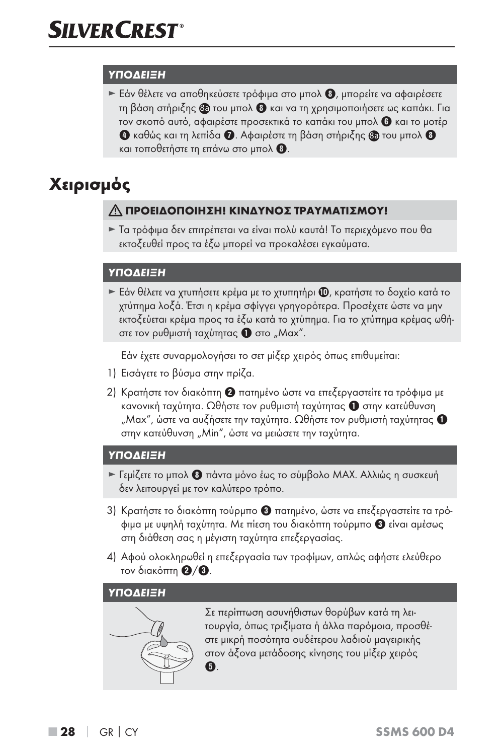### ΥΠΟΔΕΙΞΗ

► Εάν θέλετε να αποθηκεύσετε τρόφιμα στο μπολ 8, μπορείτε να αφαιρέσετε τη βάση στήριξης 8a του μπολ 8 και να τη χρησιμοποιήσετε ως καπάκι. Για τον σκοπό αυτό, αφαιρέστε προσεκτικά το καπάκι του μπολ 6 και το μοτέρ 4 καθώς και τη λεπίδα 7. Αφαιρέστε τη βάση στήριξης 8a του μπολ 8 και τοποθετήστε τη επάνω στο μπολ 8.

# Χειρισμός

### ⚠ ΠΡΟΕΙΔΟΠΟΙΗΣΗ! ΚΙΝΔΥΝΟΣ ΤΡΑΥΜΑΤΙΣΜΟΥ!

► Τα τρόφιμα δεν επιτρέπεται να είναι πολύ καυτά! Το περιεχόμενο που θα εκτοξευθεί προς τα έξω μπορεί να προκαλέσει εγκαύματα.

### ΥΠΟΔΕΙΞΗ

► Εάν θέλετε να χτυπήσετε κρέμα με το χτυπητήρι 10, κρατήστε το δοχείο κατά το χτύπημα λοξά. Έτσι η κρέμα σφίγγει γρηγορότερα. Προσέχετε ώστε να μην εκτοξεύεται κρέμα προς τα έξω κατά το χτύπημα. Για το χτύπημα κρέμας ωθήστε τον ρυθμιστή ταχύτητας 1 στο „Max“.

Εάν έχετε συναρμολογήσει το σετ μίξερ χειρός όπως επιθυμείται:

1) Εισάγετε το βύσμα στην πρίζα.
2) Κρατήστε τον διακόπτη 2 πατημένο ώστε να επεξεργαστείτε τα τρόφιμα με κανονική ταχύτητα. Ωθήστε τον ρυθμιστή ταχύτητας 1 στην κατεύθυνση „Max“, ώστε να αυξήσετε την ταχύτητα. Ωθήστε τον ρυθμιστή ταχύτητας 1 στην κατεύθυνση „Min“, ώστε να μειώσετε την ταχύτητα.

### ΥΠΟΔΕΙΞΗ

► Γεμίζετε το μπολ 8 πάντα μόνο έως το σύμβολο MAX. Αλλιώς η συσκευή δεν λειτουργεί με τον καλύτερο τρόπο.

3) Κρατήστε το διακόπτη τούρμπο 3 πατημένο, ώστε να επεξεργαστείτε τα τρόφιμα με υψηλή ταχύτητα. Με πίεση του διακόπτη τούρμπο 3 είναι αμέσως στη διάθεση σας η μέγιστη ταχύτητα επεξεργασίας.
4) Αφού ολοκληρωθεί η επεξεργασία των τροφίμων, απλώς αφήστε ελεύθερο τον διακόπτη 2/3.

### ΥΠΟΔΕΙΞΗ

Σε περίπτωση ασυνήθιστων θορύβων κατά τη λειτουργία, όπως τριξίματα ή άλλα παρόμοια, προσθέστε μικρή ποσότητα ουδέτερου λαδιού μαγειρικής στον άξονα μετάδοσης κίνησης του μίξερ χειρός 5.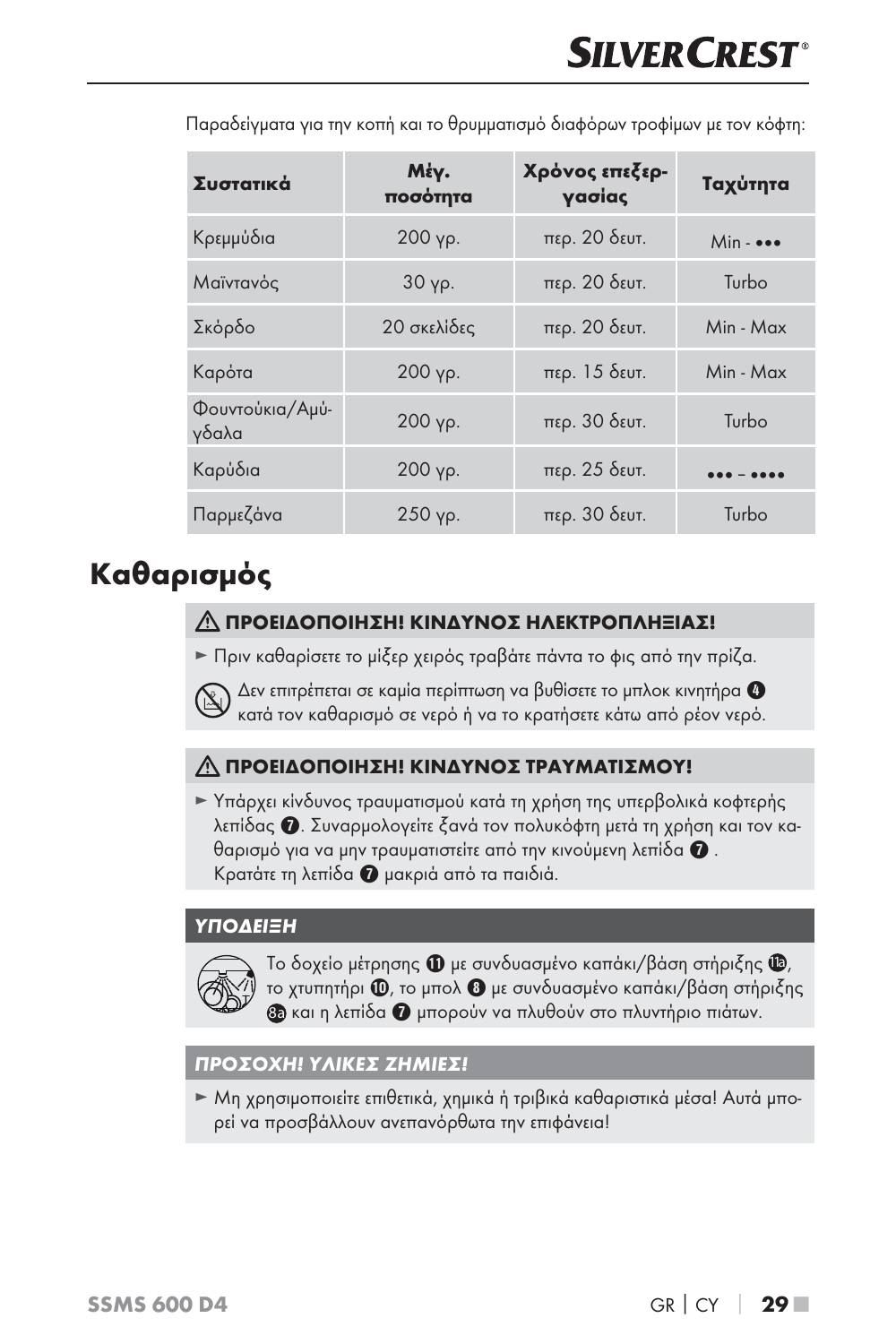Παραδείγματα για την κοπή και το θρυμματισμό διαφόρων τροφίμων με τον κόφτη:

| Συστατικά | Μέγ. ποσότητα | Χρόνος επεξεργασίας | Ταχύτητα |
|---|---|---|---|
| Κρεμμύδια | 200 γρ. | περ. 20 δευτ. | Min - ••• |
| Μαϊντανός | 30 γρ. | περ. 20 δευτ. | Turbo |
| Σκόρδο | 20 σκελίδες | περ. 20 δευτ. | Min - Max |
| Καρότα | 200 γρ. | περ. 15 δευτ. | Min - Max |
| Φουντούκια/Αμύγδαλα | 200 γρ. | περ. 30 δευτ. | Turbo |
| Καρύδια | 200 γρ. | περ. 25 δευτ. | ••• – •••• |
| Παρμεζάνα | 250 γρ. | περ. 30 δευτ. | Turbo |

# Καθαρισμός

**⚠ ΠΡΟΕΙΔΟΠΟΙΗΣΗ! ΚΙΝΔΥΝΟΣ ΗΛΕΚΤΡΟΠΛΗΞΙΑΣ!**

► Πριν καθαρίσετε το μίξερ χειρός τραβάτε πάντα το φις από την πρίζα.

Δεν επιτρέπεται σε καμία περίπτωση να βυθίσετε το μπλοκ κινητήρα 4 κατά τον καθαρισμό σε νερό ή να το κρατήσετε κάτω από ρέον νερό.

**⚠ ΠΡΟΕΙΔΟΠΟΙΗΣΗ! ΚΙΝΔΥΝΟΣ ΤΡΑΥΜΑΤΙΣΜΟΥ!**

► Υπάρχει κίνδυνος τραυματισμού κατά τη χρήση της υπερβολικά κοφτερής λεπίδας 7. Συναρμολογείτε ξανά τον πολυκόφτη μετά τη χρήση και τον καθαρισμό για να μην τραυματιστείτε από την κινούμενη λεπίδα 7 . Κρατάτε τη λεπίδα 7 μακριά από τα παιδιά.

***ΥΠΟΔΕΙΞΗ***

Το δοχείο μέτρησης 11 με συνδυασμένο καπάκι/βάση στήριξης 11a, το χτυπητήρι 10, το μπολ 8 με συνδυασμένο καπάκι/βάση στήριξης 8a και η λεπίδα 7 μπορούν να πλυθούν στο πλυντήριο πιάτων.

***ΠΡΟΣΟΧΗ! ΥΛΙΚΕΣ ΖΗΜΙΕΣ!***

► Μη χρησιμοποιείτε επιθετικά, χημικά ή τριβικά καθαριστικά μέσα! Αυτά μπορεί να προσβάλλουν ανεπανόρθωτα την επιφάνεια!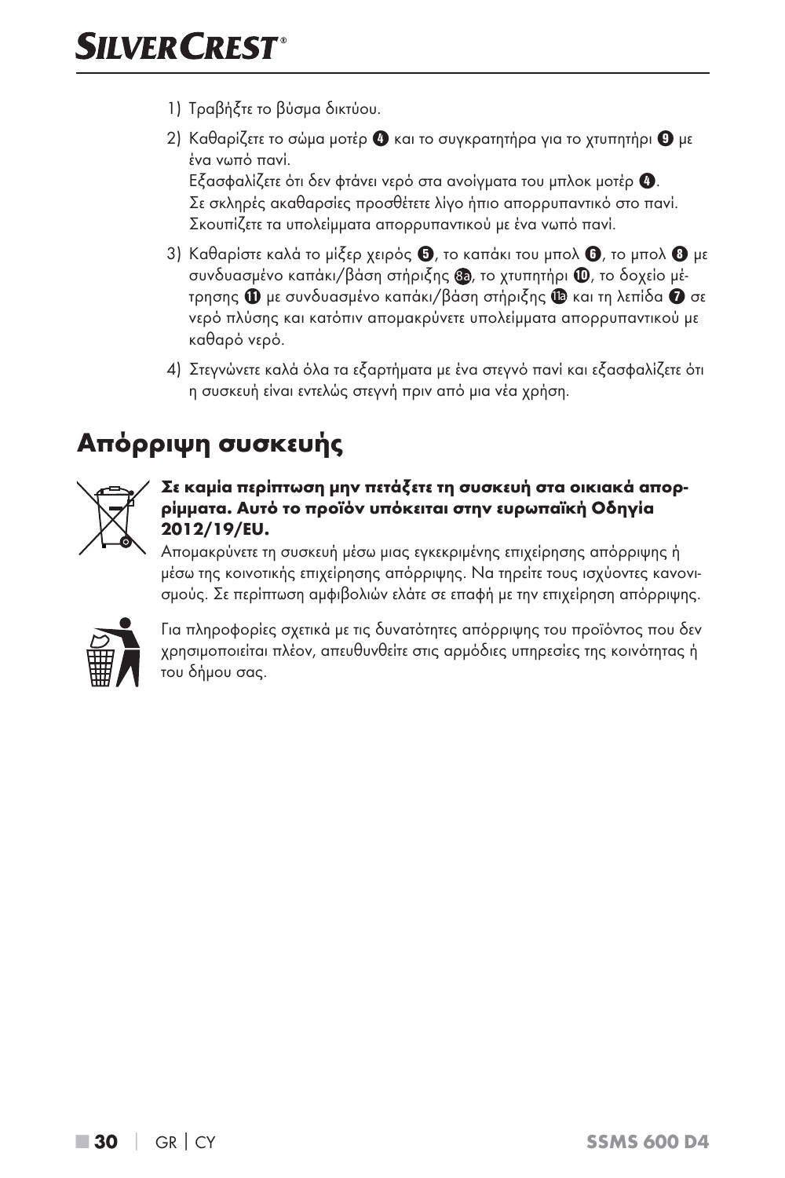1) Τραβήξτε το βύσμα δικτύου.

2) Καθαρίζετε το σώμα μοτέρ ❹ και το συγκρατητήρα για το χτυπητήρι ❾ με ένα νωπό πανί.
Εξασφαλίζετε ότι δεν φτάνει νερό στα ανοίγματα του μπλοκ μοτέρ ❹.
Σε σκληρές ακαθαρσίες προσθέτετε λίγο ήπιο απορρυπαντικό στο πανί.
Σκουπίζετε τα υπολείμματα απορρυπαντικού με ένα νωπό πανί.

3) Καθαρίστε καλά το μίξερ χειρός ❺, το καπάκι του μπολ ❻, το μπολ ❽ με συνδυασμένο καπάκι/βάση στήριξης 8a, το χτυπητήρι ❿, το δοχείο μέτρησης ⓫ με συνδυασμένο καπάκι/βάση στήριξης 11a και τη λεπίδα ❼ σε νερό πλύσης και κατόπιν απομακρύνετε υπολείμματα απορρυπαντικού με καθαρό νερό.

4) Στεγνώνετε καλά όλα τα εξαρτήματα με ένα στεγνό πανί και εξασφαλίζετε ότι η συσκευή είναι εντελώς στεγνή πριν από μια νέα χρήση.

## Απόρριψη συσκευής

**Σε καμία περίπτωση μην πετάξετε τη συσκευή στα οικιακά απορρίμματα. Αυτό το προϊόν υπόκειται στην ευρωπαϊκή Οδηγία 2012/19/EU.**

Απομακρύνετε τη συσκευή μέσω μιας εγκεκριμένης επιχείρησης απόρριψης ή μέσω της κοινοτικής επιχείρησης απόρριψης. Να τηρείτε τους ισχύοντες κανονισμούς. Σε περίπτωση αμφιβολιών ελάτε σε επαφή με την επιχείρηση απόρριψης.

Για πληροφορίες σχετικά με τις δυνατότητες απόρριψης του προϊόντος που δεν χρησιμοποιείται πλέον, απευθυνθείτε στις αρμόδιες υπηρεσίες της κοινότητας ή του δήμου σας.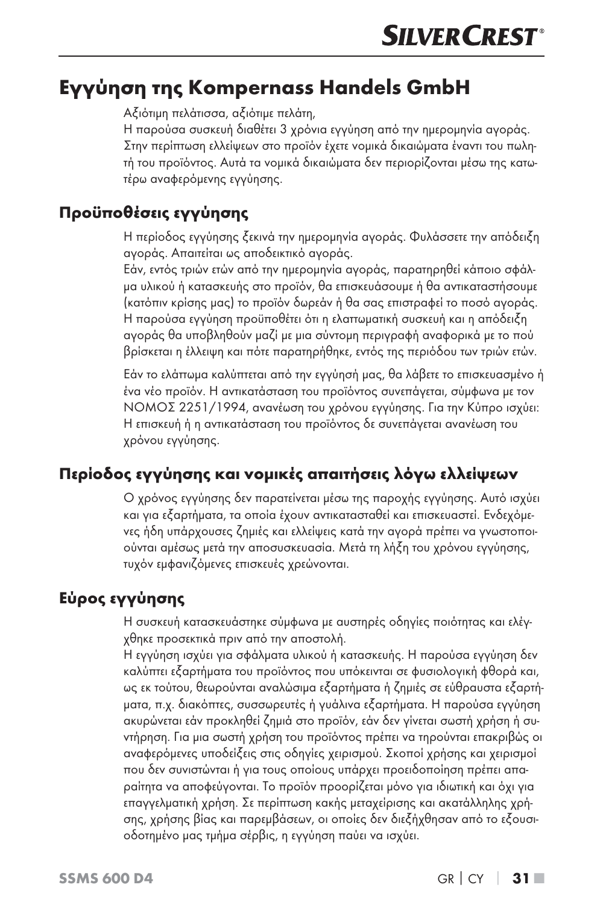# Εγγύηση της Kompernass Handels GmbH

Αξιότιμη πελάτισσα, αξιότιμε πελάτη,
Η παρούσα συσκευή διαθέτει 3 χρόνια εγγύηση από την ημερομηνία αγοράς. Στην περίπτωση ελλείψεων στο προϊόν έχετε νομικά δικαιώματα έναντι του πωλητή του προϊόντος. Αυτά τα νομικά δικαιώματα δεν περιορίζονται μέσω της κατωτέρω αναφερόμενης εγγύησης.

## Προϋποθέσεις εγγύησης

Η περίοδος εγγύησης ξεκινά την ημερομηνία αγοράς. Φυλάσσετε την απόδειξη αγοράς. Απαιτείται ως αποδεικτικό αγοράς.
Εάν, εντός τριών ετών από την ημερομηνία αγοράς, παρατηρηθεί κάποιο σφάλμα υλικού ή κατασκευής στο προϊόν, θα επισκευάσουμε ή θα αντικαταστήσουμε (κατόπιν κρίσης μας) το προϊόν δωρεάν ή θα σας επιστραφεί το ποσό αγοράς. Η παρούσα εγγύηση προϋποθέτει ότι η ελαττωματική συσκευή και η απόδειξη αγοράς θα υποβληθούν μαζί με μια σύντομη περιγραφή αναφορικά με το πού βρίσκεται η έλλειψη και πότε παρατηρήθηκε, εντός της περιόδου των τριών ετών.

Εάν το ελάττωμα καλύπτεται από την εγγύησή μας, θα λάβετε το επισκευασμένο ή ένα νέο προϊόν. Η αντικατάσταση του προϊόντος συνεπάγεται, σύμφωνα με τον ΝΟΜΟΣ 2251/1994, ανανέωση του χρόνου εγγύησης. Για την Κύπρο ισχύει: Η επισκευή ή η αντικατάσταση του προϊόντος δε συνεπάγεται ανανέωση του χρόνου εγγύησης.

## Περίοδος εγγύησης και νομικές απαιτήσεις λόγω ελλείψεων

Ο χρόνος εγγύησης δεν παρατείνεται μέσω της παροχής εγγύησης. Αυτό ισχύει και για εξαρτήματα, τα οποία έχουν αντικατασταθεί και επισκευαστεί. Ενδεχόμενες ήδη υπάρχουσες ζημιές και ελλείψεις κατά την αγορά πρέπει να γνωστοποιούνται αμέσως μετά την αποσυσκευασία. Μετά τη λήξη του χρόνου εγγύησης, τυχόν εμφανιζόμενες επισκευές χρεώνονται.

## Εύρος εγγύησης

Η συσκευή κατασκευάστηκε σύμφωνα με αυστηρές οδηγίες ποιότητας και ελέγχθηκε προσεκτικά πριν από την αποστολή.
Η εγγύηση ισχύει για σφάλματα υλικού ή κατασκευής. Η παρούσα εγγύηση δεν καλύπτει εξαρτήματα του προϊόντος που υπόκεινται σε φυσιολογική φθορά και, ως εκ τούτου, θεωρούνται αναλώσιμα εξαρτήματα ή ζημιές σε εύθραυστα εξαρτήματα, π.χ. διακόπτες, συσσωρευτές ή γυάλινα εξαρτήματα. Η παρούσα εγγύηση ακυρώνεται εάν προκληθεί ζημιά στο προϊόν, εάν δεν γίνεται σωστή χρήση ή συντήρηση. Για μια σωστή χρήση του προϊόντος πρέπει να τηρούνται επακριβώς οι αναφερόμενες υποδείξεις στις οδηγίες χειρισμού. Σκοποί χρήσης και χειρισμοί που δεν συνιστώνται ή για τους οποίους υπάρχει προειδοποίηση πρέπει απαραίτητα να αποφεύγονται. Το προϊόν προορίζεται μόνο για ιδιωτική και όχι για επαγγελματική χρήση. Σε περίπτωση κακής μεταχείρισης και ακατάλληλης χρήσης, χρήσης βίας και παρεμβάσεων, οι οποίες δεν διεξήχθησαν από το εξουσιοδοτημένο μας τμήμα σέρβις, η εγγύηση παύει να ισχύει.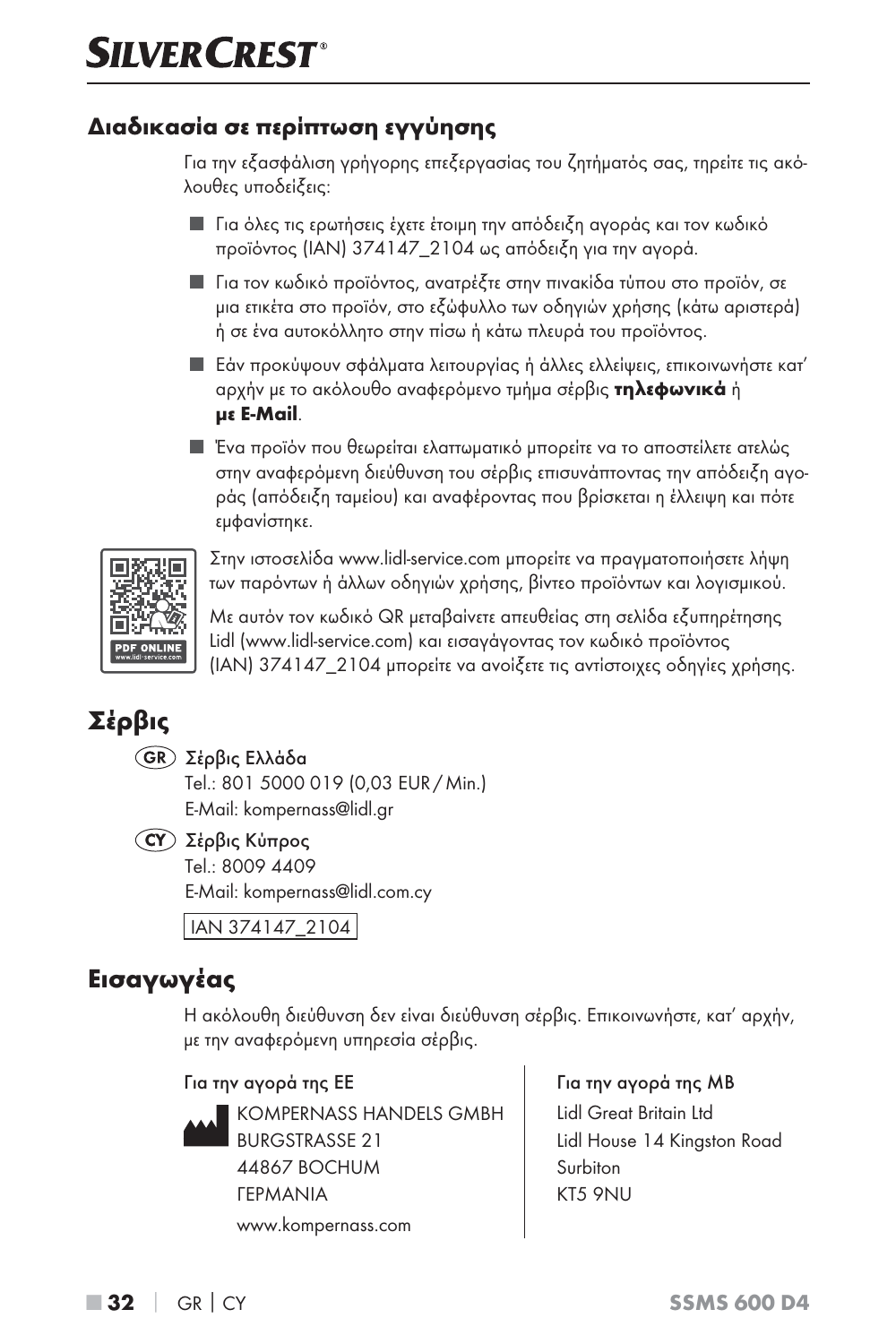## Διαδικασία σε περίπτωση εγγύησης

Για την εξασφάλιση γρήγορης επεξεργασίας του ζητήματός σας, τηρείτε τις ακόλουθες υποδείξεις:

- Για όλες τις ερωτήσεις έχετε έτοιμη την απόδειξη αγοράς και τον κωδικό προϊόντος (IAN) 374147_2104 ως απόδειξη για την αγορά.
- Για τον κωδικό προϊόντος, ανατρέξτε στην πινακίδα τύπου στο προϊόν, σε μια ετικέτα στο προϊόν, στο εξώφυλλο των οδηγιών χρήσης (κάτω αριστερά) ή σε ένα αυτοκόλλητο στην πίσω ή κάτω πλευρά του προϊόντος.
- Εάν προκύψουν σφάλματα λειτουργίας ή άλλες ελλείψεις, επικοινωνήστε κατ' αρχήν με το ακόλουθο αναφερόμενο τμήμα σέρβις **τηλεφωνικά** ή **με E-Mail**.
- Ένα προϊόν που θεωρείται ελαττωματικό μπορείτε να το αποστείλετε ατελώς στην αναφερόμενη διεύθυνση του σέρβις επισυνάπτοντας την απόδειξη αγοράς (απόδειξη ταμείου) και αναφέροντας που βρίσκεται η έλλειψη και πότε εμφανίστηκε.

PDF ONLINE www.lidl-service.com

Στην ιστοσελίδα www.lidl-service.com μπορείτε να πραγματοποιήσετε λήψη των παρόντων ή άλλων οδηγιών χρήσης, βίντεο προϊόντων και λογισμικού.

Με αυτόν τον κωδικό QR μεταβαίνετε απευθείας στη σελίδα εξυπηρέτησης Lidl (www.lidl-service.com) και εισαγάγοντας τον κωδικό προϊόντος (IAN) 374147_2104 μπορείτε να ανοίξετε τις αντίστοιχες οδηγίες χρήσης.

# Σέρβις

(GR) Σέρβις Ελλάδα
Tel.: 801 5000 019 (0,03 EUR / Min.)
E-Mail: kompernass@lidl.gr

(CY) Σέρβις Κύπρος
Tel.: 8009 4409
E-Mail: kompernass@lidl.com.cy

IAN 374147_2104

# Εισαγωγέας

Η ακόλουθη διεύθυνση δεν είναι διεύθυνση σέρβις. Επικοινωνήστε, κατ' αρχήν, με την αναφερόμενη υπηρεσία σέρβις.

Για την αγορά της ΕΕ

KOMPERNASS HANDELS GMBH
BURGSTRASSE 21
44867 BOCHUM
ΓΕΡΜΑΝΙΑ
www.kompernass.com

Για την αγορά της ΜΒ

Lidl Great Britain Ltd
Lidl House 14 Kingston Road
Surbiton
KT5 9NU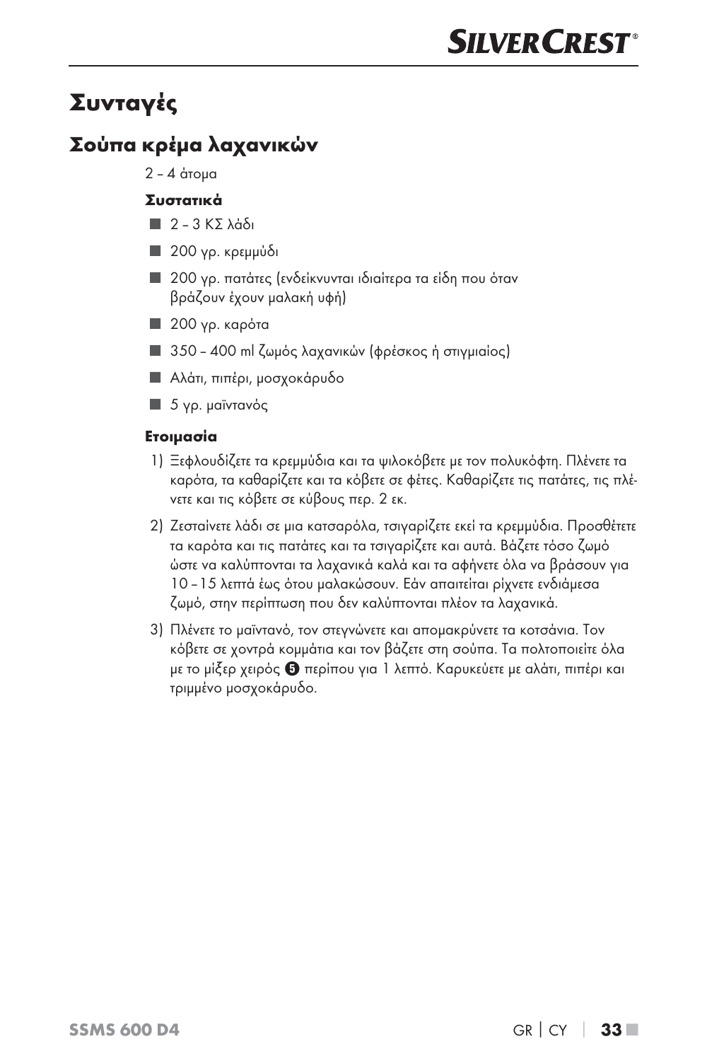# Συνταγές

## Σούπα κρέμα λαχανικών

2 – 4 άτομα

**Συστατικά**

- 2 – 3 ΚΣ λάδι
- 200 γρ. κρεμμύδι
- 200 γρ. πατάτες (ενδείκνυνται ιδιαίτερα τα είδη που όταν βράζουν έχουν μαλακή υφή)
- 200 γρ. καρότα
- 350 – 400 ml ζωμός λαχανικών (φρέσκος ή στιγμιαίος)
- Αλάτι, πιπέρι, μοσχοκάρυδο
- 5 γρ. μαϊντανός

**Ετοιμασία**

1) Ξεφλουδίζετε τα κρεμμύδια και τα ψιλοκόβετε με τον πολυκόφτη. Πλένετε τα καρότα, τα καθαρίζετε και τα κόβετε σε φέτες. Καθαρίζετε τις πατάτες, τις πλένετε και τις κόβετε σε κύβους περ. 2 εκ.
2) Ζεσταίνετε λάδι σε μια κατσαρόλα, τσιγαρίζετε εκεί τα κρεμμύδια. Προσθέτετε τα καρότα και τις πατάτες και τα τσιγαρίζετε και αυτά. Βάζετε τόσο ζωμό ώστε να καλύπτονται τα λαχανικά καλά και τα αφήνετε όλα να βράσουν για 10 – 15 λεπτά έως ότου μαλακώσουν. Εάν απαιτείται ρίχνετε ενδιάμεσα ζωμό, στην περίπτωση που δεν καλύπτονται πλέον τα λαχανικά.
3) Πλένετε το μαϊντανό, τον στεγνώνετε και απομακρύνετε τα κοτσάνια. Τον κόβετε σε χοντρά κομμάτια και τον βάζετε στη σούπα. Τα πολτοποιείτε όλα με το μίξερ χειρός ❺ περίπου για 1 λεπτό. Καρυκεύετε με αλάτι, πιπέρι και τριμμένο μοσχοκάρυδο.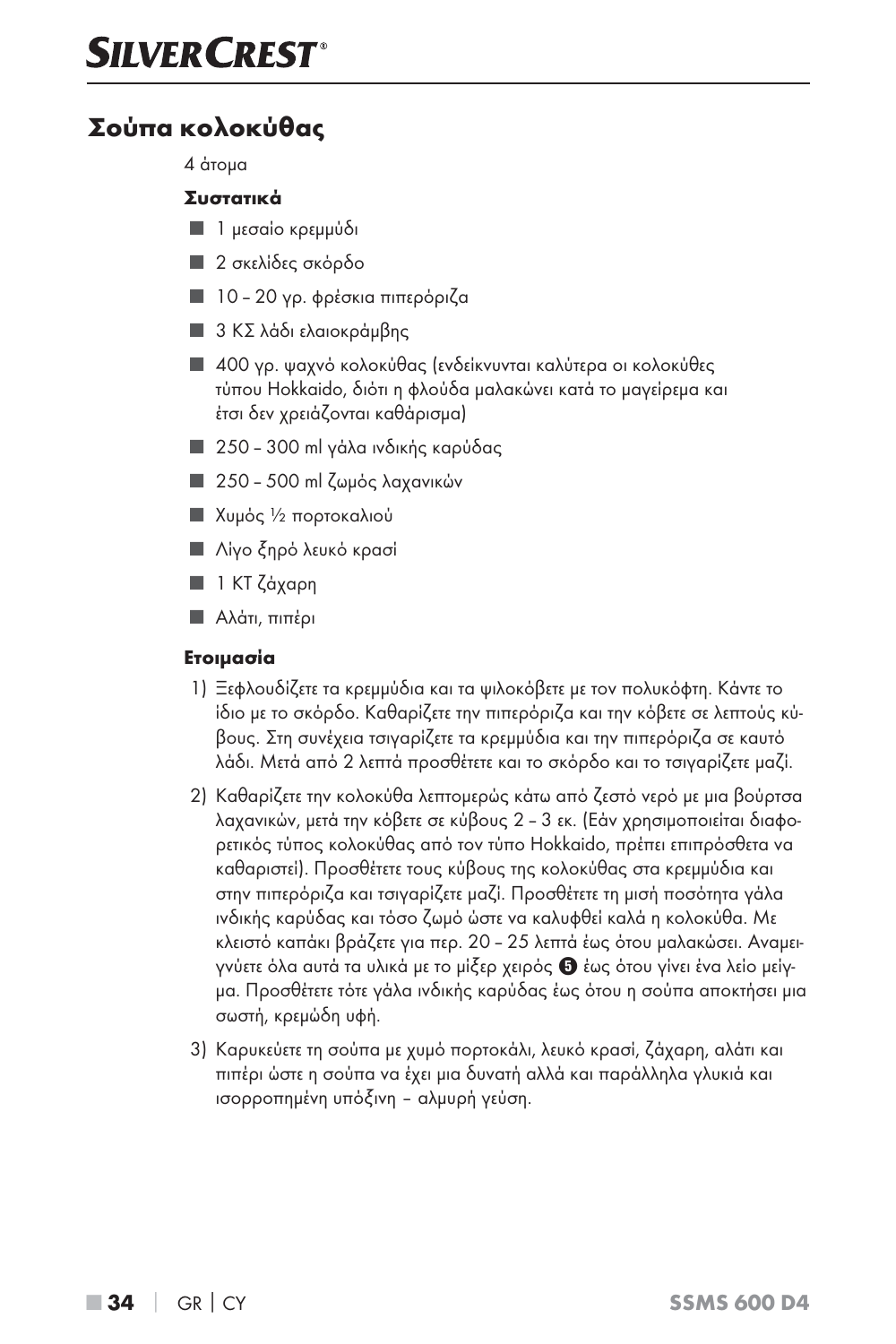## Σούπα κολοκύθας

4 άτομα

**Συστατικά**

- 1 μεσαίο κρεμμύδι
- 2 σκελίδες σκόρδο
- 10 – 20 γρ. φρέσκια πιπερόριζα
- 3 ΚΣ λάδι ελαιοκράμβης
- 400 γρ. ψαχνό κολοκύθας (ενδείκνυνται καλύτερα οι κολοκύθες τύπου Hokkaido, διότι η φλούδα μαλακώνει κατά το μαγείρεμα και έτσι δεν χρειάζονται καθάρισμα)
- 250 – 300 ml γάλα ινδικής καρύδας
- 250 – 500 ml ζωμός λαχανικών
- Χυμός ½ πορτοκαλιού
- Λίγο ξηρό λευκό κρασί
- 1 ΚΤ ζάχαρη
- Αλάτι, πιπέρι

**Ετοιμασία**

1) Ξεφλουδίζετε τα κρεμμύδια και τα ψιλοκόβετε με τον πολυκόφτη. Κάντε το ίδιο με το σκόρδο. Καθαρίζετε την πιπερόριζα και την κόβετε σε λεπτούς κύβους. Στη συνέχεια τσιγαρίζετε τα κρεμμύδια και την πιπερόριζα σε καυτό λάδι. Μετά από 2 λεπτά προσθέτετε και το σκόρδο και το τσιγαρίζετε μαζί.
2) Καθαρίζετε την κολοκύθα λεπτομερώς κάτω από ζεστό νερό με μια βούρτσα λαχανικών, μετά την κόβετε σε κύβους 2 – 3 εκ. (Εάν χρησιμοποιείται διαφορετικός τύπος κολοκύθας από τον τύπο Hokkaido, πρέπει επιπρόσθετα να καθαριστεί). Προσθέτετε τους κύβους της κολοκύθας στα κρεμμύδια και στην πιπερόριζα και τσιγαρίζετε μαζί. Προσθέτετε τη μισή ποσότητα γάλα ινδικής καρύδας και τόσο ζωμό ώστε να καλυφθεί καλά η κολοκύθα. Με κλειστό καπάκι βράζετε για περ. 20 – 25 λεπτά έως ότου μαλακώσει. Αναμειγνύετε όλα αυτά τα υλικά με το μίξερ χειρός ❺ έως ότου γίνει ένα λείο μείγμα. Προσθέτετε τότε γάλα ινδικής καρύδας έως ότου η σούπα αποκτήσει μια σωστή, κρεμώδη υφή.
3) Καρυκεύετε τη σούπα με χυμό πορτοκάλι, λευκό κρασί, ζάχαρη, αλάτι και πιπέρι ώστε η σούπα να έχει μια δυνατή αλλά και παράλληλα γλυκιά και ισορροπημένη υπόξινη – αλμυρή γεύση.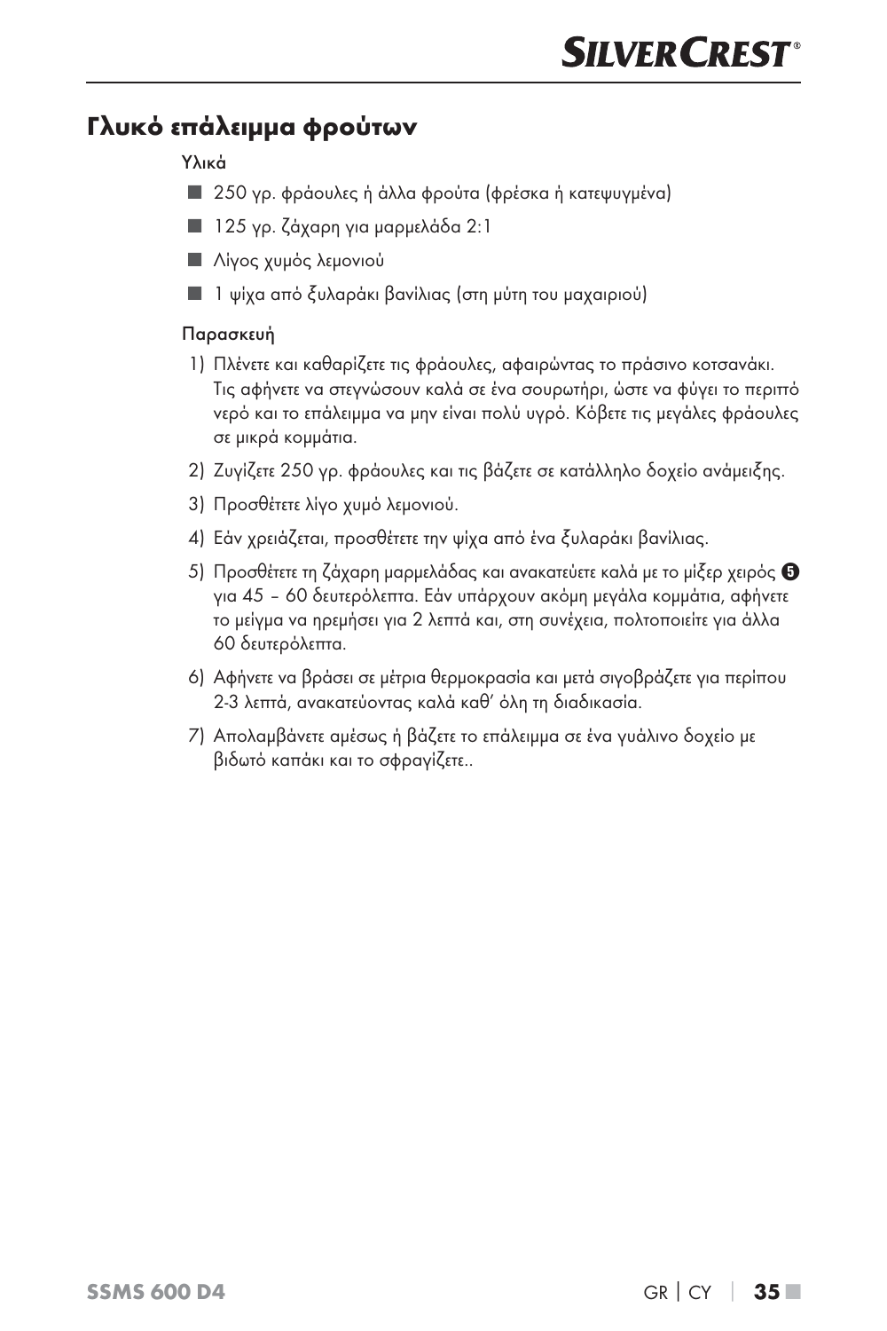## Γλυκό επάλειμμα φρούτων

Υλικά

- 250 γρ. φράουλες ή άλλα φρούτα (φρέσκα ή κατεψυγμένα)
- 125 γρ. ζάχαρη για μαρμελάδα 2:1
- Λίγος χυμός λεμονιού
- 1 ψίχα από ξυλαράκι βανίλιας (στη μύτη του μαχαιριού)

Παρασκευή

1) Πλένετε και καθαρίζετε τις φράουλες, αφαιρώντας το πράσινο κοτσανάκι. Τις αφήνετε να στεγνώσουν καλά σε ένα σουρωτήρι, ώστε να φύγει το περιττό νερό και το επάλειμμα να μην είναι πολύ υγρό. Κόβετε τις μεγάλες φράουλες σε μικρά κομμάτια.
2) Ζυγίζετε 250 γρ. φράουλες και τις βάζετε σε κατάλληλο δοχείο ανάμειξης.
3) Προσθέτετε λίγο χυμό λεμονιού.
4) Εάν χρειάζεται, προσθέτετε την ψίχα από ένα ξυλαράκι βανίλιας.
5) Προσθέτετε τη ζάχαρη μαρμελάδας και ανακατεύετε καλά με το μίξερ χειρός ❺ για 45 – 60 δευτερόλεπτα. Εάν υπάρχουν ακόμη μεγάλα κομμάτια, αφήνετε το μείγμα να ηρεμήσει για 2 λεπτά και, στη συνέχεια, πολτοποιείτε για άλλα 60 δευτερόλεπτα.
6) Αφήνετε να βράσει σε μέτρια θερμοκρασία και μετά σιγοβράζετε για περίπου 2-3 λεπτά, ανακατεύοντας καλά καθ' όλη τη διαδικασία.
7) Απολαμβάνετε αμέσως ή βάζετε το επάλειμμα σε ένα γυάλινο δοχείο με βιδωτό καπάκι και το σφραγίζετε..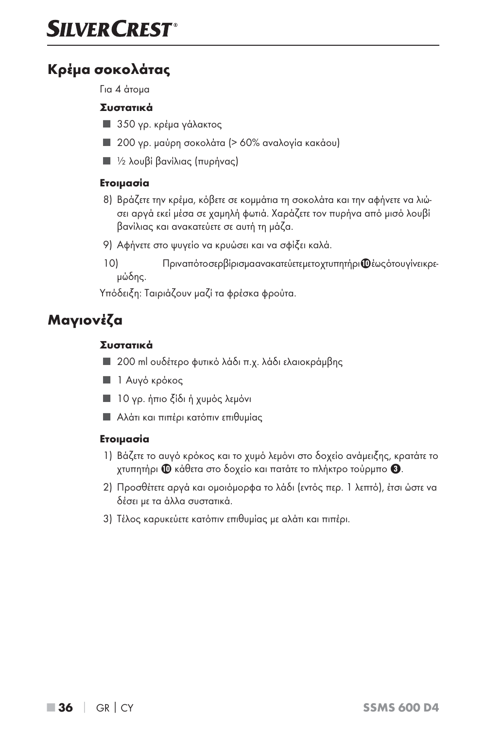## Κρέμα σοκολάτας

Για 4 άτομα

**Συστατικά**

- 350 γρ. κρέμα γάλακτος
- 200 γρ. μαύρη σοκολάτα (> 60% αναλογία κακάου)
- ½ λουβί βανίλιας (πυρήνας)

**Ετοιμασία**

8) Βράζετε την κρέμα, κόβετε σε κομμάτια τη σοκολάτα και την αφήνετε να λιώσει αργά εκεί μέσα σε χαμηλή φωτιά. Χαράζετε τον πυρήνα από μισό λουβί βανίλιας και ανακατεύετε σε αυτή τη μάζα.
9) Αφήνετε στο ψυγείο να κρυώσει και να σφίξει καλά.
10) Πριν από το σερβίρισμα ανακατεύετε με το χτυπητήρι ⑩ έως ότου γίνει κρεμώδης.

Υπόδειξη: Ταιριάζουν μαζί τα φρέσκα φρούτα.

## Μαγιονέζα

**Συστατικά**

- 200 ml ουδέτερο φυτικό λάδι π.χ. λάδι ελαιοκράμβης
- 1 Αυγό κρόκος
- 10 γρ. ήπιο ξίδι ή χυμός λεμόνι
- Αλάτι και πιπέρι κατόπιν επιθυμίας

**Ετοιμασία**

1) Βάζετε το αυγό κρόκος και το χυμό λεμόνι στο δοχείο ανάμειξης, κρατάτε το χτυπητήρι ⑩ κάθετα στο δοχείο και πατάτε το πλήκτρο τούρμπο ❸.
2) Προσθέτετε αργά και ομοιόμορφα το λάδι (εντός περ. 1 λεπτό), έτσι ώστε να δέσει με τα άλλα συστατικά.
3) Τέλος καρυκεύετε κατόπιν επιθυμίας με αλάτι και πιπέρι.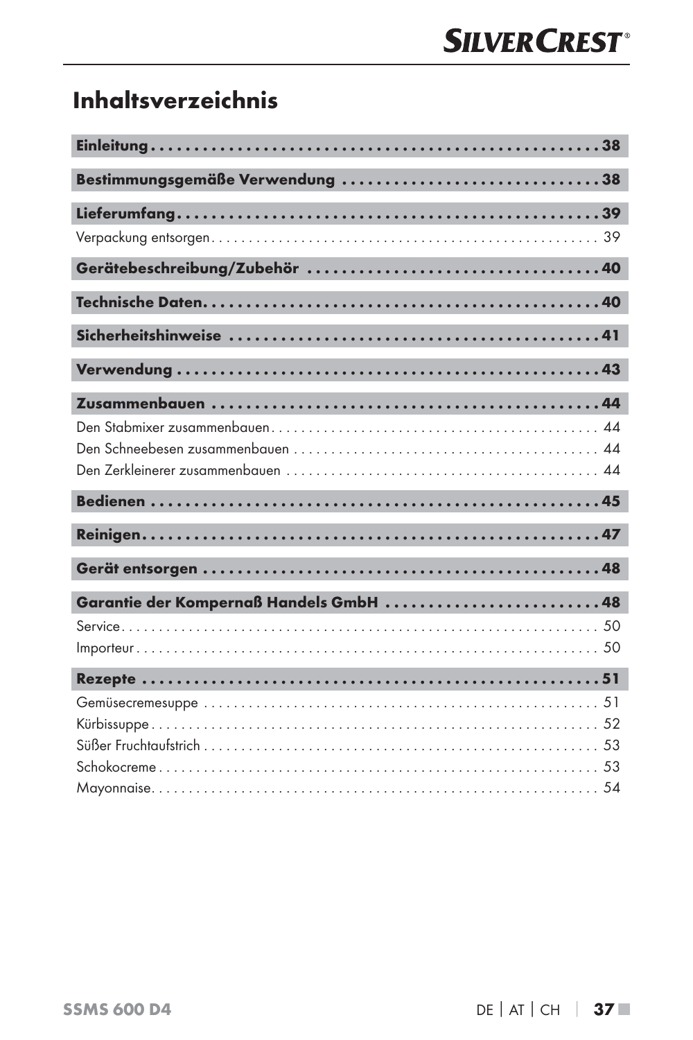# Inhaltsverzeichnis

| | |
|---|---|
| **Einleitung** | **38** |
| **Bestimmungsgemäße Verwendung** | **38** |
| **Lieferumfang** | **39** |
| Verpackung entsorgen | 39 |
| **Gerätebeschreibung/Zubehör** | **40** |
| **Technische Daten** | **40** |
| **Sicherheitshinweise** | **41** |
| **Verwendung** | **43** |
| **Zusammenbauen** | **44** |
| Den Stabmixer zusammenbauen | 44 |
| Den Schneebesen zusammenbauen | 44 |
| Den Zerkleinerer zusammenbauen | 44 |
| **Bedienen** | **45** |
| **Reinigen** | **47** |
| **Gerät entsorgen** | **48** |
| **Garantie der Kompernaß Handels GmbH** | **48** |
| Service | 50 |
| Importeur | 50 |
| **Rezepte** | **51** |
| Gemüsecremesuppe | 51 |
| Kürbissuppe | 52 |
| Süßer Fruchtaufstrich | 53 |
| Schokocreme | 53 |
| Mayonnaise | 54 |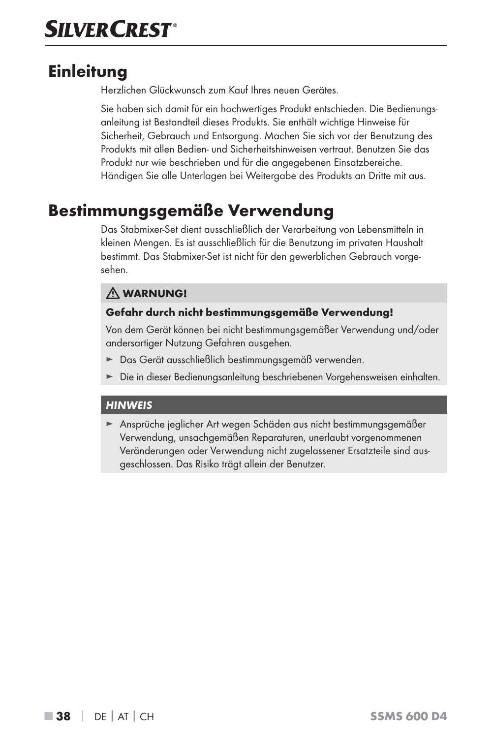# Einleitung

Herzlichen Glückwunsch zum Kauf Ihres neuen Gerätes.

Sie haben sich damit für ein hochwertiges Produkt entschieden. Die Bedienungsanleitung ist Bestandteil dieses Produkts. Sie enthält wichtige Hinweise für Sicherheit, Gebrauch und Entsorgung. Machen Sie sich vor der Benutzung des Produkts mit allen Bedien- und Sicherheitshinweisen vertraut. Benutzen Sie das Produkt nur wie beschrieben und für die angegebenen Einsatzbereiche. Händigen Sie alle Unterlagen bei Weitergabe des Produkts an Dritte mit aus.

# Bestimmungsgemäße Verwendung

Das Stabmixer-Set dient ausschließlich der Verarbeitung von Lebensmitteln in kleinen Mengen. Es ist ausschließlich für die Benutzung im privaten Haushalt bestimmt. Das Stabmixer-Set ist nicht für den gewerblichen Gebrauch vorgesehen.

**⚠ WARNUNG!**

**Gefahr durch nicht bestimmungsgemäße Verwendung!**

Von dem Gerät können bei nicht bestimmungsgemäßer Verwendung und/oder andersartiger Nutzung Gefahren ausgehen.

- Das Gerät ausschließlich bestimmungsgemäß verwenden.
- Die in dieser Bedienungsanleitung beschriebenen Vorgehensweisen einhalten.

***HINWEIS***

- Ansprüche jeglicher Art wegen Schäden aus nicht bestimmungsgemäßer Verwendung, unsachgemäßen Reparaturen, unerlaubt vorgenommenen Veränderungen oder Verwendung nicht zugelassener Ersatzteile sind ausgeschlossen. Das Risiko trägt allein der Benutzer.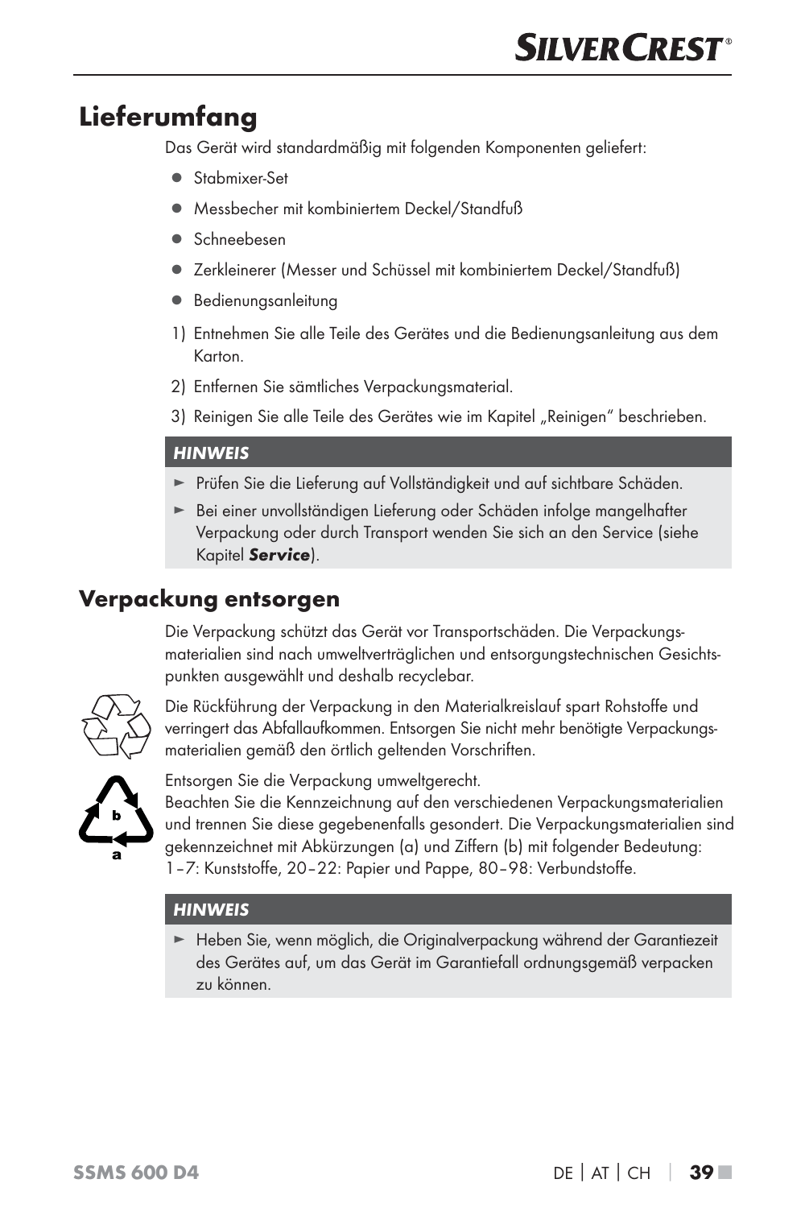# Lieferumfang

Das Gerät wird standardmäßig mit folgenden Komponenten geliefert:

- Stabmixer-Set
- Messbecher mit kombiniertem Deckel/Standfuß
- Schneebesen
- Zerkleinerer (Messer und Schüssel mit kombiniertem Deckel/Standfuß)
- Bedienungsanleitung

1) Entnehmen Sie alle Teile des Gerätes und die Bedienungsanleitung aus dem Karton.
2) Entfernen Sie sämtliches Verpackungsmaterial.
3) Reinigen Sie alle Teile des Gerätes wie im Kapitel „Reinigen" beschrieben.

***HINWEIS***

- ► Prüfen Sie die Lieferung auf Vollständigkeit und auf sichtbare Schäden.
- ► Bei einer unvollständigen Lieferung oder Schäden infolge mangelhafter Verpackung oder durch Transport wenden Sie sich an den Service (siehe Kapitel ***Service***).

## Verpackung entsorgen

Die Verpackung schützt das Gerät vor Transportschäden. Die Verpackungsmaterialien sind nach umweltverträglichen und entsorgungstechnischen Gesichtspunkten ausgewählt und deshalb recyclebar.

Die Rückführung der Verpackung in den Materialkreislauf spart Rohstoffe und verringert das Abfallaufkommen. Entsorgen Sie nicht mehr benötigte Verpackungsmaterialien gemäß den örtlich geltenden Vorschriften.

Entsorgen Sie die Verpackung umweltgerecht.
Beachten Sie die Kennzeichnung auf den verschiedenen Verpackungsmaterialien und trennen Sie diese gegebenenfalls gesondert. Die Verpackungsmaterialien sind gekennzeichnet mit Abkürzungen (a) und Ziffern (b) mit folgender Bedeutung: 1–7: Kunststoffe, 20–22: Papier und Pappe, 80–98: Verbundstoffe.

***HINWEIS***

- ► Heben Sie, wenn möglich, die Originalverpackung während der Garantiezeit des Gerätes auf, um das Gerät im Garantiefall ordnungsgemäß verpacken zu können.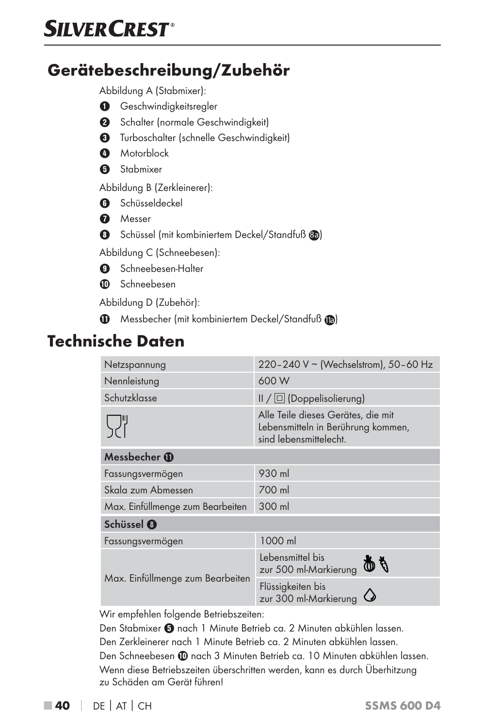# Gerätebeschreibung/Zubehör

Abbildung A (Stabmixer):

1. Geschwindigkeitsregler
2. Schalter (normale Geschwindigkeit)
3. Turboschalter (schnelle Geschwindigkeit)
4. Motorblock
5. Stabmixer

Abbildung B (Zerkleinerer):

6. Schüsseldeckel
7. Messer
8. Schüssel (mit kombiniertem Deckel/Standfuß 8a)

Abbildung C (Schneebesen):

9. Schneebesen-Halter
10. Schneebesen

Abbildung D (Zubehör):

11. Messbecher (mit kombiniertem Deckel/Standfuß 11a)

# Technische Daten

| Netzspannung | 220–240 V ~ (Wechselstrom), 50–60 Hz |
|---|---|
| Nennleistung | 600 W |
| Schutzklasse | II / ▢ (Doppelisolierung) |
| (Lebensmittelecht-Symbol) | Alle Teile dieses Gerätes, die mit Lebensmitteln in Berührung kommen, sind lebensmittelecht. |
| **Messbecher 11** | |
| Fassungsvermögen | 930 ml |
| Skala zum Abmessen | 700 ml |
| Max. Einfüllmenge zum Bearbeiten | 300 ml |
| **Schüssel 8** | |
| Fassungsvermögen | 1000 ml |
| Max. Einfüllmenge zum Bearbeiten | Lebensmittel bis zur 500 ml-Markierung |
| | Flüssigkeiten bis zur 300 ml-Markierung |

Wir empfehlen folgende Betriebszeiten:

Den Stabmixer 5 nach 1 Minute Betrieb ca. 2 Minuten abkühlen lassen.

Den Zerkleinerer nach 1 Minute Betrieb ca. 2 Minuten abkühlen lassen.

Den Schneebesen 10 nach 3 Minuten Betrieb ca. 10 Minuten abkühlen lassen.

Wenn diese Betriebszeiten überschritten werden, kann es durch Überhitzung zu Schäden am Gerät führen!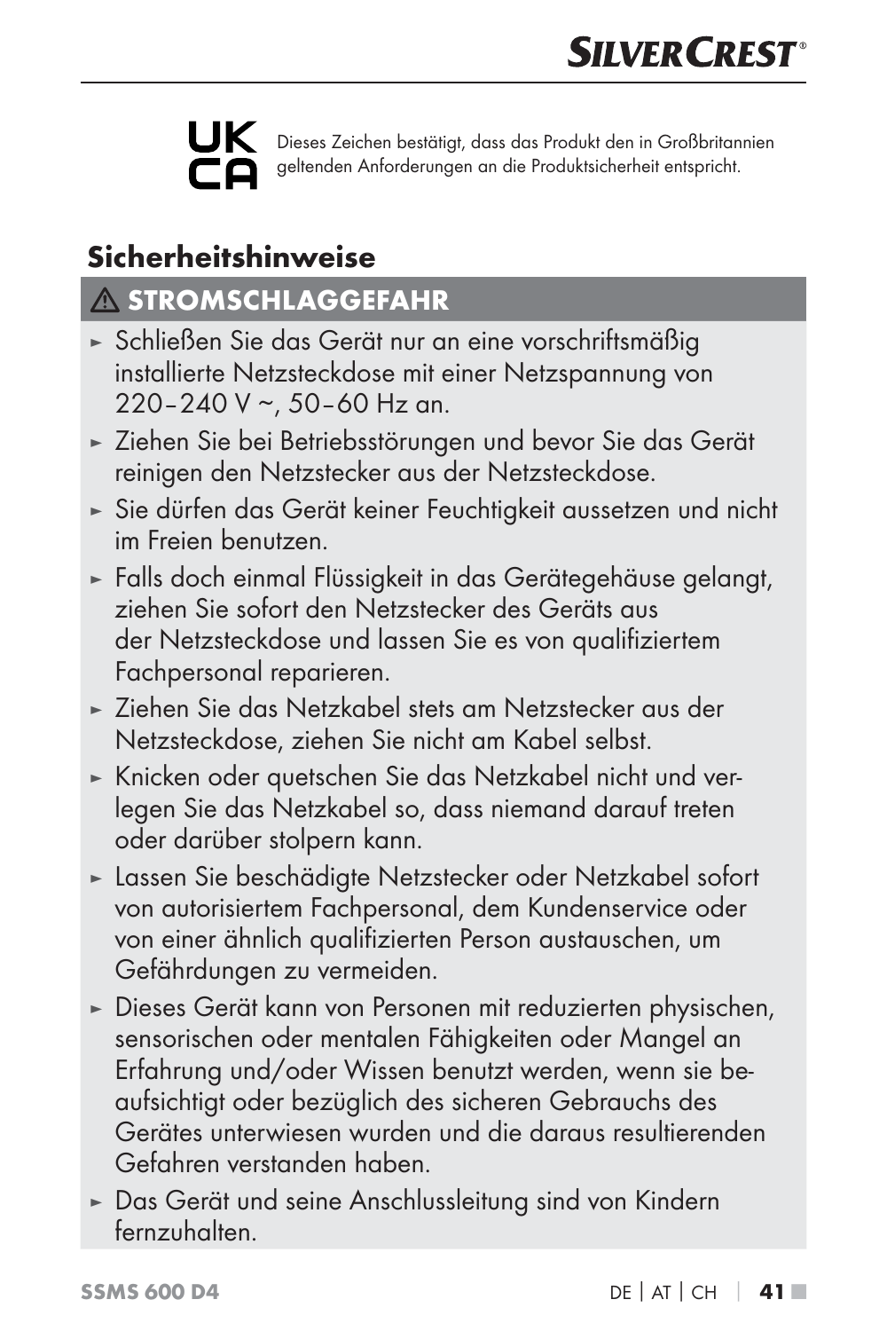**UK CA** Dieses Zeichen bestätigt, dass das Produkt den in Großbritannien geltenden Anforderungen an die Produktsicherheit entspricht.

## Sicherheitshinweise

### ⚠ STROMSCHLAGGEFAHR

- Schließen Sie das Gerät nur an eine vorschriftsmäßig installierte Netzsteckdose mit einer Netzspannung von 220–240 V ~, 50–60 Hz an.
- Ziehen Sie bei Betriebsstörungen und bevor Sie das Gerät reinigen den Netzstecker aus der Netzsteckdose.
- Sie dürfen das Gerät keiner Feuchtigkeit aussetzen und nicht im Freien benutzen.
- Falls doch einmal Flüssigkeit in das Gerätegehäuse gelangt, ziehen Sie sofort den Netzstecker des Geräts aus der Netzsteckdose und lassen Sie es von qualifiziertem Fachpersonal reparieren.
- Ziehen Sie das Netzkabel stets am Netzstecker aus der Netzsteckdose, ziehen Sie nicht am Kabel selbst.
- Knicken oder quetschen Sie das Netzkabel nicht und verlegen Sie das Netzkabel so, dass niemand darauf treten oder darüber stolpern kann.
- Lassen Sie beschädigte Netzstecker oder Netzkabel sofort von autorisiertem Fachpersonal, dem Kundenservice oder von einer ähnlich qualifizierten Person austauschen, um Gefährdungen zu vermeiden.
- Dieses Gerät kann von Personen mit reduzierten physischen, sensorischen oder mentalen Fähigkeiten oder Mangel an Erfahrung und/oder Wissen benutzt werden, wenn sie beaufsichtigt oder bezüglich des sicheren Gebrauchs des Gerätes unterwiesen wurden und die daraus resultierenden Gefahren verstanden haben.
- Das Gerät und seine Anschlussleitung sind von Kindern fernzuhalten.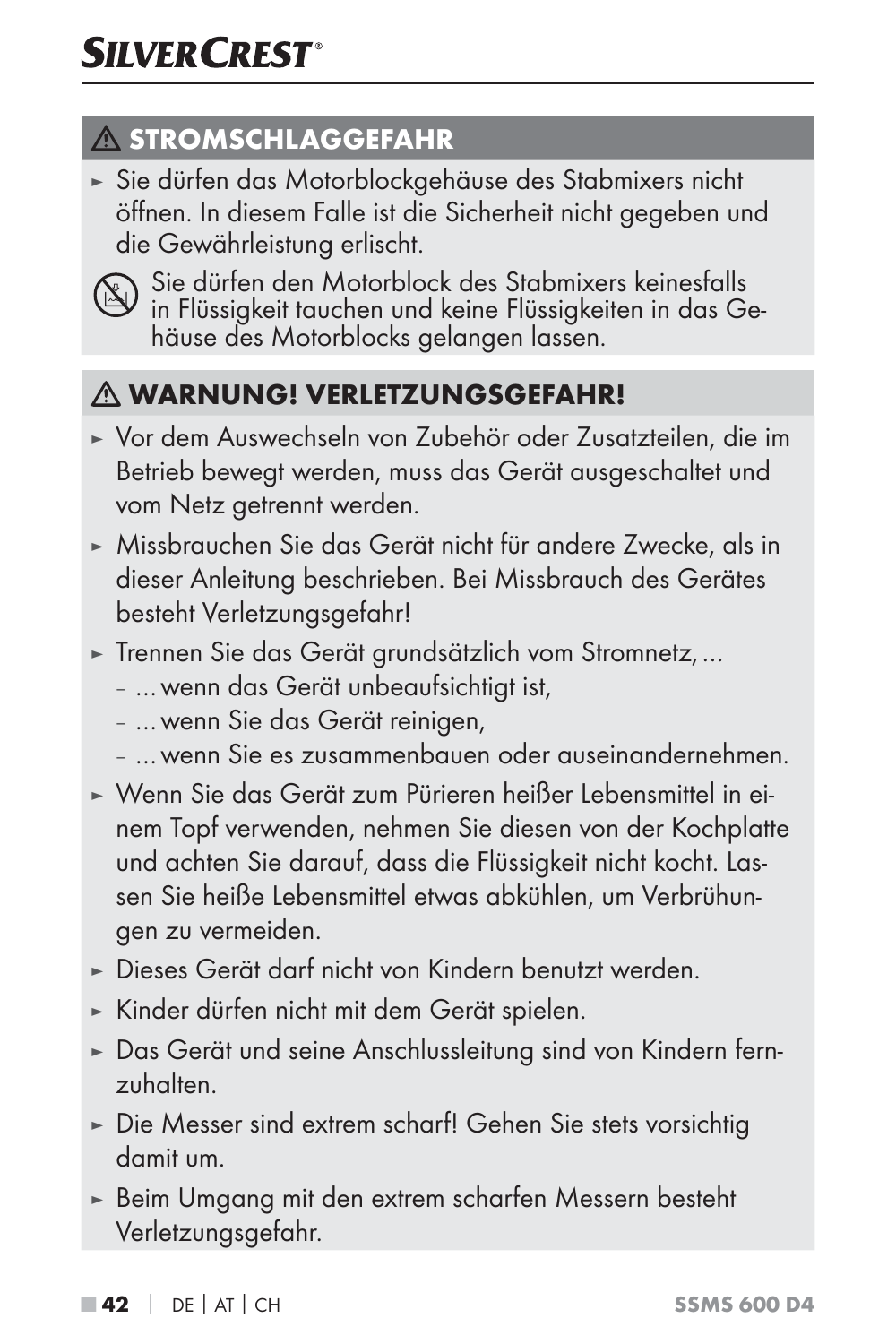## ⚠ STROMSCHLAGGEFAHR

- Sie dürfen das Motorblockgehäuse des Stabmixers nicht öffnen. In diesem Falle ist die Sicherheit nicht gegeben und die Gewährleistung erlischt.

Sie dürfen den Motorblock des Stabmixers keinesfalls in Flüssigkeit tauchen und keine Flüssigkeiten in das Gehäuse des Motorblocks gelangen lassen.

## ⚠ WARNUNG! VERLETZUNGSGEFAHR!

- Vor dem Auswechseln von Zubehör oder Zusatzteilen, die im Betrieb bewegt werden, muss das Gerät ausgeschaltet und vom Netz getrennt werden.
- Missbrauchen Sie das Gerät nicht für andere Zwecke, als in dieser Anleitung beschrieben. Bei Missbrauch des Gerätes besteht Verletzungsgefahr!
- Trennen Sie das Gerät grundsätzlich vom Stromnetz, ...
  - ... wenn das Gerät unbeaufsichtigt ist,
  - ... wenn Sie das Gerät reinigen,
  - ... wenn Sie es zusammenbauen oder auseinandernehmen.
- Wenn Sie das Gerät zum Pürieren heißer Lebensmittel in einem Topf verwenden, nehmen Sie diesen von der Kochplatte und achten Sie darauf, dass die Flüssigkeit nicht kocht. Lassen Sie heiße Lebensmittel etwas abkühlen, um Verbrühungen zu vermeiden.
- Dieses Gerät darf nicht von Kindern benutzt werden.
- Kinder dürfen nicht mit dem Gerät spielen.
- Das Gerät und seine Anschlussleitung sind von Kindern fernzuhalten.
- Die Messer sind extrem scharf! Gehen Sie stets vorsichtig damit um.
- Beim Umgang mit den extrem scharfen Messern besteht Verletzungsgefahr.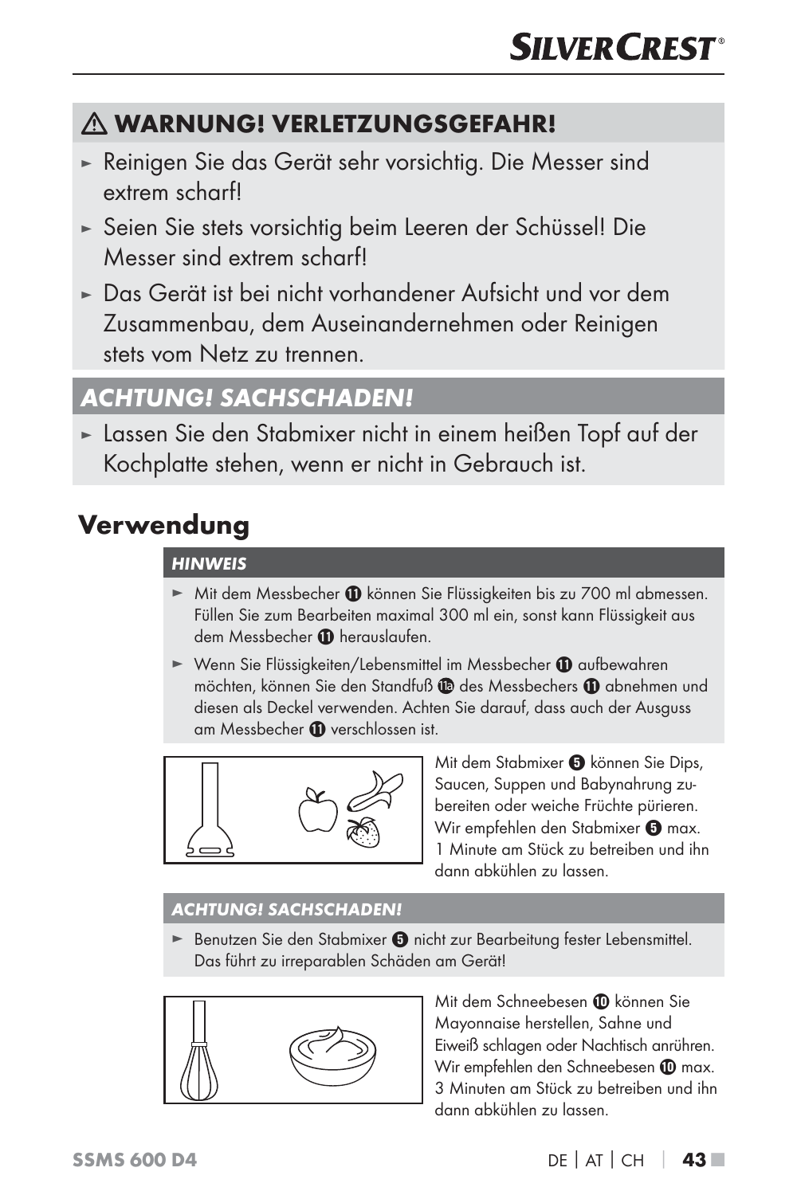## ⚠ WARNUNG! VERLETZUNGSGEFAHR!

- Reinigen Sie das Gerät sehr vorsichtig. Die Messer sind extrem scharf!
- Seien Sie stets vorsichtig beim Leeren der Schüssel! Die Messer sind extrem scharf!
- Das Gerät ist bei nicht vorhandener Aufsicht und vor dem Zusammenbau, dem Auseinandernehmen oder Reinigen stets vom Netz zu trennen.

### *ACHTUNG! SACHSCHADEN!*

- Lassen Sie den Stabmixer nicht in einem heißen Topf auf der Kochplatte stehen, wenn er nicht in Gebrauch ist.

# Verwendung

***HINWEIS***

- Mit dem Messbecher ⓫ können Sie Flüssigkeiten bis zu 700 ml abmessen. Füllen Sie zum Bearbeiten maximal 300 ml ein, sonst kann Flüssigkeit aus dem Messbecher ⓫ herauslaufen.
- Wenn Sie Flüssigkeiten/Lebensmittel im Messbecher ⓫ aufbewahren möchten, können Sie den Standfuß 11a des Messbechers ⓫ abnehmen und diesen als Deckel verwenden. Achten Sie darauf, dass auch der Ausguss am Messbecher ⓫ verschlossen ist.

Mit dem Stabmixer ❺ können Sie Dips, Saucen, Suppen und Babynahrung zubereiten oder weiche Früchte pürieren. Wir empfehlen den Stabmixer ❺ max. 1 Minute am Stück zu betreiben und ihn dann abkühlen zu lassen.

***ACHTUNG! SACHSCHADEN!***

- Benutzen Sie den Stabmixer ❺ nicht zur Bearbeitung fester Lebensmittel. Das führt zu irreparablen Schäden am Gerät!

Mit dem Schneebesen ❿ können Sie Mayonnaise herstellen, Sahne und Eiweiß schlagen oder Nachtisch anrühren. Wir empfehlen den Schneebesen ❿ max. 3 Minuten am Stück zu betreiben und ihn dann abkühlen zu lassen.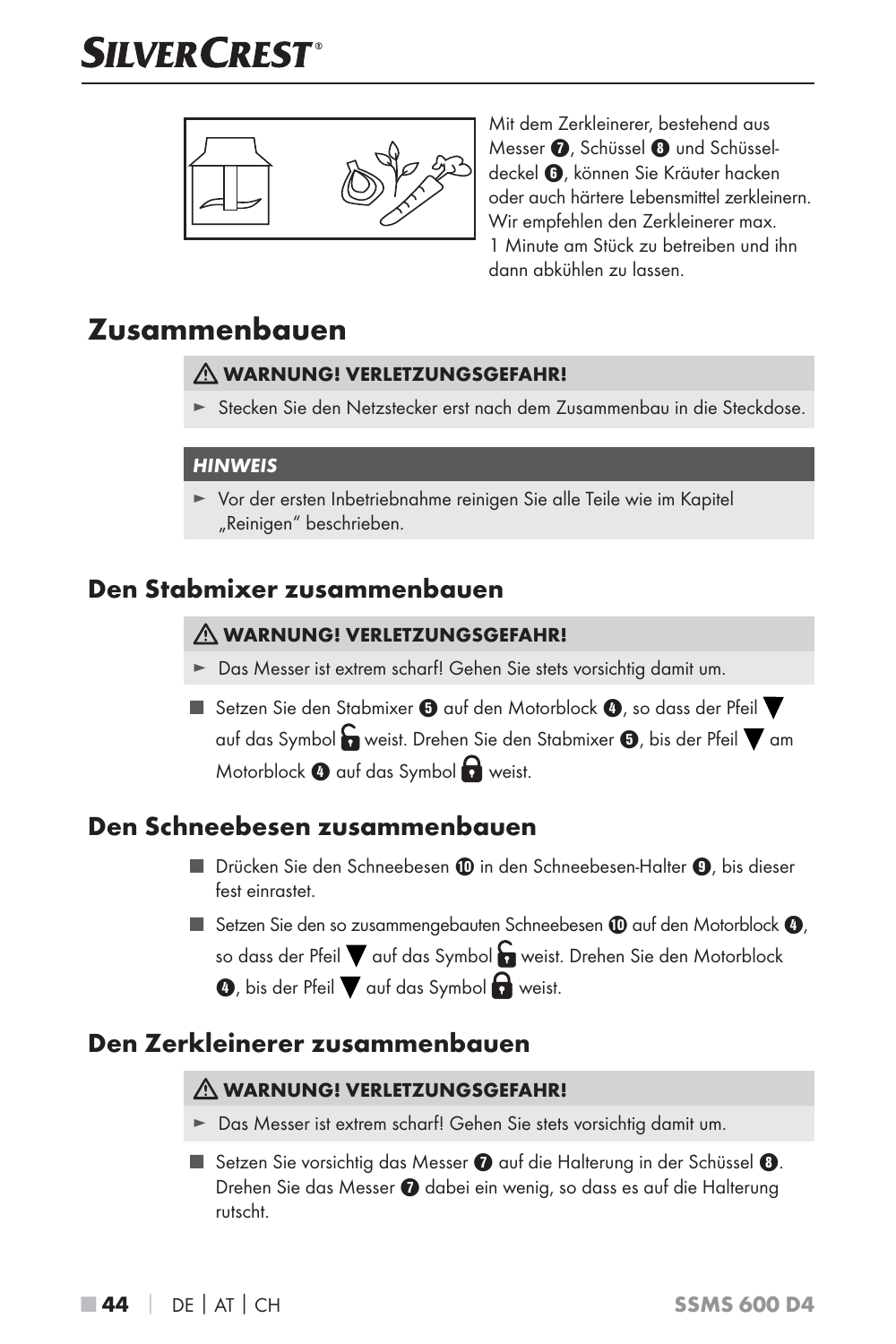Mit dem Zerkleinerer, bestehend aus Messer ❼, Schüssel ❽ und Schüsseldeckel ❻, können Sie Kräuter hacken oder auch härtere Lebensmittel zerkleinern. Wir empfehlen den Zerkleinerer max. 1 Minute am Stück zu betreiben und ihn dann abkühlen zu lassen.

# Zusammenbauen

**⚠ WARNUNG! VERLETZUNGSGEFAHR!**

► Stecken Sie den Netzstecker erst nach dem Zusammenbau in die Steckdose.

***HINWEIS***

► Vor der ersten Inbetriebnahme reinigen Sie alle Teile wie im Kapitel „Reinigen“ beschrieben.

## Den Stabmixer zusammenbauen

**⚠ WARNUNG! VERLETZUNGSGEFAHR!**

► Das Messer ist extrem scharf! Gehen Sie stets vorsichtig damit um.

- Setzen Sie den Stabmixer ❺ auf den Motorblock ❹, so dass der Pfeil ▼ auf das Symbol 🔓 weist. Drehen Sie den Stabmixer ❺, bis der Pfeil ▼ am Motorblock ❹ auf das Symbol 🔒 weist.

## Den Schneebesen zusammenbauen

- Drücken Sie den Schneebesen ❿ in den Schneebesen-Halter ❾, bis dieser fest einrastet.
- Setzen Sie den so zusammengebauten Schneebesen ❿ auf den Motorblock ❹, so dass der Pfeil ▼ auf das Symbol 🔓 weist. Drehen Sie den Motorblock ❹, bis der Pfeil ▼ auf das Symbol 🔒 weist.

## Den Zerkleinerer zusammenbauen

**⚠ WARNUNG! VERLETZUNGSGEFAHR!**

► Das Messer ist extrem scharf! Gehen Sie stets vorsichtig damit um.

- Setzen Sie vorsichtig das Messer ❼ auf die Halterung in der Schüssel ❽. Drehen Sie das Messer ❼ dabei ein wenig, so dass es auf die Halterung rutscht.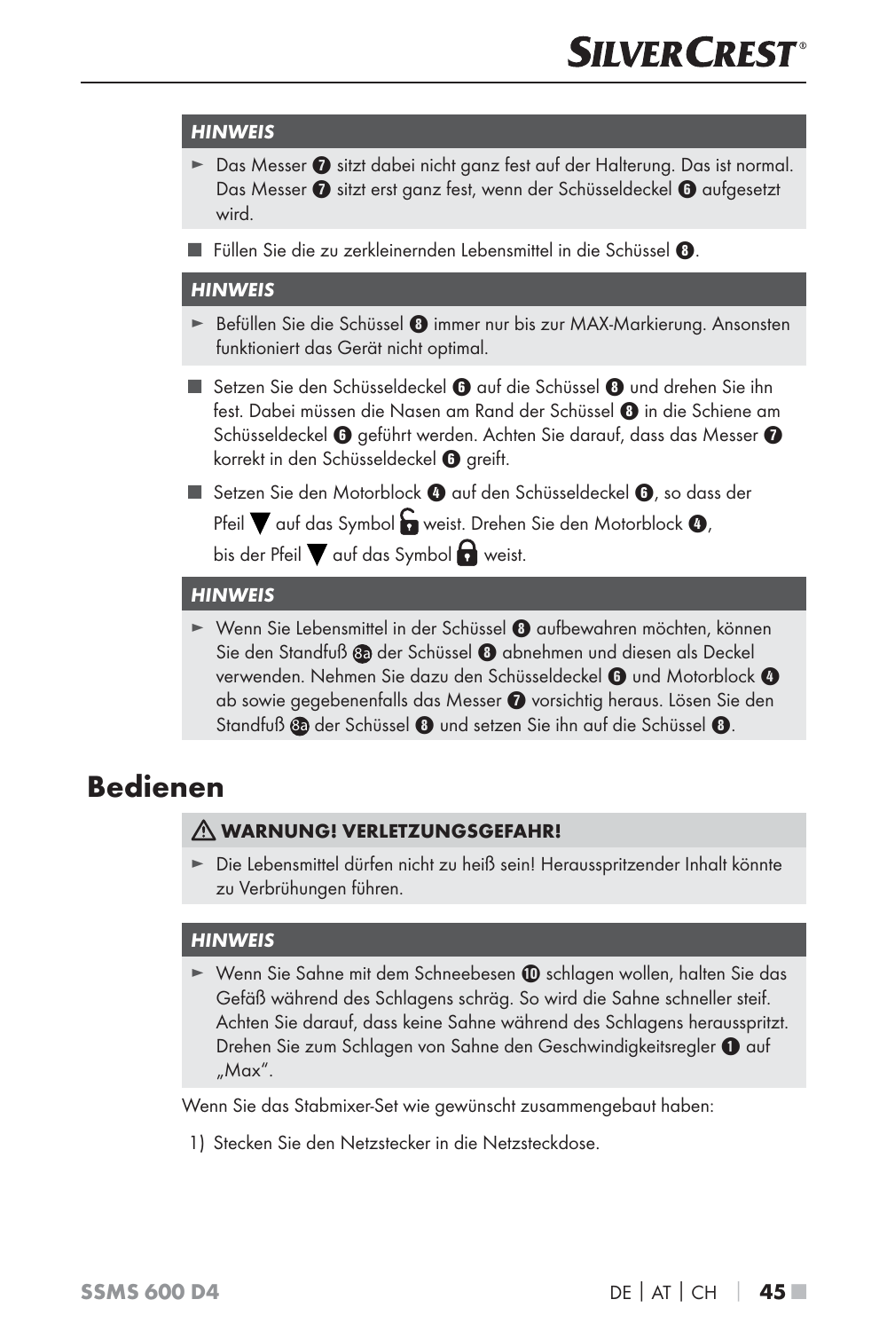**HINWEIS**

- Das Messer ❼ sitzt dabei nicht ganz fest auf der Halterung. Das ist normal. Das Messer ❼ sitzt erst ganz fest, wenn der Schüsseldeckel ❻ aufgesetzt wird.

■ Füllen Sie die zu zerkleinernden Lebensmittel in die Schüssel ❽.

**HINWEIS**

- Befüllen Sie die Schüssel ❽ immer nur bis zur MAX-Markierung. Ansonsten funktioniert das Gerät nicht optimal.

■ Setzen Sie den Schüsseldeckel ❻ auf die Schüssel ❽ und drehen Sie ihn fest. Dabei müssen die Nasen am Rand der Schüssel ❽ in die Schiene am Schüsseldeckel ❻ geführt werden. Achten Sie darauf, dass das Messer ❼ korrekt in den Schüsseldeckel ❻ greift.

■ Setzen Sie den Motorblock ❹ auf den Schüsseldeckel ❻, so dass der Pfeil ▼ auf das Symbol 🔓 weist. Drehen Sie den Motorblock ❹, bis der Pfeil ▼ auf das Symbol 🔒 weist.

**HINWEIS**

- Wenn Sie Lebensmittel in der Schüssel ❽ aufbewahren möchten, können Sie den Standfuß 8a der Schüssel ❽ abnehmen und diesen als Deckel verwenden. Nehmen Sie dazu den Schüsseldeckel ❻ und Motorblock ❹ ab sowie gegebenenfalls das Messer ❼ vorsichtig heraus. Lösen Sie den Standfuß 8a der Schüssel ❽ und setzen Sie ihn auf die Schüssel ❽.

# Bedienen

**⚠ WARNUNG! VERLETZUNGSGEFAHR!**

- Die Lebensmittel dürfen nicht zu heiß sein! Herausspritzender Inhalt könnte zu Verbrühungen führen.

**HINWEIS**

- Wenn Sie Sahne mit dem Schneebesen ❿ schlagen wollen, halten Sie das Gefäß während des Schlagens schräg. So wird die Sahne schneller steif. Achten Sie darauf, dass keine Sahne während des Schlagens herausspritzt. Drehen Sie zum Schlagen von Sahne den Geschwindigkeitsregler ❶ auf „Max".

Wenn Sie das Stabmixer-Set wie gewünscht zusammengebaut haben:

1) Stecken Sie den Netzstecker in die Netzsteckdose.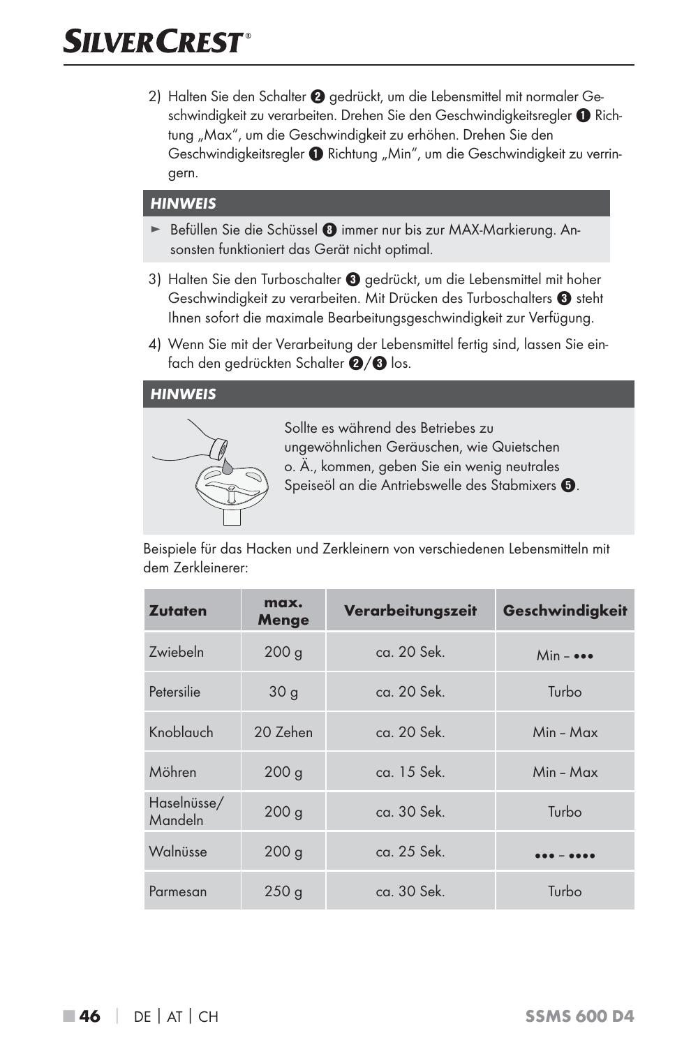2) Halten Sie den Schalter ❷ gedrückt, um die Lebensmittel mit normaler Geschwindigkeit zu verarbeiten. Drehen Sie den Geschwindigkeitsregler ❶ Richtung „Max", um die Geschwindigkeit zu erhöhen. Drehen Sie den Geschwindigkeitsregler ❶ Richtung „Min", um die Geschwindigkeit zu verringern.

**HINWEIS**

► Befüllen Sie die Schüssel ❽ immer nur bis zur MAX-Markierung. Ansonsten funktioniert das Gerät nicht optimal.

3) Halten Sie den Turboschalter ❸ gedrückt, um die Lebensmittel mit hoher Geschwindigkeit zu verarbeiten. Mit Drücken des Turboschalters ❸ steht Ihnen sofort die maximale Bearbeitungsgeschwindigkeit zur Verfügung.

4) Wenn Sie mit der Verarbeitung der Lebensmittel fertig sind, lassen Sie einfach den gedrückten Schalter ❷/❸ los.

**HINWEIS**

Sollte es während des Betriebes zu ungewöhnlichen Geräuschen, wie Quietschen o. Ä., kommen, geben Sie ein wenig neutrales Speiseöl an die Antriebswelle des Stabmixers ❺.

Beispiele für das Hacken und Zerkleinern von verschiedenen Lebensmitteln mit dem Zerkleinerer:

| Zutaten | max. Menge | Verarbeitungszeit | Geschwindigkeit |
|---|---|---|---|
| Zwiebeln | 200 g | ca. 20 Sek. | Min – ●●● |
| Petersilie | 30 g | ca. 20 Sek. | Turbo |
| Knoblauch | 20 Zehen | ca. 20 Sek. | Min – Max |
| Möhren | 200 g | ca. 15 Sek. | Min – Max |
| Haselnüsse/ Mandeln | 200 g | ca. 30 Sek. | Turbo |
| Walnüsse | 200 g | ca. 25 Sek. | ●●● – ●●●● |
| Parmesan | 250 g | ca. 30 Sek. | Turbo |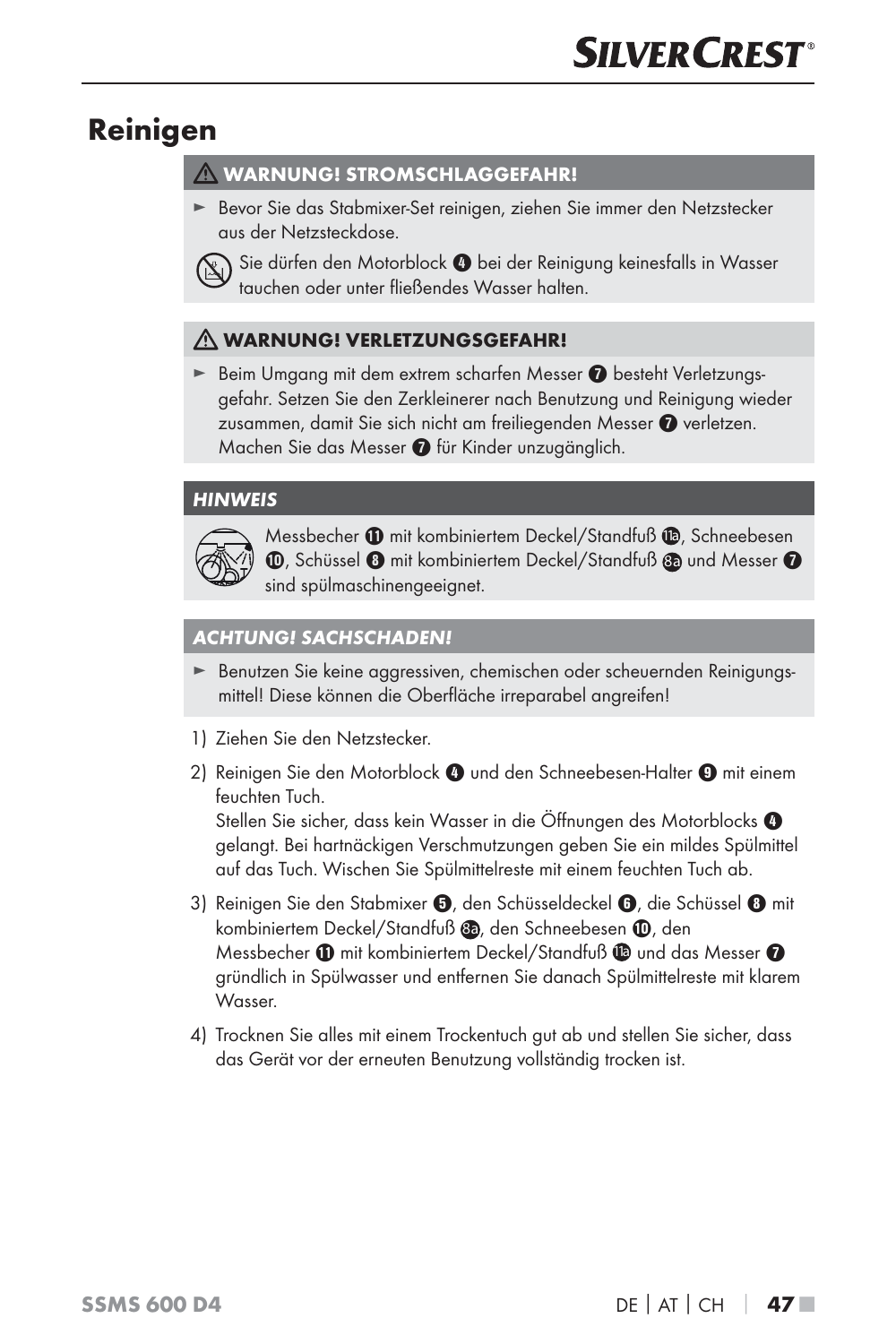# Reinigen

**⚠ WARNUNG! STROMSCHLAGGEFAHR!**

- ► Bevor Sie das Stabmixer-Set reinigen, ziehen Sie immer den Netzstecker aus der Netzsteckdose.

Sie dürfen den Motorblock ❹ bei der Reinigung keinesfalls in Wasser tauchen oder unter fließendes Wasser halten.

**⚠ WARNUNG! VERLETZUNGSGEFAHR!**

- ► Beim Umgang mit dem extrem scharfen Messer ❼ besteht Verletzungsgefahr. Setzen Sie den Zerkleinerer nach Benutzung und Reinigung wieder zusammen, damit Sie sich nicht am freiliegenden Messer ❼ verletzen. Machen Sie das Messer ❼ für Kinder unzugänglich.

***HINWEIS***

Messbecher ⓫ mit kombiniertem Deckel/Standfuß 11a, Schneebesen ❿, Schüssel ❽ mit kombiniertem Deckel/Standfuß 8a und Messer ❼ sind spülmaschinengeeignet.

***ACHTUNG! SACHSCHADEN!***

- ► Benutzen Sie keine aggressiven, chemischen oder scheuernden Reinigungsmittel! Diese können die Oberfläche irreparabel angreifen!

1) Ziehen Sie den Netzstecker.
2) Reinigen Sie den Motorblock ❹ und den Schneebesen-Halter ❾ mit einem feuchten Tuch.
   Stellen Sie sicher, dass kein Wasser in die Öffnungen des Motorblocks ❹ gelangt. Bei hartnäckigen Verschmutzungen geben Sie ein mildes Spülmittel auf das Tuch. Wischen Sie Spülmittelreste mit einem feuchten Tuch ab.
3) Reinigen Sie den Stabmixer ❺, den Schüsseldeckel ❻, die Schüssel ❽ mit kombiniertem Deckel/Standfuß 8a, den Schneebesen ❿, den Messbecher ⓫ mit kombiniertem Deckel/Standfuß 11a und das Messer ❼ gründlich in Spülwasser und entfernen Sie danach Spülmittelreste mit klarem Wasser.
4) Trocknen Sie alles mit einem Trockentuch gut ab und stellen Sie sicher, dass das Gerät vor der erneuten Benutzung vollständig trocken ist.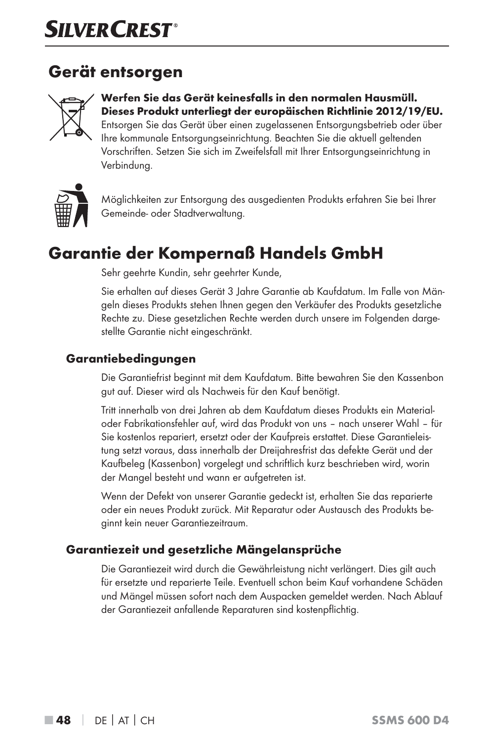## Gerät entsorgen

**Werfen Sie das Gerät keinesfalls in den normalen Hausmüll. Dieses Produkt unterliegt der europäischen Richtlinie 2012/19/EU.**
Entsorgen Sie das Gerät über einen zugelassenen Entsorgungsbetrieb oder über Ihre kommunale Entsorgungseinrichtung. Beachten Sie die aktuell geltenden Vorschriften. Setzen Sie sich im Zweifelsfall mit Ihrer Entsorgungseinrichtung in Verbindung.

Möglichkeiten zur Entsorgung des ausgedienten Produkts erfahren Sie bei Ihrer Gemeinde- oder Stadtverwaltung.

## Garantie der Kompernaß Handels GmbH

Sehr geehrte Kundin, sehr geehrter Kunde,

Sie erhalten auf dieses Gerät 3 Jahre Garantie ab Kaufdatum. Im Falle von Mängeln dieses Produkts stehen Ihnen gegen den Verkäufer des Produkts gesetzliche Rechte zu. Diese gesetzlichen Rechte werden durch unsere im Folgenden dargestellte Garantie nicht eingeschränkt.

### Garantiebedingungen

Die Garantiefrist beginnt mit dem Kaufdatum. Bitte bewahren Sie den Kassenbon gut auf. Dieser wird als Nachweis für den Kauf benötigt.

Tritt innerhalb von drei Jahren ab dem Kaufdatum dieses Produkts ein Material- oder Fabrikationsfehler auf, wird das Produkt von uns – nach unserer Wahl – für Sie kostenlos repariert, ersetzt oder der Kaufpreis erstattet. Diese Garantieleistung setzt voraus, dass innerhalb der Dreijahresfrist das defekte Gerät und der Kaufbeleg (Kassenbon) vorgelegt und schriftlich kurz beschrieben wird, worin der Mangel besteht und wann er aufgetreten ist.

Wenn der Defekt von unserer Garantie gedeckt ist, erhalten Sie das reparierte oder ein neues Produkt zurück. Mit Reparatur oder Austausch des Produkts beginnt kein neuer Garantiezeitraum.

### Garantiezeit und gesetzliche Mängelansprüche

Die Garantiezeit wird durch die Gewährleistung nicht verlängert. Dies gilt auch für ersetzte und reparierte Teile. Eventuell schon beim Kauf vorhandene Schäden und Mängel müssen sofort nach dem Auspacken gemeldet werden. Nach Ablauf der Garantiezeit anfallende Reparaturen sind kostenpflichtig.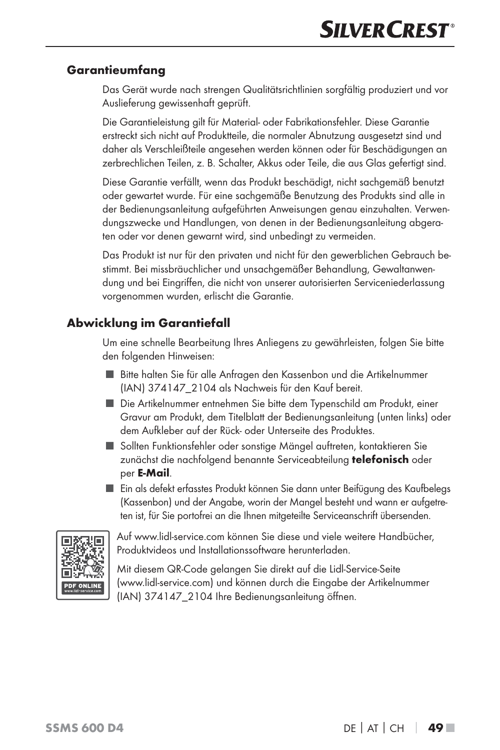## Garantieumfang

Das Gerät wurde nach strengen Qualitätsrichtlinien sorgfältig produziert und vor Auslieferung gewissenhaft geprüft.

Die Garantieleistung gilt für Material- oder Fabrikationsfehler. Diese Garantie erstreckt sich nicht auf Produktteile, die normaler Abnutzung ausgesetzt sind und daher als Verschleißteile angesehen werden können oder für Beschädigungen an zerbrechlichen Teilen, z. B. Schalter, Akkus oder Teile, die aus Glas gefertigt sind.

Diese Garantie verfällt, wenn das Produkt beschädigt, nicht sachgemäß benutzt oder gewartet wurde. Für eine sachgemäße Benutzung des Produkts sind alle in der Bedienungsanleitung aufgeführten Anweisungen genau einzuhalten. Verwendungszwecke und Handlungen, von denen in der Bedienungsanleitung abgeraten oder vor denen gewarnt wird, sind unbedingt zu vermeiden.

Das Produkt ist nur für den privaten und nicht für den gewerblichen Gebrauch bestimmt. Bei missbräuchlicher und unsachgemäßer Behandlung, Gewaltanwendung und bei Eingriffen, die nicht von unserer autorisierten Serviceniederlassung vorgenommen wurden, erlischt die Garantie.

## Abwicklung im Garantiefall

Um eine schnelle Bearbeitung Ihres Anliegens zu gewährleisten, folgen Sie bitte den folgenden Hinweisen:

- Bitte halten Sie für alle Anfragen den Kassenbon und die Artikelnummer (IAN) 374147_2104 als Nachweis für den Kauf bereit.
- Die Artikelnummer entnehmen Sie bitte dem Typenschild am Produkt, einer Gravur am Produkt, dem Titelblatt der Bedienungsanleitung (unten links) oder dem Aufkleber auf der Rück- oder Unterseite des Produktes.
- Sollten Funktionsfehler oder sonstige Mängel auftreten, kontaktieren Sie zunächst die nachfolgend benannte Serviceabteilung **telefonisch** oder per **E-Mail**.
- Ein als defekt erfasstes Produkt können Sie dann unter Beifügung des Kaufbelegs (Kassenbon) und der Angabe, worin der Mangel besteht und wann er aufgetreten ist, für Sie portofrei an die Ihnen mitgeteilte Serviceanschrift übersenden.

PDF ONLINE
www.lidl-service.com

Auf www.lidl-service.com können Sie diese und viele weitere Handbücher, Produktvideos und Installationssoftware herunterladen.

Mit diesem QR-Code gelangen Sie direkt auf die Lidl-Service-Seite (www.lidl-service.com) und können durch die Eingabe der Artikelnummer (IAN) 374147_2104 Ihre Bedienungsanleitung öffnen.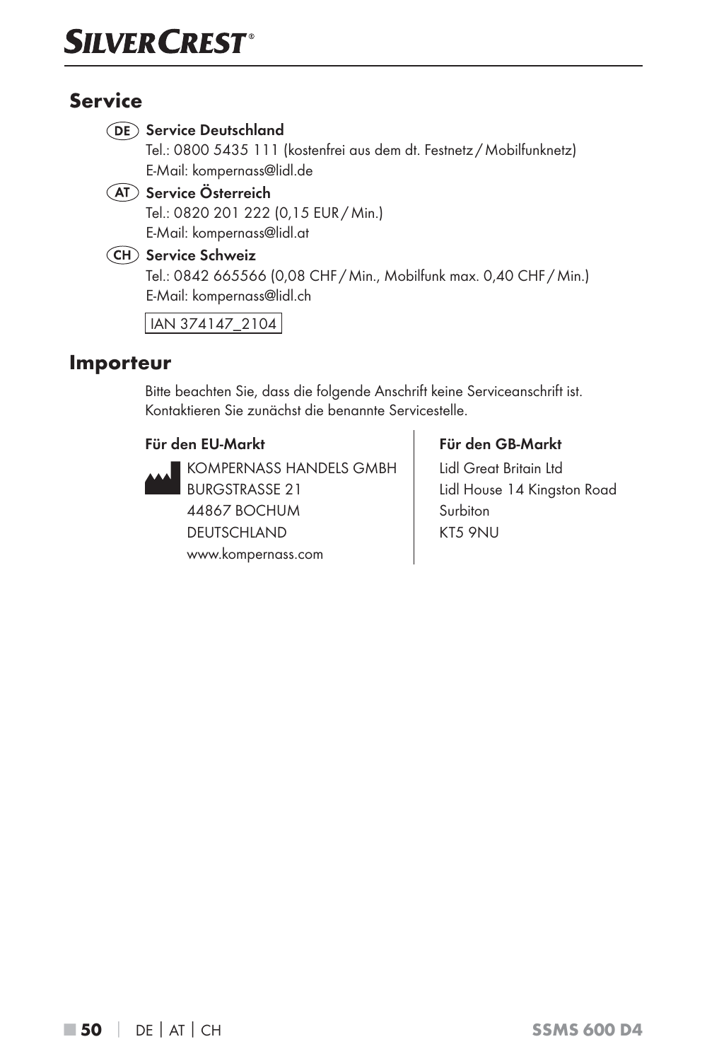## Service

**DE Service Deutschland**
Tel.: 0800 5435 111 (kostenfrei aus dem dt. Festnetz / Mobilfunknetz)
E-Mail: kompernass@lidl.de

**AT Service Österreich**
Tel.: 0820 201 222 (0,15 EUR / Min.)
E-Mail: kompernass@lidl.at

**CH Service Schweiz**
Tel.: 0842 665566 (0,08 CHF / Min., Mobilfunk max. 0,40 CHF / Min.)
E-Mail: kompernass@lidl.ch

IAN 374147_2104

## Importeur

Bitte beachten Sie, dass die folgende Anschrift keine Serviceanschrift ist.
Kontaktieren Sie zunächst die benannte Servicestelle.

**Für den EU-Markt**

KOMPERNASS HANDELS GMBH
BURGSTRASSE 21
44867 BOCHUM
DEUTSCHLAND
www.kompernass.com

**Für den GB-Markt**

Lidl Great Britain Ltd
Lidl House 14 Kingston Road
Surbiton
KT5 9NU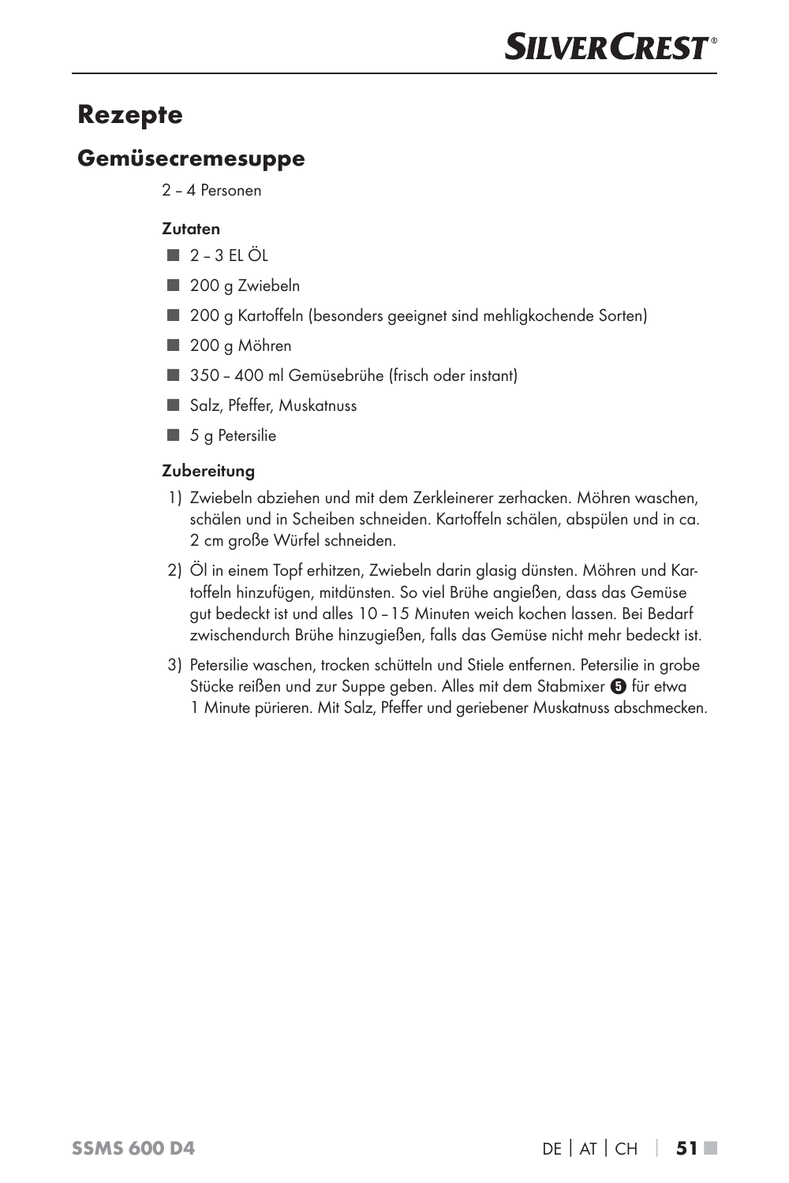# Rezepte

## Gemüsecremesuppe

2 – 4 Personen

**Zutaten**

- 2 – 3 EL ÖL
- 200 g Zwiebeln
- 200 g Kartoffeln (besonders geeignet sind mehligkochende Sorten)
- 200 g Möhren
- 350 – 400 ml Gemüsebrühe (frisch oder instant)
- Salz, Pfeffer, Muskatnuss
- 5 g Petersilie

**Zubereitung**

1) Zwiebeln abziehen und mit dem Zerkleinerer zerhacken. Möhren waschen, schälen und in Scheiben schneiden. Kartoffeln schälen, abspülen und in ca. 2 cm große Würfel schneiden.
2) Öl in einem Topf erhitzen, Zwiebeln darin glasig dünsten. Möhren und Kartoffeln hinzufügen, mitdünsten. So viel Brühe angießen, dass das Gemüse gut bedeckt ist und alles 10 – 15 Minuten weich kochen lassen. Bei Bedarf zwischendurch Brühe hinzugießen, falls das Gemüse nicht mehr bedeckt ist.
3) Petersilie waschen, trocken schütteln und Stiele entfernen. Petersilie in grobe Stücke reißen und zur Suppe geben. Alles mit dem Stabmixer ❺ für etwa 1 Minute pürieren. Mit Salz, Pfeffer und geriebener Muskatnuss abschmecken.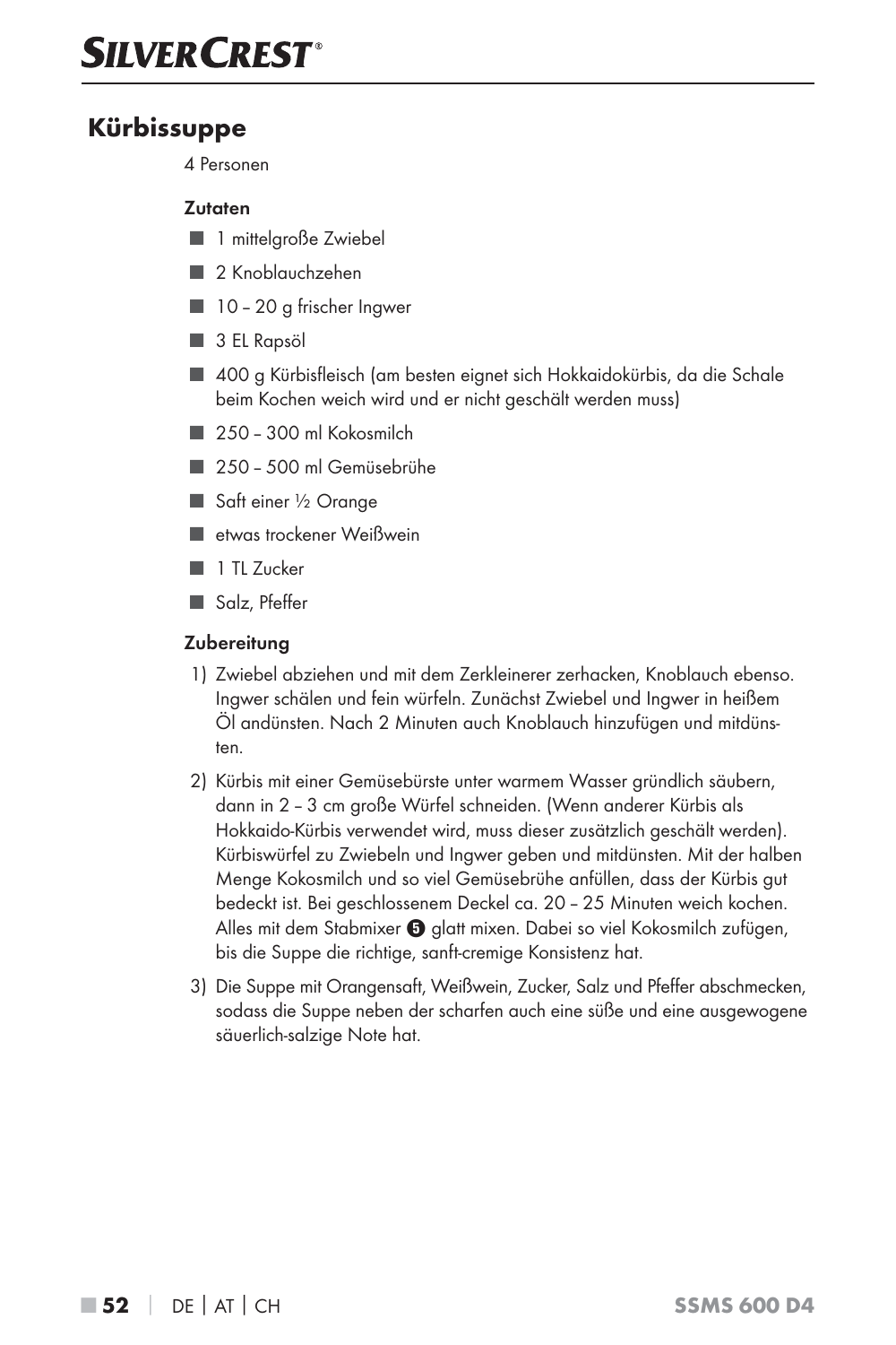## Kürbissuppe

4 Personen

**Zutaten**

- 1 mittelgroße Zwiebel
- 2 Knoblauchzehen
- 10 – 20 g frischer Ingwer
- 3 EL Rapsöl
- 400 g Kürbisfleisch (am besten eignet sich Hokkaidokürbis, da die Schale beim Kochen weich wird und er nicht geschält werden muss)
- 250 – 300 ml Kokosmilch
- 250 – 500 ml Gemüsebrühe
- Saft einer ½ Orange
- etwas trockener Weißwein
- 1 TL Zucker
- Salz, Pfeffer

**Zubereitung**

1) Zwiebel abziehen und mit dem Zerkleinerer zerhacken, Knoblauch ebenso. Ingwer schälen und fein würfeln. Zunächst Zwiebel und Ingwer in heißem Öl andünsten. Nach 2 Minuten auch Knoblauch hinzufügen und mitdünsten.
2) Kürbis mit einer Gemüsebürste unter warmem Wasser gründlich säubern, dann in 2 – 3 cm große Würfel schneiden. (Wenn anderer Kürbis als Hokkaido-Kürbis verwendet wird, muss dieser zusätzlich geschält werden). Kürbiswürfel zu Zwiebeln und Ingwer geben und mitdünsten. Mit der halben Menge Kokosmilch und so viel Gemüsebrühe anfüllen, dass der Kürbis gut bedeckt ist. Bei geschlossenem Deckel ca. 20 – 25 Minuten weich kochen. Alles mit dem Stabmixer ❺ glatt mixen. Dabei so viel Kokosmilch zufügen, bis die Suppe die richtige, sanft-cremige Konsistenz hat.
3) Die Suppe mit Orangensaft, Weißwein, Zucker, Salz und Pfeffer abschmecken, sodass die Suppe neben der scharfen auch eine süße und eine ausgewogene säuerlich-salzige Note hat.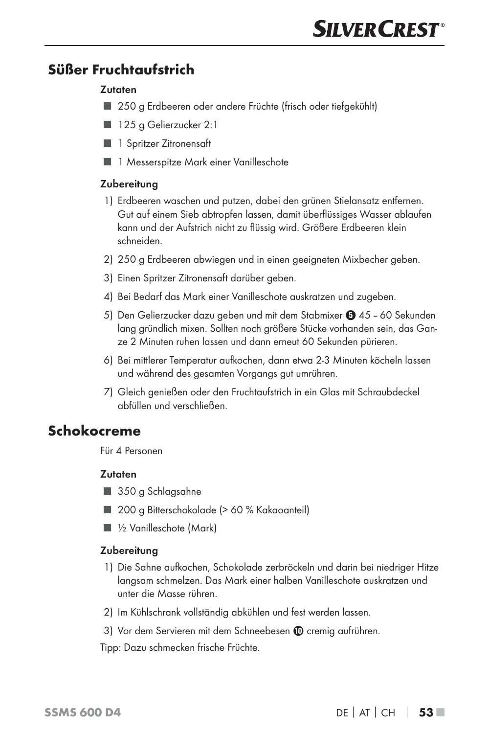## Süßer Fruchtaufstrich

**Zutaten**

- 250 g Erdbeeren oder andere Früchte (frisch oder tiefgekühlt)
- 125 g Gelierzucker 2:1
- 1 Spritzer Zitronensaft
- 1 Messerspitze Mark einer Vanilleschote

**Zubereitung**

1) Erdbeeren waschen und putzen, dabei den grünen Stielansatz entfernen. Gut auf einem Sieb abtropfen lassen, damit überflüssiges Wasser ablaufen kann und der Aufstrich nicht zu flüssig wird. Größere Erdbeeren klein schneiden.
2) 250 g Erdbeeren abwiegen und in einen geeigneten Mixbecher geben.
3) Einen Spritzer Zitronensaft darüber geben.
4) Bei Bedarf das Mark einer Vanilleschote auskratzen und zugeben.
5) Den Gelierzucker dazu geben und mit dem Stabmixer ❺ 45 – 60 Sekunden lang gründlich mixen. Sollten noch größere Stücke vorhanden sein, das Ganze 2 Minuten ruhen lassen und dann erneut 60 Sekunden pürieren.
6) Bei mittlerer Temperatur aufkochen, dann etwa 2-3 Minuten köcheln lassen und während des gesamten Vorgangs gut umrühren.
7) Gleich genießen oder den Fruchtaufstrich in ein Glas mit Schraubdeckel abfüllen und verschließen.

## Schokocreme

Für 4 Personen

**Zutaten**

- 350 g Schlagsahne
- 200 g Bitterschokolade (> 60 % Kakaoanteil)
- ½ Vanilleschote (Mark)

**Zubereitung**

1) Die Sahne aufkochen, Schokolade zerbröckeln und darin bei niedriger Hitze langsam schmelzen. Das Mark einer halben Vanilleschote auskratzen und unter die Masse rühren.
2) Im Kühlschrank vollständig abkühlen und fest werden lassen.
3) Vor dem Servieren mit dem Schneebesen ❿ cremig aufrühren.

Tipp: Dazu schmecken frische Früchte.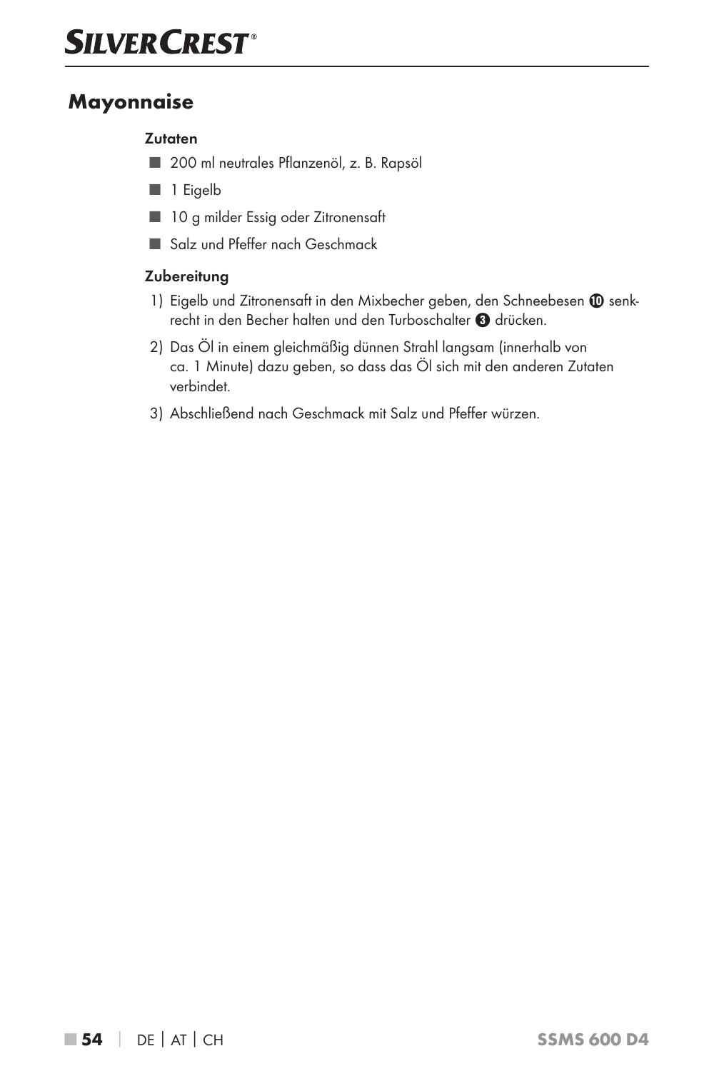## Mayonnaise

### Zutaten

- 200 ml neutrales Pflanzenöl, z. B. Rapsöl
- 1 Eigelb
- 10 g milder Essig oder Zitronensaft
- Salz und Pfeffer nach Geschmack

### Zubereitung

1) Eigelb und Zitronensaft in den Mixbecher geben, den Schneebesen ⑩ senkrecht in den Becher halten und den Turboschalter ③ drücken.
2) Das Öl in einem gleichmäßig dünnen Strahl langsam (innerhalb von ca. 1 Minute) dazu geben, so dass das Öl sich mit den anderen Zutaten verbindet.
3) Abschließend nach Geschmack mit Salz und Pfeffer würzen.